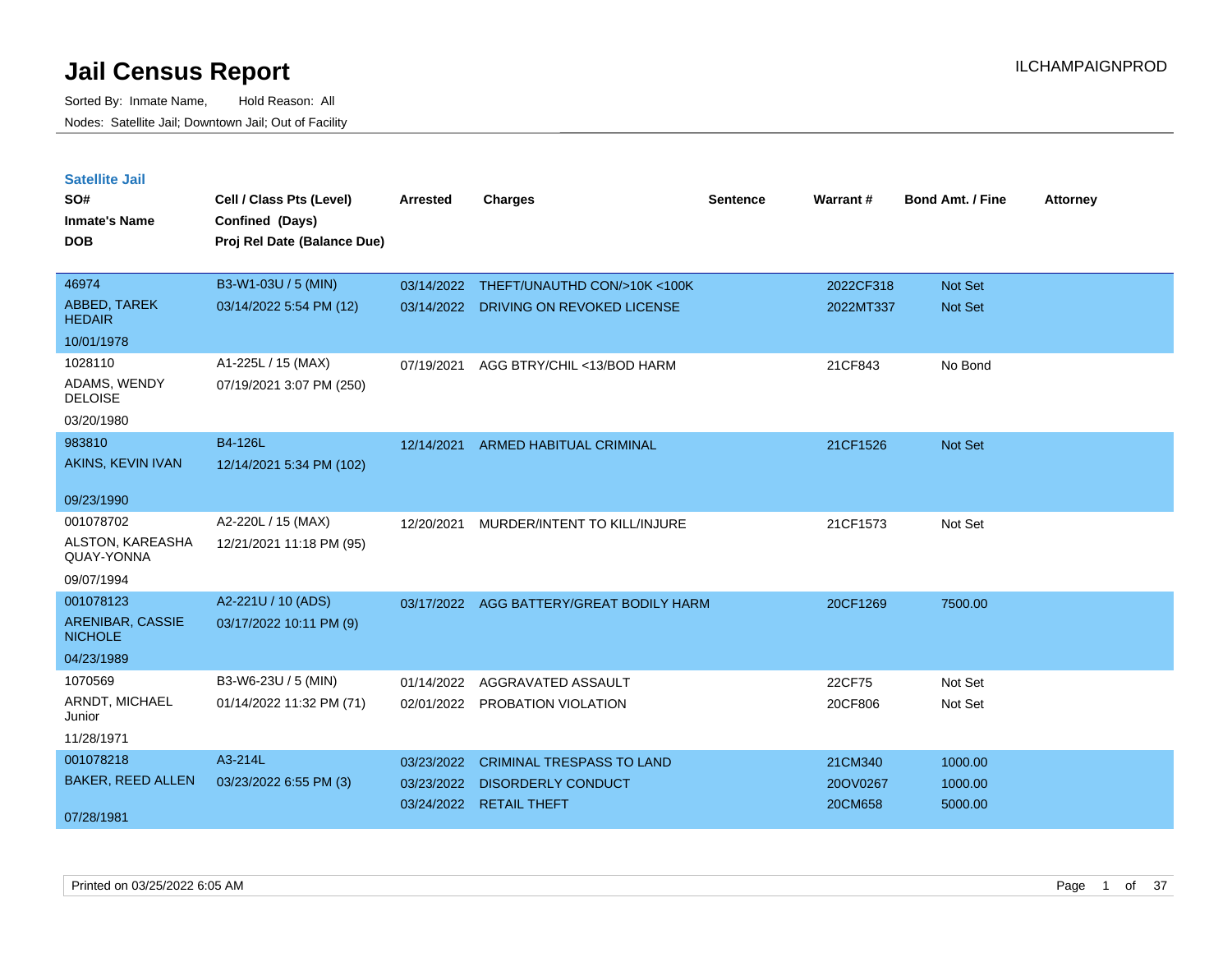# Jail Census Report

Sorted By: Inmate Name, Hold Reason: All

Nodes: Satellite Jail; Downtown Jail; Out of Facility

## Satellite Jail

| SO# / Inmate's Name / DOB | Cell / Class Pts (Level) / Confined (Days) / Proj Rel Date (Balance Due) | Arrested | Charges | Sentence | Warrant # | Bond Amt. / Fine | Attorney |
|---|---|---|---|---|---|---|---|
| 46974<br>ABBED, TAREK HEDAIR<br>10/01/1978 | B3-W1-03U / 5 (MIN)<br>03/14/2022 5:54 PM (12) | 03/14/2022<br>03/14/2022 | THEFT/UNAUTHD CON/>10K <100K<br>DRIVING ON REVOKED LICENSE | | 2022CF318<br>2022MT337 | Not Set<br>Not Set | |
| 1028110<br>ADAMS, WENDY DELOISE<br>03/20/1980 | A1-225L / 15 (MAX)<br>07/19/2021 3:07 PM (250) | 07/19/2021 | AGG BTRY/CHIL <13/BOD HARM | | 21CF843 | No Bond | |
| 983810<br>AKINS, KEVIN IVAN<br>09/23/1990 | B4-126L<br>12/14/2021 5:34 PM (102) | 12/14/2021 | ARMED HABITUAL CRIMINAL | | 21CF1526 | Not Set | |
| 001078702<br>ALSTON, KAREASHA QUAY-YONNA<br>09/07/1994 | A2-220L / 15 (MAX)<br>12/21/2021 11:18 PM (95) | 12/20/2021 | MURDER/INTENT TO KILL/INJURE | | 21CF1573 | Not Set | |
| 001078123<br>ARENIBAR, CASSIE NICHOLE<br>04/23/1989 | A2-221U / 10 (ADS)<br>03/17/2022 10:11 PM (9) | 03/17/2022 | AGG BATTERY/GREAT BODILY HARM | | 20CF1269 | 7500.00 | |
| 1070569<br>ARNDT, MICHAEL Junior<br>11/28/1971 | B3-W6-23U / 5 (MIN)<br>01/14/2022 11:32 PM (71) | 01/14/2022<br>02/01/2022 | AGGRAVATED ASSAULT<br>PROBATION VIOLATION | | 22CF75<br>20CF806 | Not Set<br>Not Set | |
| 001078218<br>BAKER, REED ALLEN<br>07/28/1981 | A3-214L<br>03/23/2022 6:55 PM (3) | 03/23/2022<br>03/23/2022<br>03/24/2022 | CRIMINAL TRESPASS TO LAND<br>DISORDERLY CONDUCT<br>RETAIL THEFT | | 21CM340<br>20OV0267<br>20CM658 | 1000.00<br>1000.00<br>5000.00 | |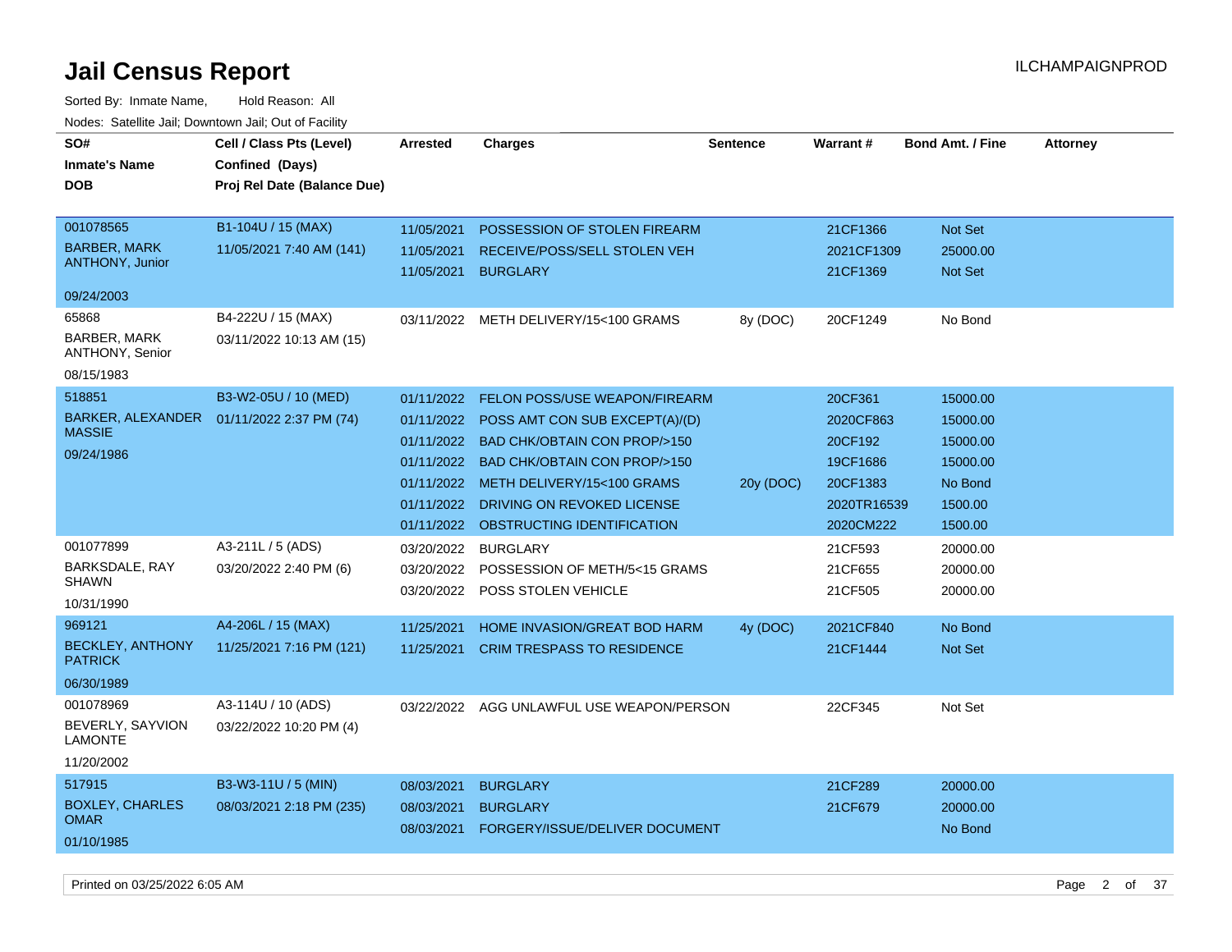# Jail Census Report

ILCHAMPAIGNPROD

Sorted By: Inmate Name, Hold Reason: All

Nodes: Satellite Jail; Downtown Jail; Out of Facility

| SO# / Inmate's Name / DOB | Cell / Class Pts (Level) / Confined (Days) / Proj Rel Date (Balance Due) | Arrested | Charges | Sentence | Warrant # | Bond Amt. / Fine | Attorney |
|---|---|---|---|---|---|---|---|
| 001078565 BARBER, MARK ANTHONY, Junior 09/24/2003 | B1-104U / 15 (MAX) 11/05/2021 7:40 AM (141) | 11/05/2021 | POSSESSION OF STOLEN FIREARM | | 21CF1366 | Not Set | |
| | | 11/05/2021 | RECEIVE/POSS/SELL STOLEN VEH | | 2021CF1309 | 25000.00 | |
| | | 11/05/2021 | BURGLARY | | 21CF1369 | Not Set | |
| 65868 BARBER, MARK ANTHONY, Senior 08/15/1983 | B4-222U / 15 (MAX) 03/11/2022 10:13 AM (15) | 03/11/2022 | METH DELIVERY/15<100 GRAMS | 8y (DOC) | 20CF1249 | No Bond | |
| 518851 BARKER, ALEXANDER MASSIE 09/24/1986 | B3-W2-05U / 10 (MED) 01/11/2022 2:37 PM (74) | 01/11/2022 | FELON POSS/USE WEAPON/FIREARM | | 20CF361 | 15000.00 | |
| | | 01/11/2022 | POSS AMT CON SUB EXCEPT(A)/(D) | | 2020CF863 | 15000.00 | |
| | | 01/11/2022 | BAD CHK/OBTAIN CON PROP/>150 | | 20CF192 | 15000.00 | |
| | | 01/11/2022 | BAD CHK/OBTAIN CON PROP/>150 | | 19CF1686 | 15000.00 | |
| | | 01/11/2022 | METH DELIVERY/15<100 GRAMS | 20y (DOC) | 20CF1383 | No Bond | |
| | | 01/11/2022 | DRIVING ON REVOKED LICENSE | | 2020TR16539 | 1500.00 | |
| | | 01/11/2022 | OBSTRUCTING IDENTIFICATION | | 2020CM222 | 1500.00 | |
| 001077899 BARKSDALE, RAY SHAWN 10/31/1990 | A3-211L / 5 (ADS) 03/20/2022 2:40 PM (6) | 03/20/2022 | BURGLARY | | 21CF593 | 20000.00 | |
| | | 03/20/2022 | POSSESSION OF METH/5<15 GRAMS | | 21CF655 | 20000.00 | |
| | | 03/20/2022 | POSS STOLEN VEHICLE | | 21CF505 | 20000.00 | |
| 969121 BECKLEY, ANTHONY PATRICK 06/30/1989 | A4-206L / 15 (MAX) 11/25/2021 7:16 PM (121) | 11/25/2021 | HOME INVASION/GREAT BOD HARM | 4y (DOC) | 2021CF840 | No Bond | |
| | | 11/25/2021 | CRIM TRESPASS TO RESIDENCE | | 21CF1444 | Not Set | |
| 001078969 BEVERLY, SAYVION LAMONTE 11/20/2002 | A3-114U / 10 (ADS) 03/22/2022 10:20 PM (4) | 03/22/2022 | AGG UNLAWFUL USE WEAPON/PERSON | | 22CF345 | Not Set | |
| 517915 BOXLEY, CHARLES OMAR 01/10/1985 | B3-W3-11U / 5 (MIN) 08/03/2021 2:18 PM (235) | 08/03/2021 | BURGLARY | | 21CF289 | 20000.00 | |
| | | 08/03/2021 | BURGLARY | | 21CF679 | 20000.00 | |
| | | 08/03/2021 | FORGERY/ISSUE/DELIVER DOCUMENT | | | No Bond | |

Printed on 03/25/2022 6:05 AM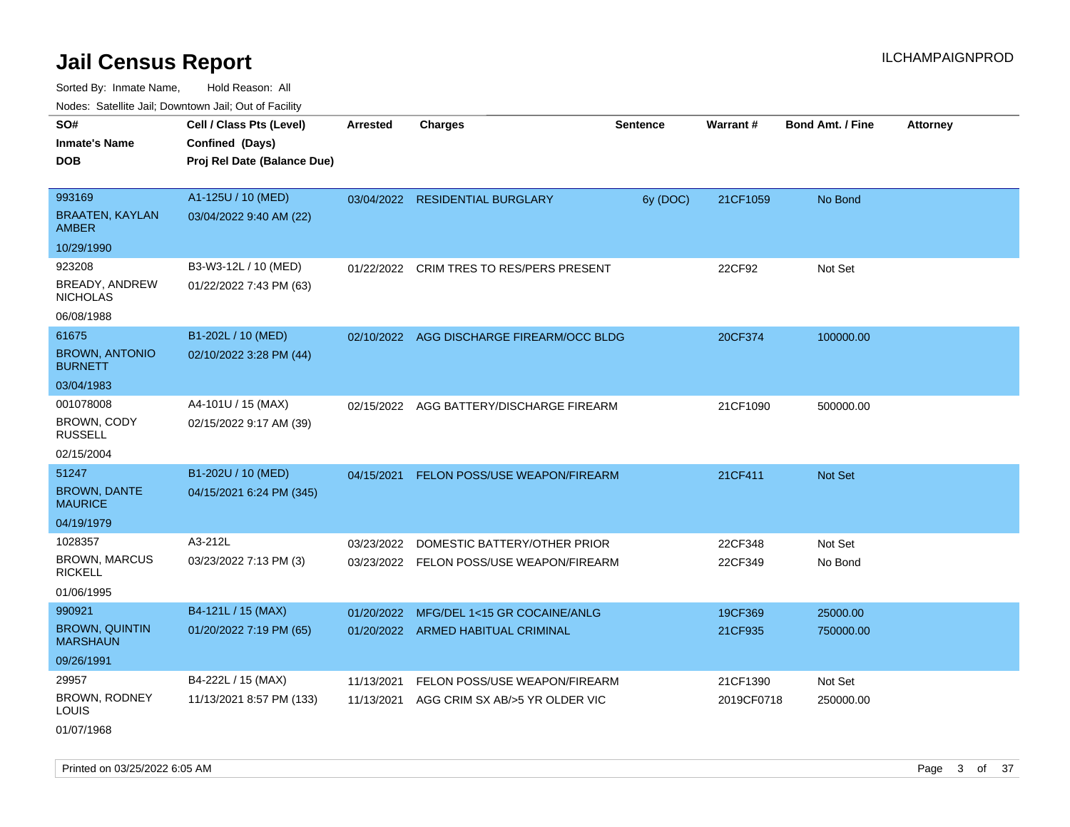# Jail Census Report

Sorted By: Inmate Name, Hold Reason: All

Nodes: Satellite Jail; Downtown Jail; Out of Facility

| SO# / Inmate's Name / DOB | Cell / Class Pts (Level) / Confined (Days) / Proj Rel Date (Balance Due) | Arrested | Charges | Sentence | Warrant # | Bond Amt. / Fine | Attorney |
|---|---|---|---|---|---|---|---|
| 993169 BRAATEN, KAYLAN AMBER 10/29/1990 | A1-125U / 10 (MED) 03/04/2022 9:40 AM (22) | 03/04/2022 | RESIDENTIAL BURGLARY | 6y (DOC) | 21CF1059 | No Bond | |
| 923208 BREADY, ANDREW NICHOLAS 06/08/1988 | B3-W3-12L / 10 (MED) 01/22/2022 7:43 PM (63) | 01/22/2022 | CRIM TRES TO RES/PERS PRESENT | | 22CF92 | Not Set | |
| 61675 BROWN, ANTONIO BURNETT 03/04/1983 | B1-202L / 10 (MED) 02/10/2022 3:28 PM (44) | 02/10/2022 | AGG DISCHARGE FIREARM/OCC BLDG | | 20CF374 | 100000.00 | |
| 001078008 BROWN, CODY RUSSELL 02/15/2004 | A4-101U / 15 (MAX) 02/15/2022 9:17 AM (39) | 02/15/2022 | AGG BATTERY/DISCHARGE FIREARM | | 21CF1090 | 500000.00 | |
| 51247 BROWN, DANTE MAURICE 04/19/1979 | B1-202U / 10 (MED) 04/15/2021 6:24 PM (345) | 04/15/2021 | FELON POSS/USE WEAPON/FIREARM | | 21CF411 | Not Set | |
| 1028357 BROWN, MARCUS RICKELL 01/06/1995 | A3-212L 03/23/2022 7:13 PM (3) | 03/23/2022 | DOMESTIC BATTERY/OTHER PRIOR | | 22CF348 | Not Set | |
| | | 03/23/2022 | FELON POSS/USE WEAPON/FIREARM | | 22CF349 | No Bond | |
| 990921 BROWN, QUINTIN MARSHAUN 09/26/1991 | B4-121L / 15 (MAX) 01/20/2022 7:19 PM (65) | 01/20/2022 | MFG/DEL 1<15 GR COCAINE/ANLG | | 19CF369 | 25000.00 | |
| | | 01/20/2022 | ARMED HABITUAL CRIMINAL | | 21CF935 | 750000.00 | |
| 29957 BROWN, RODNEY LOUIS 01/07/1968 | B4-222L / 15 (MAX) 11/13/2021 8:57 PM (133) | 11/13/2021 | FELON POSS/USE WEAPON/FIREARM | | 21CF1390 | Not Set | |
| | | 11/13/2021 | AGG CRIM SX AB/>5 YR OLDER VIC | | 2019CF0718 | 250000.00 | |

Printed on 03/25/2022 6:05 AM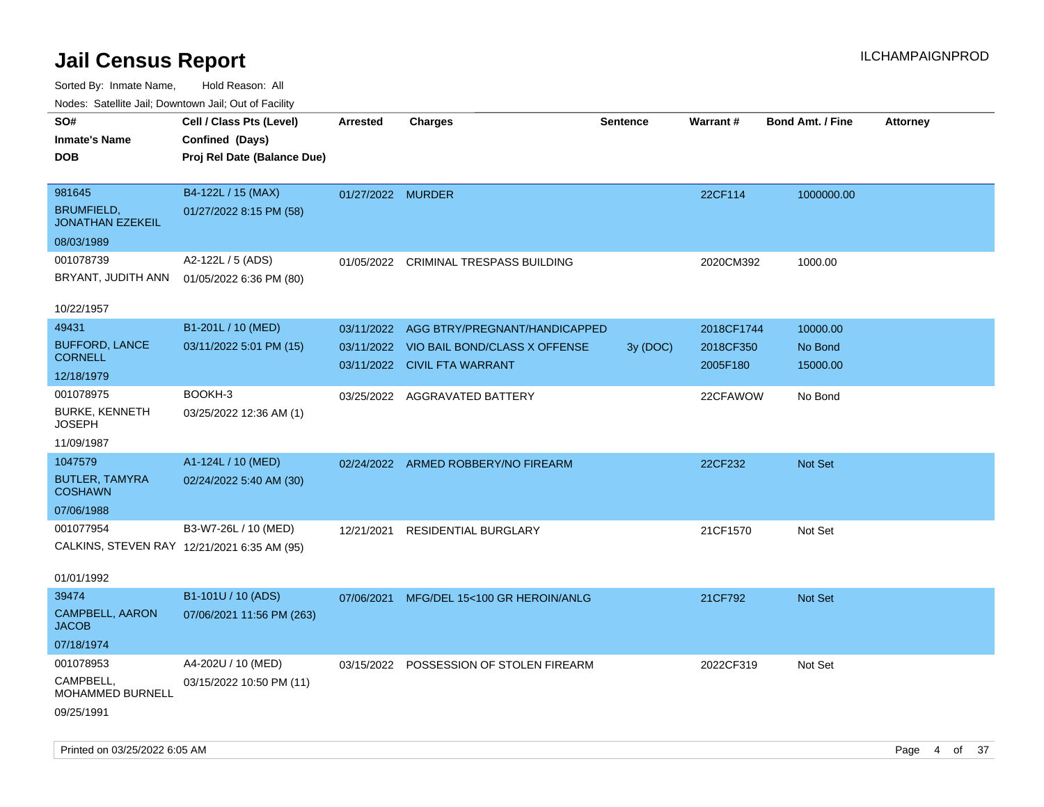# Jail Census Report

ILCHAMPAIGNPROD

Sorted By: Inmate Name, Hold Reason: All

Nodes: Satellite Jail; Downtown Jail; Out of Facility

| SO# / Inmate's Name / DOB | Cell / Class Pts (Level) / Confined (Days) / Proj Rel Date (Balance Due) | Arrested | Charges | Sentence | Warrant # | Bond Amt. / Fine | Attorney |
|---|---|---|---|---|---|---|---|
| 981645 BRUMFIELD, JONATHAN EZEKEIL 08/03/1989 | B4-122L / 15 (MAX) 01/27/2022 8:15 PM (58) | 01/27/2022 | MURDER | | 22CF114 | 1000000.00 | |
| 001078739 BRYANT, JUDITH ANN 10/22/1957 | A2-122L / 5 (ADS) 01/05/2022 6:36 PM (80) | 01/05/2022 | CRIMINAL TRESPASS BUILDING | | 2020CM392 | 1000.00 | |
| 49431 BUFFORD, LANCE CORNELL 12/18/1979 | B1-201L / 10 (MED) 03/11/2022 5:01 PM (15) | 03/11/2022 | AGG BTRY/PREGNANT/HANDICAPPED | | 2018CF1744 | 10000.00 | |
| | | 03/11/2022 | VIO BAIL BOND/CLASS X OFFENSE | 3y (DOC) | 2018CF350 | No Bond | |
| | | 03/11/2022 | CIVIL FTA WARRANT | | 2005F180 | 15000.00 | |
| 001078975 BURKE, KENNETH JOSEPH 11/09/1987 | BOOKH-3 03/25/2022 12:36 AM (1) | 03/25/2022 | AGGRAVATED BATTERY | | 22CFAWOW | No Bond | |
| 1047579 BUTLER, TAMYRA COSHAWN 07/06/1988 | A1-124L / 10 (MED) 02/24/2022 5:40 AM (30) | 02/24/2022 | ARMED ROBBERY/NO FIREARM | | 22CF232 | Not Set | |
| 001077954 CALKINS, STEVEN RAY 01/01/1992 | B3-W7-26L / 10 (MED) 12/21/2021 6:35 AM (95) | 12/21/2021 | RESIDENTIAL BURGLARY | | 21CF1570 | Not Set | |
| 39474 CAMPBELL, AARON JACOB 07/18/1974 | B1-101U / 10 (ADS) 07/06/2021 11:56 PM (263) | 07/06/2021 | MFG/DEL 15<100 GR HEROIN/ANLG | | 21CF792 | Not Set | |
| 001078953 CAMPBELL, MOHAMMED BURNELL 09/25/1991 | A4-202U / 10 (MED) 03/15/2022 10:50 PM (11) | 03/15/2022 | POSSESSION OF STOLEN FIREARM | | 2022CF319 | Not Set | |

Printed on 03/25/2022 6:05 AM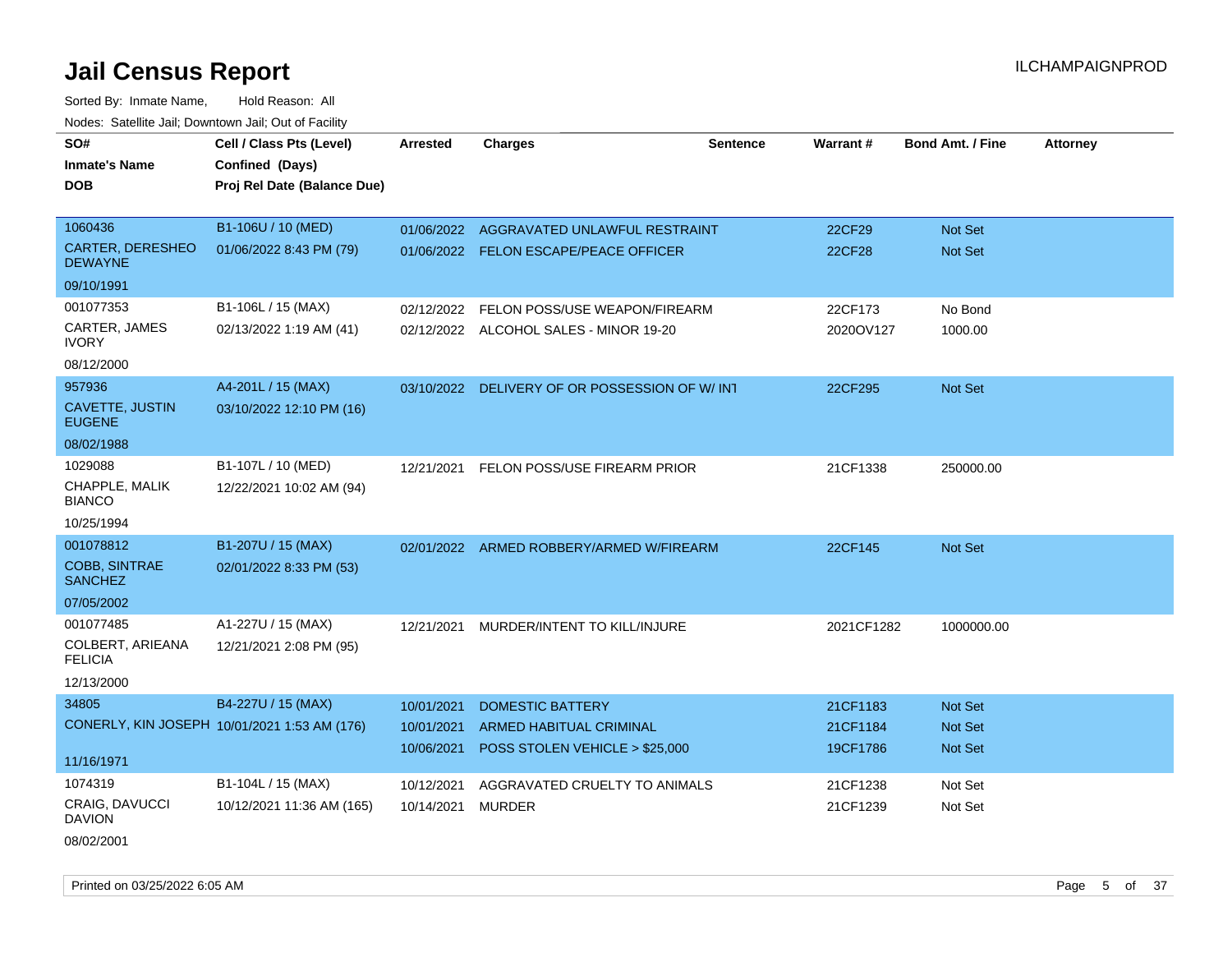# Jail Census Report

ILCHAMPAIGNPROD

Sorted By: Inmate Name, Hold Reason: All

Nodes: Satellite Jail; Downtown Jail; Out of Facility

| SO# / Inmate's Name / DOB | Cell / Class Pts (Level) / Confined (Days) / Proj Rel Date (Balance Due) | Arrested | Charges | Sentence | Warrant # | Bond Amt. / Fine | Attorney |
|---|---|---|---|---|---|---|---|
| 1060436 | B1-106U / 10 (MED) | 01/06/2022 | AGGRAVATED UNLAWFUL RESTRAINT | | 22CF29 | Not Set | |
| CARTER, DERESHEO DEWAYNE | 01/06/2022 8:43 PM (79) | 01/06/2022 | FELON ESCAPE/PEACE OFFICER | | 22CF28 | Not Set | |
| 09/10/1991 | | | | | | | |
| 001077353 | B1-106L / 15 (MAX) | 02/12/2022 | FELON POSS/USE WEAPON/FIREARM | | 22CF173 | No Bond | |
| CARTER, JAMES IVORY | 02/13/2022 1:19 AM (41) | 02/12/2022 | ALCOHOL SALES - MINOR 19-20 | | 2020OV127 | 1000.00 | |
| 08/12/2000 | | | | | | | |
| 957936 | A4-201L / 15 (MAX) | 03/10/2022 | DELIVERY OF OR POSSESSION OF W/ INT | | 22CF295 | Not Set | |
| CAVETTE, JUSTIN EUGENE | 03/10/2022 12:10 PM (16) | | | | | | |
| 08/02/1988 | | | | | | | |
| 1029088 | B1-107L / 10 (MED) | 12/21/2021 | FELON POSS/USE FIREARM PRIOR | | 21CF1338 | 250000.00 | |
| CHAPPLE, MALIK BIANCO | 12/22/2021 10:02 AM (94) | | | | | | |
| 10/25/1994 | | | | | | | |
| 001078812 | B1-207U / 15 (MAX) | 02/01/2022 | ARMED ROBBERY/ARMED W/FIREARM | | 22CF145 | Not Set | |
| COBB, SINTRAE SANCHEZ | 02/01/2022 8:33 PM (53) | | | | | | |
| 07/05/2002 | | | | | | | |
| 001077485 | A1-227U / 15 (MAX) | 12/21/2021 | MURDER/INTENT TO KILL/INJURE | | 2021CF1282 | 1000000.00 | |
| COLBERT, ARIEANA FELICIA | 12/21/2021 2:08 PM (95) | | | | | | |
| 12/13/2000 | | | | | | | |
| 34805 | B4-227U / 15 (MAX) | 10/01/2021 | DOMESTIC BATTERY | | 21CF1183 | Not Set | |
| CONERLY, KIN JOSEPH | 10/01/2021 1:53 AM (176) | 10/01/2021 | ARMED HABITUAL CRIMINAL | | 21CF1184 | Not Set | |
| 11/16/1971 | | 10/06/2021 | POSS STOLEN VEHICLE > $25,000 | | 19CF1786 | Not Set | |
| 1074319 | B1-104L / 15 (MAX) | 10/12/2021 | AGGRAVATED CRUELTY TO ANIMALS | | 21CF1238 | Not Set | |
| CRAIG, DAVUCCI DAVION | 10/12/2021 11:36 AM (165) | 10/14/2021 | MURDER | | 21CF1239 | Not Set | |
| 08/02/2001 | | | | | | | |

Printed on 03/25/2022 6:05 AM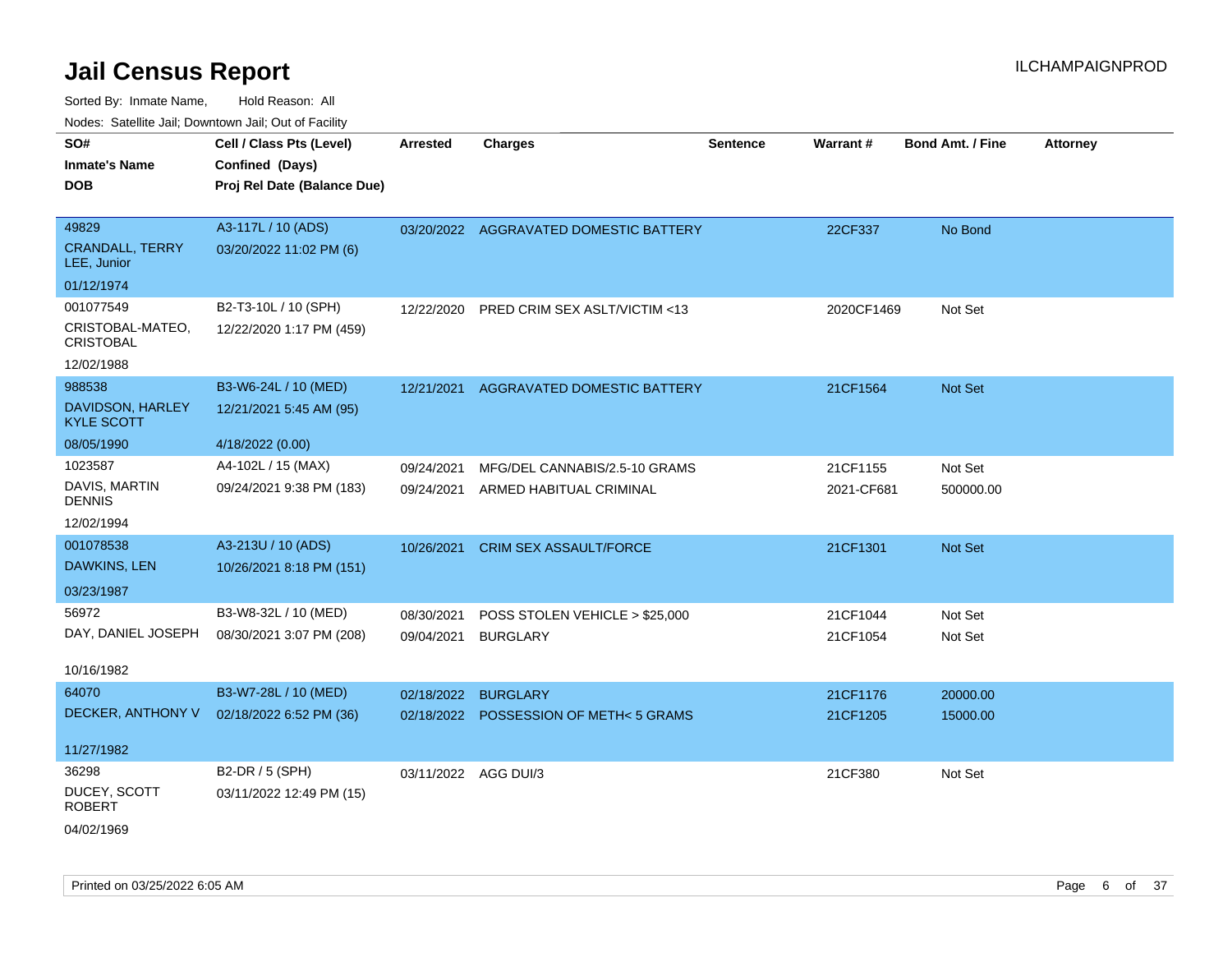# Jail Census Report

ILCHAMPAIGNPROD

Sorted By: Inmate Name, Hold Reason: All

Nodes: Satellite Jail; Downtown Jail; Out of Facility

| SO# / Inmate's Name / DOB | Cell / Class Pts (Level) / Confined (Days) / Proj Rel Date (Balance Due) | Arrested | Charges | Sentence | Warrant # | Bond Amt. / Fine | Attorney |
|---|---|---|---|---|---|---|---|
| 49829<br>CRANDALL, TERRY LEE, Junior<br>01/12/1974 | A3-117L / 10 (ADS)<br>03/20/2022 11:02 PM (6) | 03/20/2022 | AGGRAVATED DOMESTIC BATTERY | | 22CF337 | No Bond | |
| 001077549<br>CRISTOBAL-MATEO, CRISTOBAL<br>12/02/1988 | B2-T3-10L / 10 (SPH)<br>12/22/2020 1:17 PM (459) | 12/22/2020 | PRED CRIM SEX ASLT/VICTIM <13 | | 2020CF1469 | Not Set | |
| 988538<br>DAVIDSON, HARLEY KYLE SCOTT<br>08/05/1990 | B3-W6-24L / 10 (MED)<br>12/21/2021 5:45 AM (95)<br>4/18/2022 (0.00) | 12/21/2021 | AGGRAVATED DOMESTIC BATTERY | | 21CF1564 | Not Set | |
| 1023587<br>DAVIS, MARTIN DENNIS<br>12/02/1994 | A4-102L / 15 (MAX)<br>09/24/2021 9:38 PM (183) | 09/24/2021<br>09/24/2021 | MFG/DEL CANNABIS/2.5-10 GRAMS<br>ARMED HABITUAL CRIMINAL | | 21CF1155<br>2021-CF681 | Not Set<br>500000.00 | |
| 001078538<br>DAWKINS, LEN<br>03/23/1987 | A3-213U / 10 (ADS)<br>10/26/2021 8:18 PM (151) | 10/26/2021 | CRIM SEX ASSAULT/FORCE | | 21CF1301 | Not Set | |
| 56972<br>DAY, DANIEL JOSEPH<br>10/16/1982 | B3-W8-32L / 10 (MED)<br>08/30/2021 3:07 PM (208) | 08/30/2021<br>09/04/2021 | POSS STOLEN VEHICLE > $25,000<br>BURGLARY | | 21CF1044<br>21CF1054 | Not Set<br>Not Set | |
| 64070<br>DECKER, ANTHONY V<br>11/27/1982 | B3-W7-28L / 10 (MED)<br>02/18/2022 6:52 PM (36) | 02/18/2022<br>02/18/2022 | BURGLARY<br>POSSESSION OF METH< 5 GRAMS | | 21CF1176<br>21CF1205 | 20000.00<br>15000.00 | |
| 36298<br>DUCEY, SCOTT ROBERT<br>04/02/1969 | B2-DR / 5 (SPH)<br>03/11/2022 12:49 PM (15) | 03/11/2022 | AGG DUI/3 | | 21CF380 | Not Set | |

Printed on 03/25/2022 6:05 AM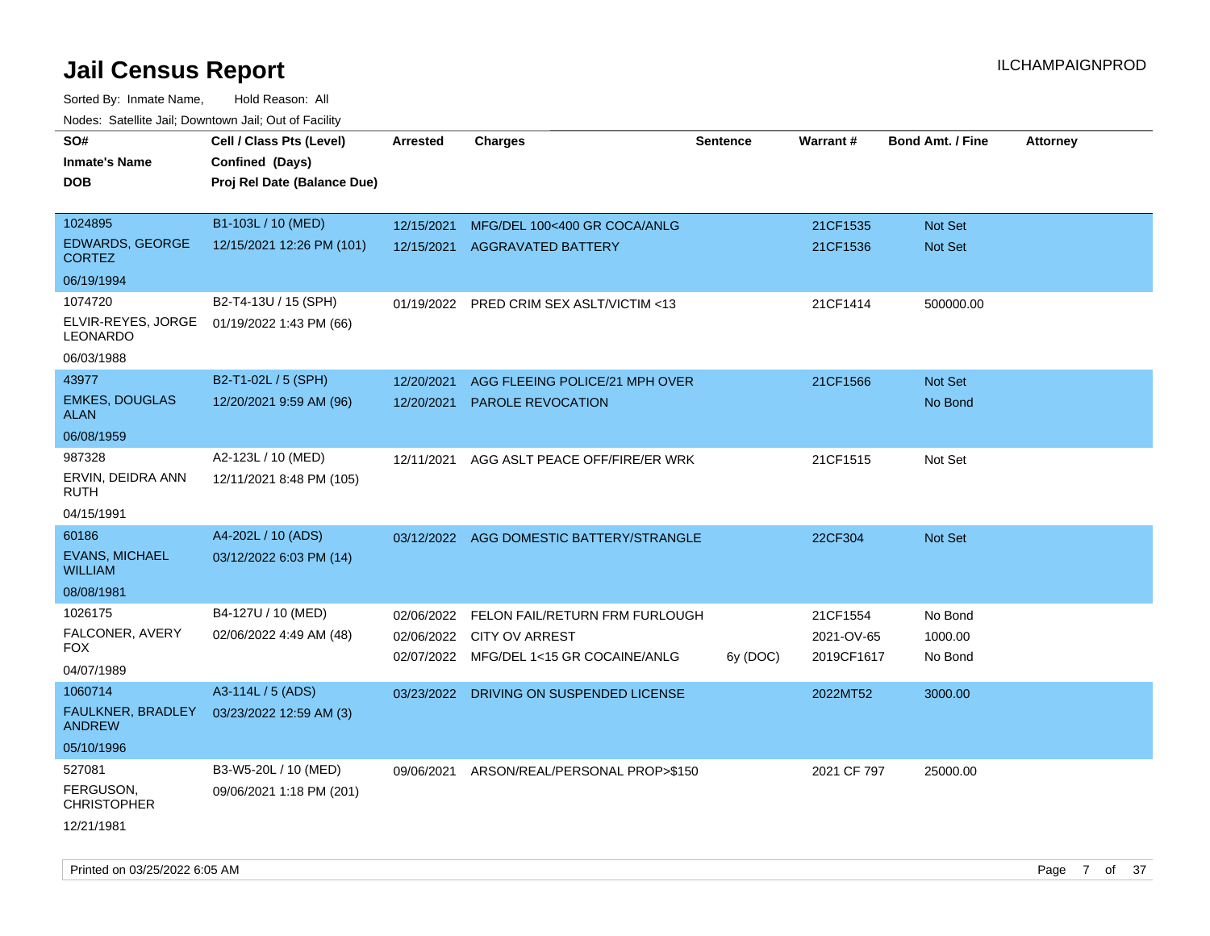# Jail Census Report

ILCHAMPAIGNPROD

Sorted By: Inmate Name, Hold Reason: All

Nodes: Satellite Jail; Downtown Jail; Out of Facility

| SO# / Inmate's Name / DOB | Cell / Class Pts (Level) / Confined (Days) / Proj Rel Date (Balance Due) | Arrested | Charges | Sentence | Warrant # | Bond Amt. / Fine | Attorney |
|---|---|---|---|---|---|---|---|
| 1024895<br>EDWARDS, GEORGE CORTEZ<br>06/19/1994 | B1-103L / 10 (MED)<br>12/15/2021 12:26 PM (101) | 12/15/2021<br>12/15/2021 | MFG/DEL 100<400 GR COCA/ANLG<br>AGGRAVATED BATTERY | | 21CF1535<br>21CF1536 | Not Set<br>Not Set | |
| 1074720<br>ELVIR-REYES, JORGE LEONARDO<br>06/03/1988 | B2-T4-13U / 15 (SPH)<br>01/19/2022 1:43 PM (66) | 01/19/2022 | PRED CRIM SEX ASLT/VICTIM <13 | | 21CF1414 | 500000.00 | |
| 43977<br>EMKES, DOUGLAS ALAN<br>06/08/1959 | B2-T1-02L / 5 (SPH)<br>12/20/2021 9:59 AM (96) | 12/20/2021<br>12/20/2021 | AGG FLEEING POLICE/21 MPH OVER<br>PAROLE REVOCATION | | 21CF1566 | Not Set<br>No Bond | |
| 987328<br>ERVIN, DEIDRA ANN RUTH<br>04/15/1991 | A2-123L / 10 (MED)<br>12/11/2021 8:48 PM (105) | 12/11/2021 | AGG ASLT PEACE OFF/FIRE/ER WRK | | 21CF1515 | Not Set | |
| 60186<br>EVANS, MICHAEL WILLIAM<br>08/08/1981 | A4-202L / 10 (ADS)<br>03/12/2022 6:03 PM (14) | 03/12/2022 | AGG DOMESTIC BATTERY/STRANGLE | | 22CF304 | Not Set | |
| 1026175<br>FALCONER, AVERY FOX<br>04/07/1989 | B4-127U / 10 (MED)<br>02/06/2022 4:49 AM (48) | 02/06/2022<br>02/06/2022<br>02/07/2022 | FELON FAIL/RETURN FRM FURLOUGH<br>CITY OV ARREST<br>MFG/DEL 1<15 GR COCAINE/ANLG | <br><br>6y (DOC) | 21CF1554<br>2021-OV-65<br>2019CF1617 | No Bond<br>1000.00<br>No Bond | |
| 1060714<br>FAULKNER, BRADLEY ANDREW<br>05/10/1996 | A3-114L / 5 (ADS)<br>03/23/2022 12:59 AM (3) | 03/23/2022 | DRIVING ON SUSPENDED LICENSE | | 2022MT52 | 3000.00 | |
| 527081<br>FERGUSON, CHRISTOPHER<br>12/21/1981 | B3-W5-20L / 10 (MED)<br>09/06/2021 1:18 PM (201) | 09/06/2021 | ARSON/REAL/PERSONAL PROP>$150 | | 2021 CF 797 | 25000.00 | |

Printed on 03/25/2022 6:05 AM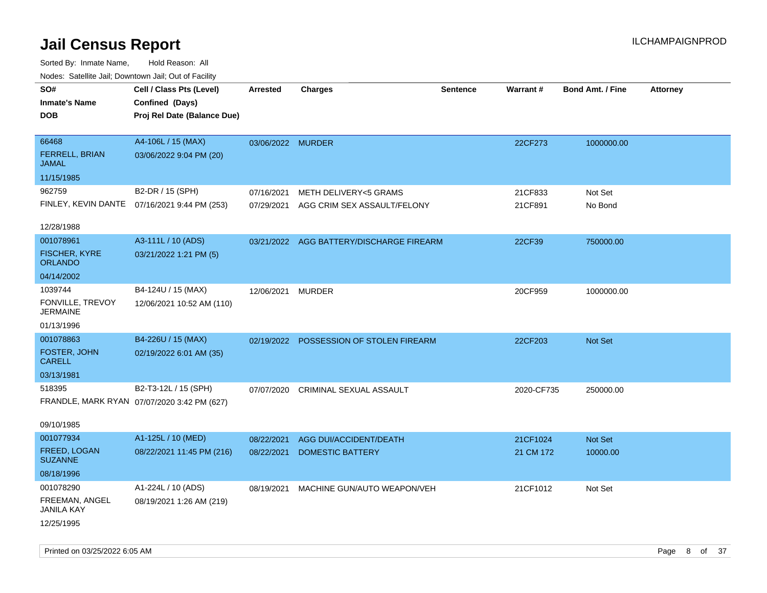# Jail Census Report

ILCHAMPAIGNPROD

Sorted By: Inmate Name, Hold Reason: All

Nodes: Satellite Jail; Downtown Jail; Out of Facility

| SO#<br>Inmate's Name<br>DOB | Cell / Class Pts (Level)<br>Confined (Days)<br>Proj Rel Date (Balance Due) | Arrested | Charges | Sentence | Warrant # | Bond Amt. / Fine | Attorney |
|---|---|---|---|---|---|---|---|
| 66468<br>FERRELL, BRIAN JAMAL<br>11/15/1985 | A4-106L / 15 (MAX)<br>03/06/2022 9:04 PM (20) | 03/06/2022 | MURDER | | 22CF273 | 1000000.00 | |
| 962759<br>FINLEY, KEVIN DANTE<br>12/28/1988 | B2-DR / 15 (SPH)<br>07/16/2021 9:44 PM (253) | 07/16/2021<br>07/29/2021 | METH DELIVERY<5 GRAMS<br>AGG CRIM SEX ASSAULT/FELONY | | 21CF833<br>21CF891 | Not Set<br>No Bond | |
| 001078961<br>FISCHER, KYRE ORLANDO<br>04/14/2002 | A3-111L / 10 (ADS)<br>03/21/2022 1:21 PM (5) | 03/21/2022 | AGG BATTERY/DISCHARGE FIREARM | | 22CF39 | 750000.00 | |
| 1039744<br>FONVILLE, TREVOY JERMAINE<br>01/13/1996 | B4-124U / 15 (MAX)<br>12/06/2021 10:52 AM (110) | 12/06/2021 | MURDER | | 20CF959 | 1000000.00 | |
| 001078863<br>FOSTER, JOHN CARELL<br>03/13/1981 | B4-226U / 15 (MAX)<br>02/19/2022 6:01 AM (35) | 02/19/2022 | POSSESSION OF STOLEN FIREARM | | 22CF203 | Not Set | |
| 518395<br>FRANDLE, MARK RYAN<br>09/10/1985 | B2-T3-12L / 15 (SPH)<br>07/07/2020 3:42 PM (627) | 07/07/2020 | CRIMINAL SEXUAL ASSAULT | | 2020-CF735 | 250000.00 | |
| 001077934<br>FREED, LOGAN SUZANNE<br>08/18/1996 | A1-125L / 10 (MED)<br>08/22/2021 11:45 PM (216) | 08/22/2021<br>08/22/2021 | AGG DUI/ACCIDENT/DEATH<br>DOMESTIC BATTERY | | 21CF1024<br>21 CM 172 | Not Set<br>10000.00 | |
| 001078290<br>FREEMAN, ANGEL JANILA KAY<br>12/25/1995 | A1-224L / 10 (ADS)<br>08/19/2021 1:26 AM (219) | 08/19/2021 | MACHINE GUN/AUTO WEAPON/VEH | | 21CF1012 | Not Set | |

Printed on 03/25/2022 6:05 AM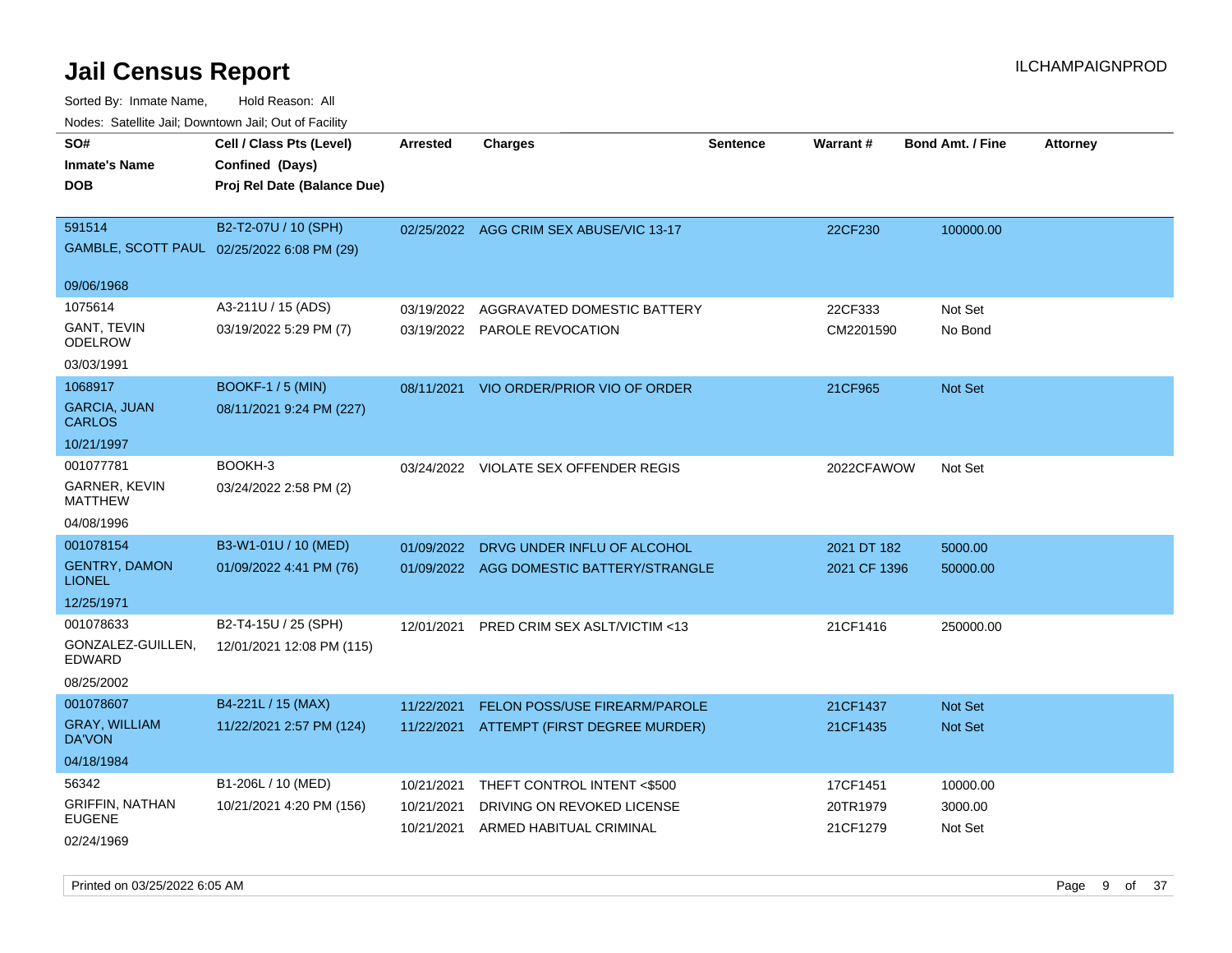# Jail Census Report

Sorted By: Inmate Name, Hold Reason: All

Nodes: Satellite Jail; Downtown Jail; Out of Facility

| SO# / Inmate's Name / DOB | Cell / Class Pts (Level) / Confined (Days) / Proj Rel Date (Balance Due) | Arrested | Charges | Sentence | Warrant # | Bond Amt. / Fine | Attorney |
|---|---|---|---|---|---|---|---|
| 591514<br>GAMBLE, SCOTT PAUL<br>09/06/1968 | B2-T2-07U / 10 (SPH)<br>02/25/2022 6:08 PM (29) | 02/25/2022 | AGG CRIM SEX ABUSE/VIC 13-17 | | 22CF230 | 100000.00 | |
| 1075614<br>GANT, TEVIN ODELROW<br>03/03/1991 | A3-211U / 15 (ADS)<br>03/19/2022 5:29 PM (7) | 03/19/2022<br>03/19/2022 | AGGRAVATED DOMESTIC BATTERY<br>PAROLE REVOCATION | | 22CF333<br>CM2201590 | Not Set<br>No Bond | |
| 1068917<br>GARCIA, JUAN CARLOS<br>10/21/1997 | BOOKF-1 / 5 (MIN)<br>08/11/2021 9:24 PM (227) | 08/11/2021 | VIO ORDER/PRIOR VIO OF ORDER | | 21CF965 | Not Set | |
| 001077781<br>GARNER, KEVIN MATTHEW<br>04/08/1996 | BOOKH-3<br>03/24/2022 2:58 PM (2) | 03/24/2022 | VIOLATE SEX OFFENDER REGIS | | 2022CFAWOW | Not Set | |
| 001078154<br>GENTRY, DAMON LIONEL<br>12/25/1971 | B3-W1-01U / 10 (MED)<br>01/09/2022 4:41 PM (76) | 01/09/2022<br>01/09/2022 | DRVG UNDER INFLU OF ALCOHOL<br>AGG DOMESTIC BATTERY/STRANGLE | | 2021 DT 182<br>2021 CF 1396 | 5000.00<br>50000.00 | |
| 001078633<br>GONZALEZ-GUILLEN, EDWARD<br>08/25/2002 | B2-T4-15U / 25 (SPH)<br>12/01/2021 12:08 PM (115) | 12/01/2021 | PRED CRIM SEX ASLT/VICTIM <13 | | 21CF1416 | 250000.00 | |
| 001078607<br>GRAY, WILLIAM DA'VON<br>04/18/1984 | B4-221L / 15 (MAX)<br>11/22/2021 2:57 PM (124) | 11/22/2021<br>11/22/2021 | FELON POSS/USE FIREARM/PAROLE<br>ATTEMPT (FIRST DEGREE MURDER) | | 21CF1437<br>21CF1435 | Not Set<br>Not Set | |
| 56342<br>GRIFFIN, NATHAN EUGENE<br>02/24/1969 | B1-206L / 10 (MED)<br>10/21/2021 4:20 PM (156) | 10/21/2021<br>10/21/2021<br>10/21/2021 | THEFT CONTROL INTENT <$500<br>DRIVING ON REVOKED LICENSE<br>ARMED HABITUAL CRIMINAL | | 17CF1451<br>20TR1979<br>21CF1279 | 10000.00<br>3000.00<br>Not Set | |

Printed on 03/25/2022 6:05 AM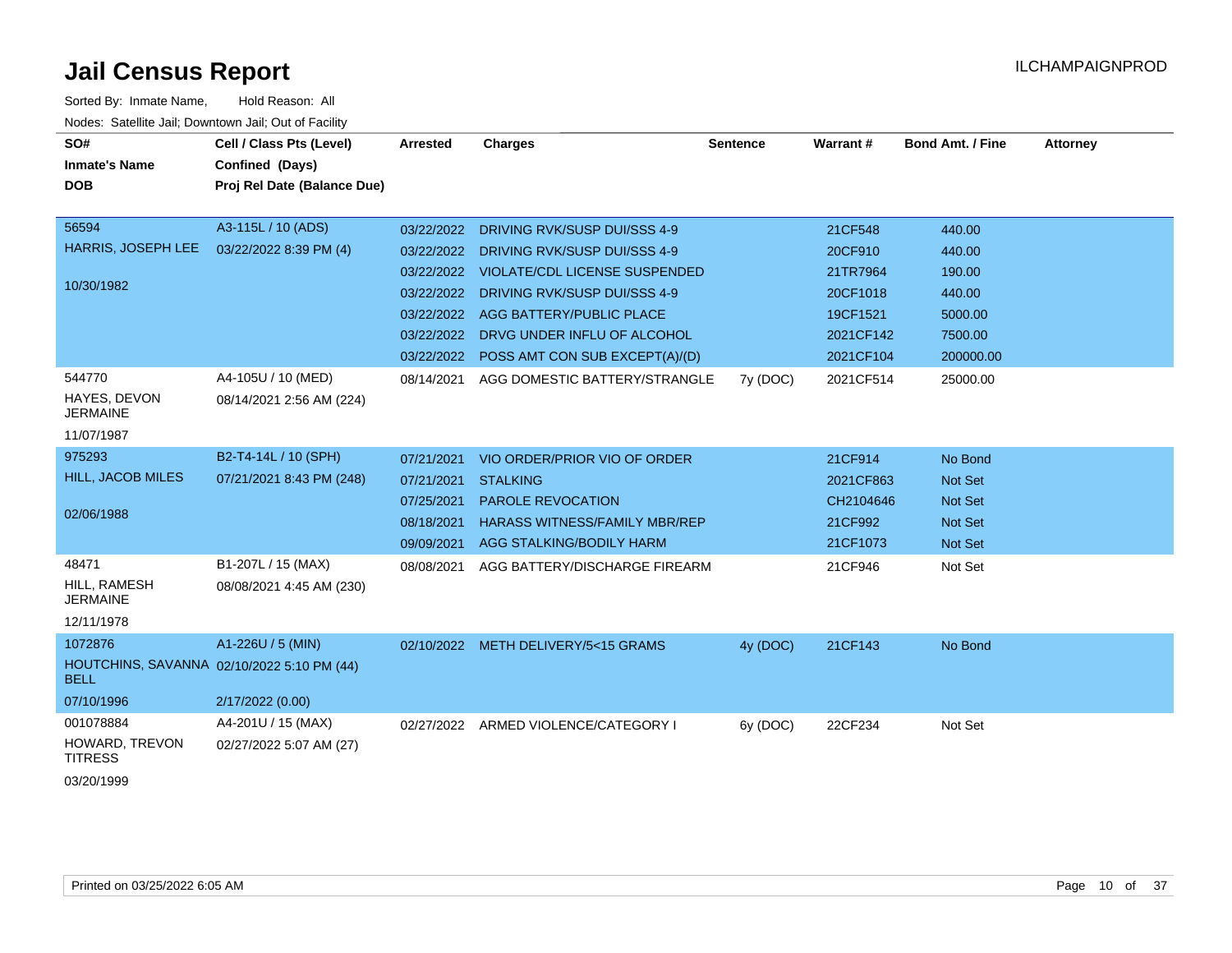# Jail Census Report

ILCHAMPAIGNPROD

Sorted By: Inmate Name, Hold Reason: All

Nodes: Satellite Jail; Downtown Jail; Out of Facility

| SO# / Inmate's Name / DOB | Cell / Class Pts (Level) / Confined (Days) / Proj Rel Date (Balance Due) | Arrested | Charges | Sentence | Warrant # | Bond Amt. / Fine | Attorney |
|---|---|---|---|---|---|---|---|
| 56594<br>HARRIS, JOSEPH LEE<br>10/30/1982 | A3-115L / 10 (ADS)<br>03/22/2022 8:39 PM (4) | 03/22/2022 | DRIVING RVK/SUSP DUI/SSS 4-9 | | 21CF548 | 440.00 | |
| | | 03/22/2022 | DRIVING RVK/SUSP DUI/SSS 4-9 | | 20CF910 | 440.00 | |
| | | 03/22/2022 | VIOLATE/CDL LICENSE SUSPENDED | | 21TR7964 | 190.00 | |
| | | 03/22/2022 | DRIVING RVK/SUSP DUI/SSS 4-9 | | 20CF1018 | 440.00 | |
| | | 03/22/2022 | AGG BATTERY/PUBLIC PLACE | | 19CF1521 | 5000.00 | |
| | | 03/22/2022 | DRVG UNDER INFLU OF ALCOHOL | | 2021CF142 | 7500.00 | |
| | | 03/22/2022 | POSS AMT CON SUB EXCEPT(A)/(D) | | 2021CF104 | 200000.00 | |
| 544770<br>HAYES, DEVON JERMAINE<br>11/07/1987 | A4-105U / 10 (MED)<br>08/14/2021 2:56 AM (224) | 08/14/2021 | AGG DOMESTIC BATTERY/STRANGLE | 7y (DOC) | 2021CF514 | 25000.00 | |
| 975293<br>HILL, JACOB MILES<br>02/06/1988 | B2-T4-14L / 10 (SPH)<br>07/21/2021 8:43 PM (248) | 07/21/2021 | VIO ORDER/PRIOR VIO OF ORDER | | 21CF914 | No Bond | |
| | | 07/21/2021 | STALKING | | 2021CF863 | Not Set | |
| | | 07/25/2021 | PAROLE REVOCATION | | CH2104646 | Not Set | |
| | | 08/18/2021 | HARASS WITNESS/FAMILY MBR/REP | | 21CF992 | Not Set | |
| | | 09/09/2021 | AGG STALKING/BODILY HARM | | 21CF1073 | Not Set | |
| 48471<br>HILL, RAMESH JERMAINE<br>12/11/1978 | B1-207L / 15 (MAX)<br>08/08/2021 4:45 AM (230) | 08/08/2021 | AGG BATTERY/DISCHARGE FIREARM | | 21CF946 | Not Set | |
| 1072876<br>HOUTCHINS, SAVANNA BELL<br>07/10/1996 | A1-226U / 5 (MIN)<br>02/10/2022 5:10 PM (44)<br>2/17/2022 (0.00) | 02/10/2022 | METH DELIVERY/5<15 GRAMS | 4y (DOC) | 21CF143 | No Bond | |
| 001078884<br>HOWARD, TREVON TITRESS<br>03/20/1999 | A4-201U / 15 (MAX)<br>02/27/2022 5:07 AM (27) | 02/27/2022 | ARMED VIOLENCE/CATEGORY I | 6y (DOC) | 22CF234 | Not Set | |

Printed on 03/25/2022 6:05 AM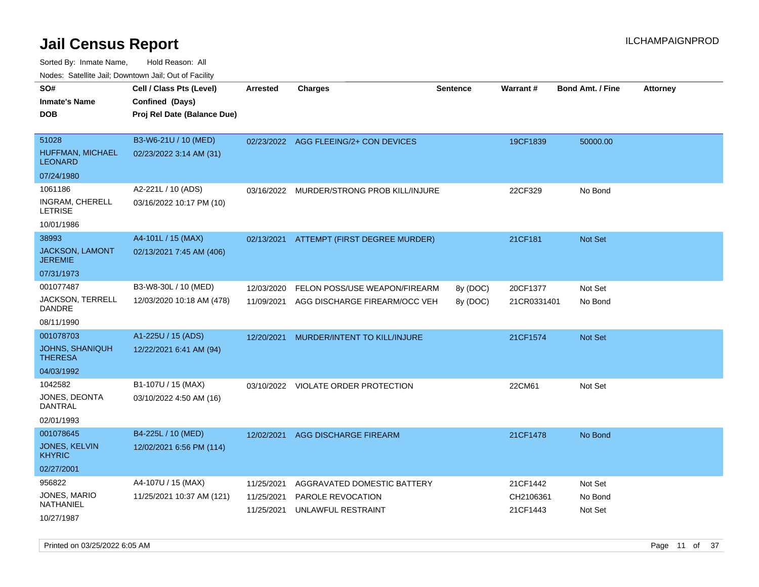# Jail Census Report

ILCHAMPAIGNPROD

Sorted By: Inmate Name, Hold Reason: All

Nodes: Satellite Jail; Downtown Jail; Out of Facility

| SO# / Inmate's Name / DOB | Cell / Class Pts (Level) / Confined (Days) / Proj Rel Date (Balance Due) | Arrested | Charges | Sentence | Warrant # | Bond Amt. / Fine | Attorney |
|---|---|---|---|---|---|---|---|
| 51028<br>HUFFMAN, MICHAEL LEONARD<br>07/24/1980 | B3-W6-21U / 10 (MED)<br>02/23/2022 3:14 AM (31) | 02/23/2022 | AGG FLEEING/2+ CON DEVICES | | 19CF1839 | 50000.00 | |
| 1061186<br>INGRAM, CHERELL LETRISE<br>10/01/1986 | A2-221L / 10 (ADS)<br>03/16/2022 10:17 PM (10) | 03/16/2022 | MURDER/STRONG PROB KILL/INJURE | | 22CF329 | No Bond | |
| 38993<br>JACKSON, LAMONT JEREMIE<br>07/31/1973 | A4-101L / 15 (MAX)<br>02/13/2021 7:45 AM (406) | 02/13/2021 | ATTEMPT (FIRST DEGREE MURDER) | | 21CF181 | Not Set | |
| 001077487<br>JACKSON, TERRELL DANDRE<br>08/11/1990 | B3-W8-30L / 10 (MED)<br>12/03/2020 10:18 AM (478) | 12/03/2020 | FELON POSS/USE WEAPON/FIREARM | 8y (DOC) | 20CF1377 | Not Set | |
| | | 11/09/2021 | AGG DISCHARGE FIREARM/OCC VEH | 8y (DOC) | 21CR0331401 | No Bond | |
| 001078703<br>JOHNS, SHANIQUH THERESA<br>04/03/1992 | A1-225U / 15 (ADS)<br>12/22/2021 6:41 AM (94) | 12/20/2021 | MURDER/INTENT TO KILL/INJURE | | 21CF1574 | Not Set | |
| 1042582<br>JONES, DEONTA DANTRAL<br>02/01/1993 | B1-107U / 15 (MAX)<br>03/10/2022 4:50 AM (16) | 03/10/2022 | VIOLATE ORDER PROTECTION | | 22CM61 | Not Set | |
| 001078645<br>JONES, KELVIN KHYRIC<br>02/27/2001 | B4-225L / 10 (MED)<br>12/02/2021 6:56 PM (114) | 12/02/2021 | AGG DISCHARGE FIREARM | | 21CF1478 | No Bond | |
| 956822<br>JONES, MARIO NATHANIEL<br>10/27/1987 | A4-107U / 15 (MAX)<br>11/25/2021 10:37 AM (121) | 11/25/2021 | AGGRAVATED DOMESTIC BATTERY | | 21CF1442 | Not Set | |
| | | 11/25/2021 | PAROLE REVOCATION | | CH2106361 | No Bond | |
| | | 11/25/2021 | UNLAWFUL RESTRAINT | | 21CF1443 | Not Set | |

Printed on 03/25/2022 6:05 AM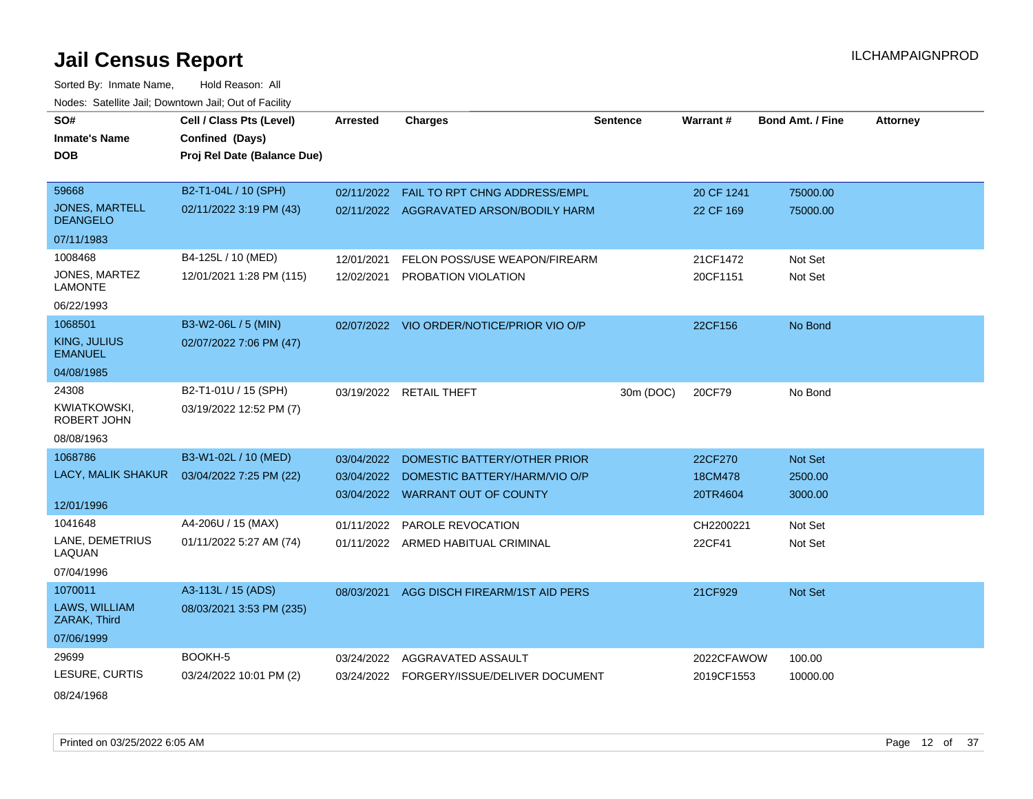# Jail Census Report

ILCHAMPAIGNPROD

Sorted By: Inmate Name, Hold Reason: All

Nodes: Satellite Jail; Downtown Jail; Out of Facility

| SO# / Inmate's Name / DOB | Cell / Class Pts (Level) / Confined (Days) / Proj Rel Date (Balance Due) | Arrested | Charges | Sentence | Warrant # | Bond Amt. / Fine | Attorney |
|---|---|---|---|---|---|---|---|
| 59668 JONES, MARTELL DEANGELO 07/11/1983 | B2-T1-04L / 10 (SPH) 02/11/2022 3:19 PM (43) | 02/11/2022 | FAIL TO RPT CHNG ADDRESS/EMPL | | 20 CF 1241 | 75000.00 | |
| | | 02/11/2022 | AGGRAVATED ARSON/BODILY HARM | | 22 CF 169 | 75000.00 | |
| 1008468 JONES, MARTEZ LAMONTE 06/22/1993 | B4-125L / 10 (MED) 12/01/2021 1:28 PM (115) | 12/01/2021 | FELON POSS/USE WEAPON/FIREARM | | 21CF1472 | Not Set | |
| | | 12/02/2021 | PROBATION VIOLATION | | 20CF1151 | Not Set | |
| 1068501 KING, JULIUS EMANUEL 04/08/1985 | B3-W2-06L / 5 (MIN) 02/07/2022 7:06 PM (47) | 02/07/2022 | VIO ORDER/NOTICE/PRIOR VIO O/P | | 22CF156 | No Bond | |
| 24308 KWIATKOWSKI, ROBERT JOHN 08/08/1963 | B2-T1-01U / 15 (SPH) 03/19/2022 12:52 PM (7) | 03/19/2022 | RETAIL THEFT | 30m (DOC) | 20CF79 | No Bond | |
| 1068786 LACY, MALIK SHAKUR 12/01/1996 | B3-W1-02L / 10 (MED) 03/04/2022 7:25 PM (22) | 03/04/2022 | DOMESTIC BATTERY/OTHER PRIOR | | 22CF270 | Not Set | |
| | | 03/04/2022 | DOMESTIC BATTERY/HARM/VIO O/P | | 18CM478 | 2500.00 | |
| | | 03/04/2022 | WARRANT OUT OF COUNTY | | 20TR4604 | 3000.00 | |
| 1041648 LANE, DEMETRIUS LAQUAN 07/04/1996 | A4-206U / 15 (MAX) 01/11/2022 5:27 AM (74) | 01/11/2022 | PAROLE REVOCATION | | CH2200221 | Not Set | |
| | | 01/11/2022 | ARMED HABITUAL CRIMINAL | | 22CF41 | Not Set | |
| 1070011 LAWS, WILLIAM ZARAK, Third 07/06/1999 | A3-113L / 15 (ADS) 08/03/2021 3:53 PM (235) | 08/03/2021 | AGG DISCH FIREARM/1ST AID PERS | | 21CF929 | Not Set | |
| 29699 LESURE, CURTIS 08/24/1968 | BOOKH-5 03/24/2022 10:01 PM (2) | 03/24/2022 | AGGRAVATED ASSAULT | | 2022CFAWOW | 100.00 | |
| | | 03/24/2022 | FORGERY/ISSUE/DELIVER DOCUMENT | | 2019CF1553 | 10000.00 | |

Printed on 03/25/2022 6:05 AM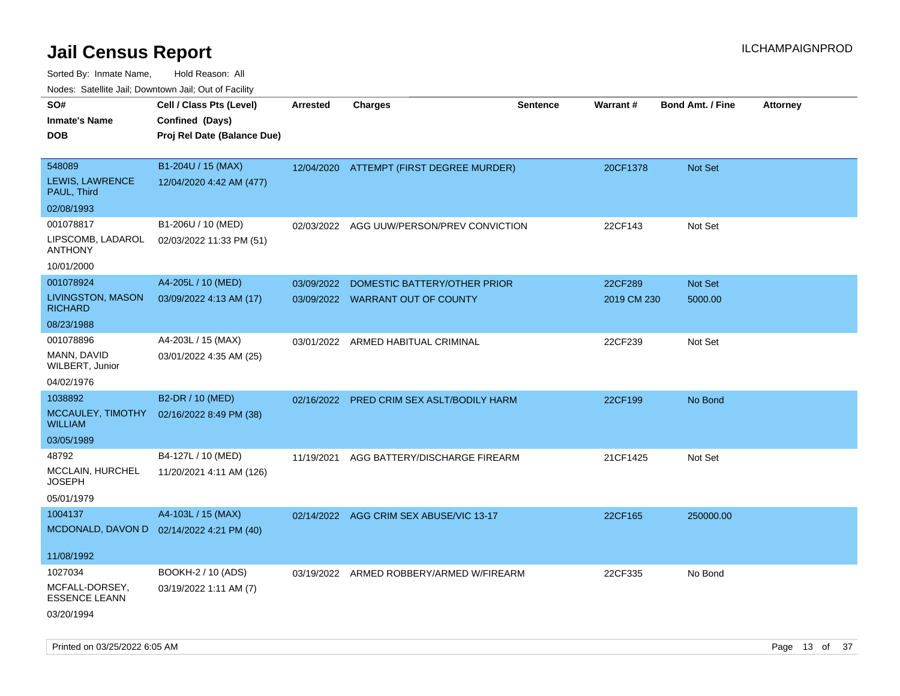# Jail Census Report

Sorted By: Inmate Name, Hold Reason: All

Nodes: Satellite Jail; Downtown Jail; Out of Facility

| SO# / Inmate's Name / DOB | Cell / Class Pts (Level) / Confined (Days) / Proj Rel Date (Balance Due) | Arrested | Charges | Sentence | Warrant # | Bond Amt. / Fine | Attorney |
|---|---|---|---|---|---|---|---|
| 548089<br>LEWIS, LAWRENCE PAUL, Third<br>02/08/1993 | B1-204U / 15 (MAX)<br>12/04/2020 4:42 AM (477) | 12/04/2020 | ATTEMPT (FIRST DEGREE MURDER) | | 20CF1378 | Not Set | |
| 001078817<br>LIPSCOMB, LADAROL ANTHONY<br>10/01/2000 | B1-206U / 10 (MED)<br>02/03/2022 11:33 PM (51) | 02/03/2022 | AGG UUW/PERSON/PREV CONVICTION | | 22CF143 | Not Set | |
| 001078924<br>LIVINGSTON, MASON RICHARD<br>08/23/1988 | A4-205L / 10 (MED)<br>03/09/2022 4:13 AM (17) | 03/09/2022<br>03/09/2022 | DOMESTIC BATTERY/OTHER PRIOR<br>WARRANT OUT OF COUNTY | | 22CF289<br>2019 CM 230 | Not Set<br>5000.00 | |
| 001078896<br>MANN, DAVID WILBERT, Junior<br>04/02/1976 | A4-203L / 15 (MAX)<br>03/01/2022 4:35 AM (25) | 03/01/2022 | ARMED HABITUAL CRIMINAL | | 22CF239 | Not Set | |
| 1038892<br>MCCAULEY, TIMOTHY WILLIAM<br>03/05/1989 | B2-DR / 10 (MED)<br>02/16/2022 8:49 PM (38) | 02/16/2022 | PRED CRIM SEX ASLT/BODILY HARM | | 22CF199 | No Bond | |
| 48792<br>MCCLAIN, HURCHEL JOSEPH<br>05/01/1979 | B4-127L / 10 (MED)<br>11/20/2021 4:11 AM (126) | 11/19/2021 | AGG BATTERY/DISCHARGE FIREARM | | 21CF1425 | Not Set | |
| 1004137<br>MCDONALD, DAVON D<br>11/08/1992 | A4-103L / 15 (MAX)<br>02/14/2022 4:21 PM (40) | 02/14/2022 | AGG CRIM SEX ABUSE/VIC 13-17 | | 22CF165 | 250000.00 | |
| 1027034<br>MCFALL-DORSEY, ESSENCE LEANN<br>03/20/1994 | BOOKH-2 / 10 (ADS)<br>03/19/2022 1:11 AM (7) | 03/19/2022 | ARMED ROBBERY/ARMED W/FIREARM | | 22CF335 | No Bond | |

Printed on 03/25/2022 6:05 AM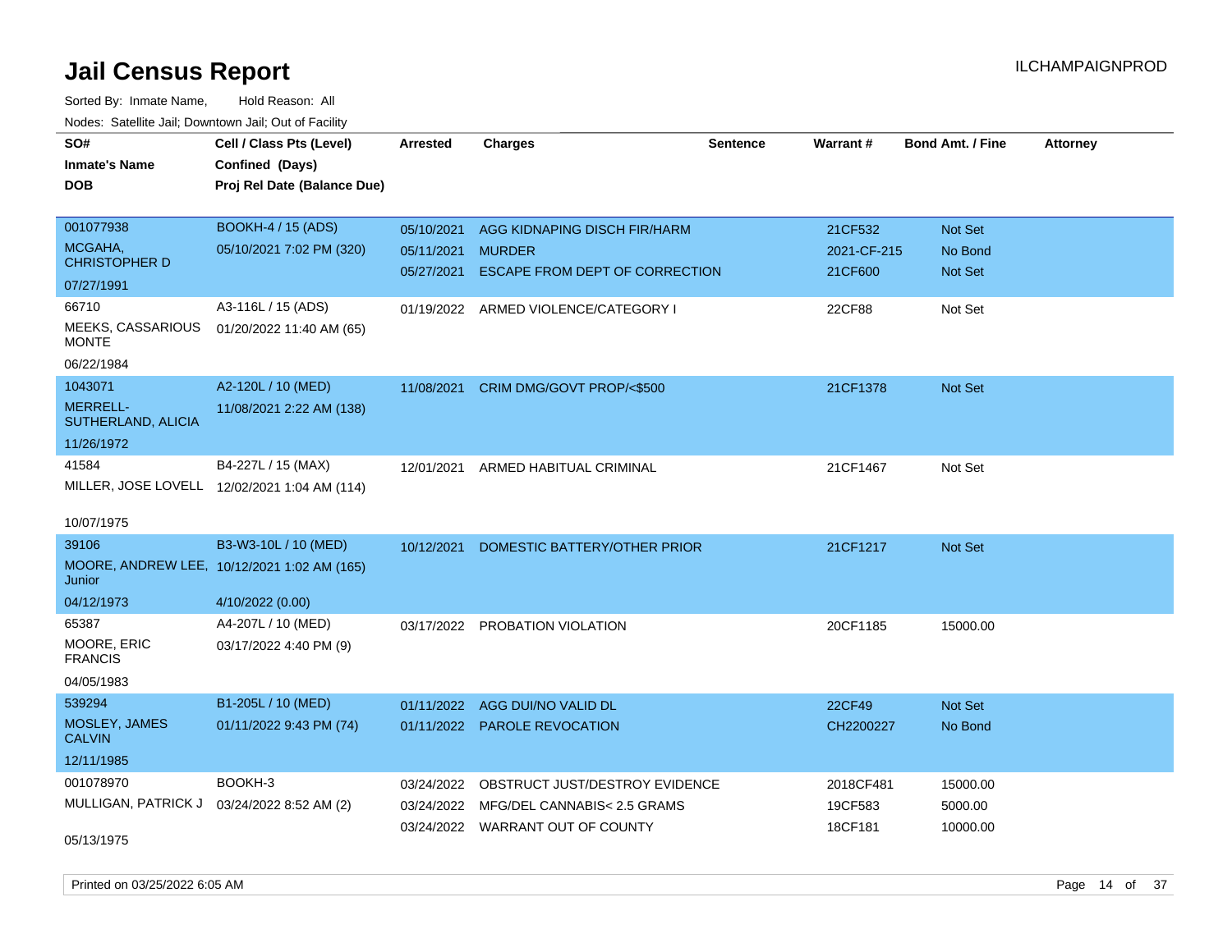# Jail Census Report

ILCHAMPAIGNPROD

Sorted By: Inmate Name, Hold Reason: All

Nodes: Satellite Jail; Downtown Jail; Out of Facility

| SO# / Inmate's Name / DOB | Cell / Class Pts (Level) / Confined (Days) / Proj Rel Date (Balance Due) | Arrested | Charges | Sentence | Warrant # | Bond Amt. / Fine | Attorney |
|---|---|---|---|---|---|---|---|
| 001077938<br>MCGAHA, CHRISTOPHER D<br>07/27/1991 | BOOKH-4 / 15 (ADS)<br>05/10/2021 7:02 PM (320) | 05/10/2021<br>05/11/2021<br>05/27/2021 | AGG KIDNAPING DISCH FIR/HARM<br>MURDER<br>ESCAPE FROM DEPT OF CORRECTION | | 21CF532<br>2021-CF-215<br>21CF600 | Not Set<br>No Bond<br>Not Set | |
| 66710<br>MEEKS, CASSARIOUS MONTE<br>06/22/1984 | A3-116L / 15 (ADS)<br>01/20/2022 11:40 AM (65) | 01/19/2022 | ARMED VIOLENCE/CATEGORY I | | 22CF88 | Not Set | |
| 1043071<br>MERRELL-SUTHERLAND, ALICIA<br>11/26/1972 | A2-120L / 10 (MED)<br>11/08/2021 2:22 AM (138) | 11/08/2021 | CRIM DMG/GOVT PROP/<$500 | | 21CF1378 | Not Set | |
| 41584<br>MILLER, JOSE LOVELL<br>10/07/1975 | B4-227L / 15 (MAX)<br>12/02/2021 1:04 AM (114) | 12/01/2021 | ARMED HABITUAL CRIMINAL | | 21CF1467 | Not Set | |
| 39106<br>MOORE, ANDREW LEE, Junior<br>04/12/1973 | B3-W3-10L / 10 (MED)<br>10/12/2021 1:02 AM (165)<br>4/10/2022 (0.00) | 10/12/2021 | DOMESTIC BATTERY/OTHER PRIOR | | 21CF1217 | Not Set | |
| 65387<br>MOORE, ERIC FRANCIS<br>04/05/1983 | A4-207L / 10 (MED)<br>03/17/2022 4:40 PM (9) | 03/17/2022 | PROBATION VIOLATION | | 20CF1185 | 15000.00 | |
| 539294<br>MOSLEY, JAMES CALVIN<br>12/11/1985 | B1-205L / 10 (MED)<br>01/11/2022 9:43 PM (74) | 01/11/2022<br>01/11/2022 | AGG DUI/NO VALID DL<br>PAROLE REVOCATION | | 22CF49<br>CH2200227 | Not Set<br>No Bond | |
| 001078970<br>MULLIGAN, PATRICK J<br>05/13/1975 | BOOKH-3<br>03/24/2022 8:52 AM (2) | 03/24/2022<br>03/24/2022<br>03/24/2022 | OBSTRUCT JUST/DESTROY EVIDENCE<br>MFG/DEL CANNABIS< 2.5 GRAMS<br>WARRANT OUT OF COUNTY | | 2018CF481<br>19CF583<br>18CF181 | 15000.00<br>5000.00<br>10000.00 | |

Printed on 03/25/2022 6:05 AM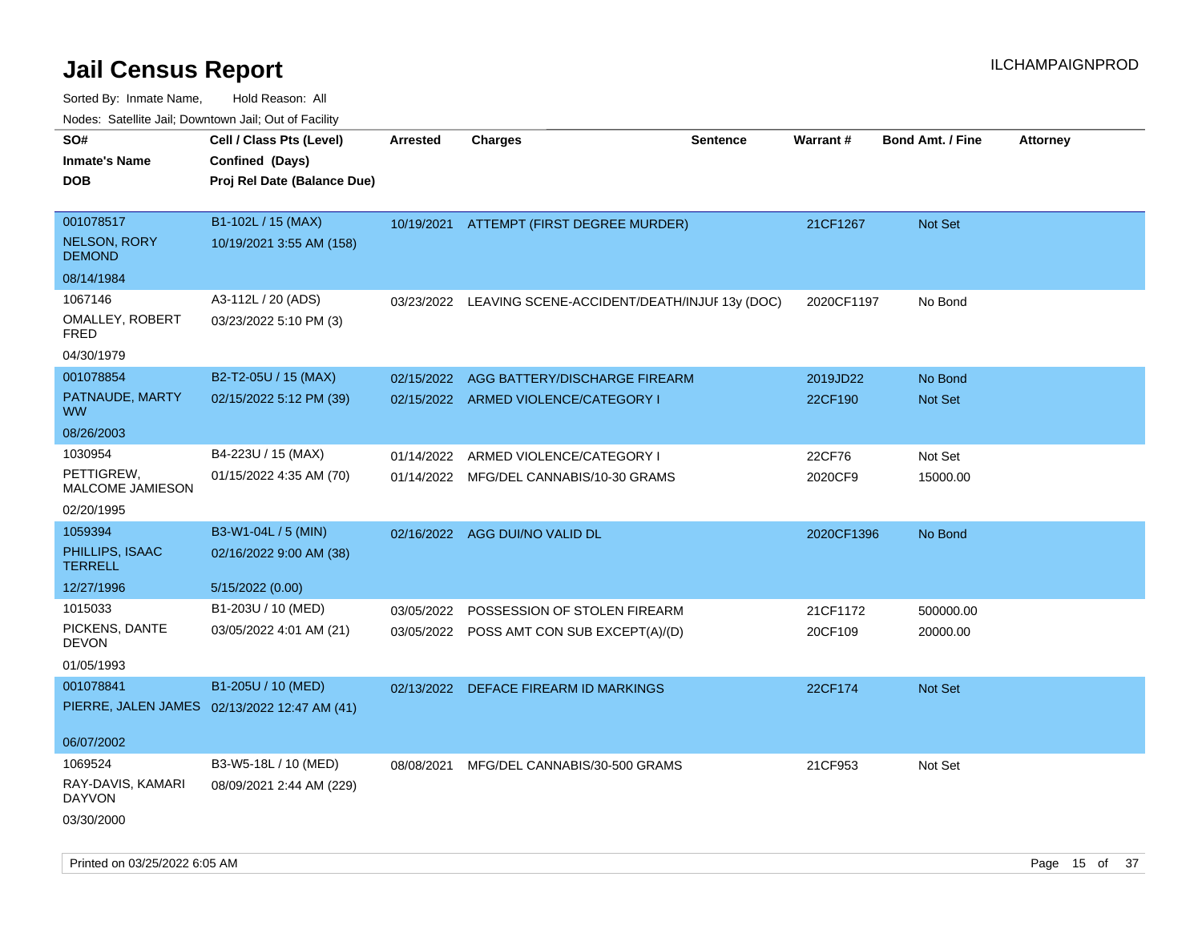# Jail Census Report

ILCHAMPAIGNPROD

Sorted By: Inmate Name, Hold Reason: All

Nodes: Satellite Jail; Downtown Jail; Out of Facility

| SO# / Inmate's Name / DOB | Cell / Class Pts (Level) / Confined (Days) / Proj Rel Date (Balance Due) | Arrested | Charges | Sentence | Warrant # | Bond Amt. / Fine | Attorney |
|---|---|---|---|---|---|---|---|
| 001078517<br>NELSON, RORY DEMOND<br>08/14/1984 | B1-102L / 15 (MAX)<br>10/19/2021 3:55 AM (158) | 10/19/2021 | ATTEMPT (FIRST DEGREE MURDER) | | 21CF1267 | Not Set | |
| 1067146<br>OMALLEY, ROBERT FRED<br>04/30/1979 | A3-112L / 20 (ADS)<br>03/23/2022 5:10 PM (3) | 03/23/2022 | LEAVING SCENE-ACCIDENT/DEATH/INJUF | 13y (DOC) | 2020CF1197 | No Bond | |
| 001078854<br>PATNAUDE, MARTY WW<br>08/26/2003 | B2-T2-05U / 15 (MAX)<br>02/15/2022 5:12 PM (39) | 02/15/2022<br>02/15/2022 | AGG BATTERY/DISCHARGE FIREARM<br>ARMED VIOLENCE/CATEGORY I | | 2019JD22<br>22CF190 | No Bond<br>Not Set | |
| 1030954<br>PETTIGREW, MALCOME JAMIESON<br>02/20/1995 | B4-223U / 15 (MAX)<br>01/15/2022 4:35 AM (70) | 01/14/2022<br>01/14/2022 | ARMED VIOLENCE/CATEGORY I<br>MFG/DEL CANNABIS/10-30 GRAMS | | 22CF76<br>2020CF9 | Not Set<br>15000.00 | |
| 1059394<br>PHILLIPS, ISAAC TERRELL<br>12/27/1996 | B3-W1-04L / 5 (MIN)<br>02/16/2022 9:00 AM (38)<br>5/15/2022 (0.00) | 02/16/2022 | AGG DUI/NO VALID DL | | 2020CF1396 | No Bond | |
| 1015033<br>PICKENS, DANTE DEVON<br>01/05/1993 | B1-203U / 10 (MED)<br>03/05/2022 4:01 AM (21) | 03/05/2022<br>03/05/2022 | POSSESSION OF STOLEN FIREARM<br>POSS AMT CON SUB EXCEPT(A)/(D) | | 21CF1172<br>20CF109 | 500000.00<br>20000.00 | |
| 001078841<br>PIERRE, JALEN JAMES<br>06/07/2002 | B1-205U / 10 (MED)<br>02/13/2022 12:47 AM (41) | 02/13/2022 | DEFACE FIREARM ID MARKINGS | | 22CF174 | Not Set | |
| 1069524<br>RAY-DAVIS, KAMARI DAYVON<br>03/30/2000 | B3-W5-18L / 10 (MED)<br>08/09/2021 2:44 AM (229) | 08/08/2021 | MFG/DEL CANNABIS/30-500 GRAMS | | 21CF953 | Not Set | |

Printed on 03/25/2022 6:05 AM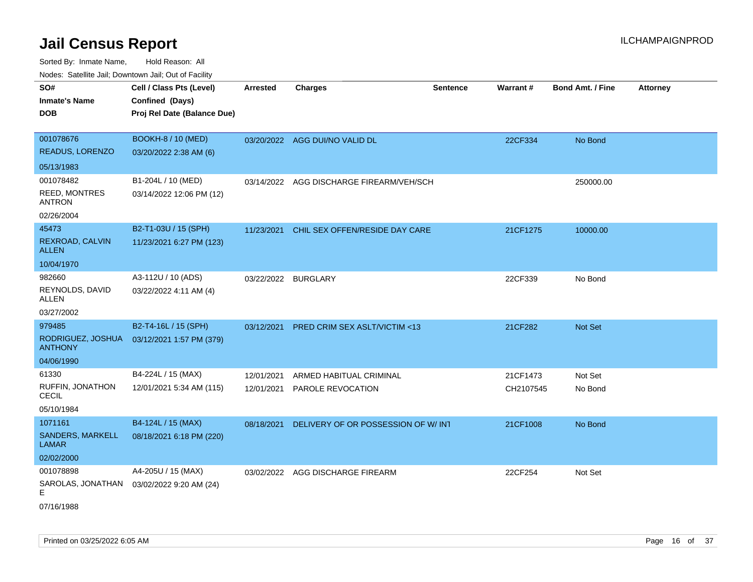# Jail Census Report

ILCHAMPAIGNPROD

Sorted By: Inmate Name, Hold Reason: All

Nodes: Satellite Jail; Downtown Jail; Out of Facility

| SO# / Inmate's Name / DOB | Cell / Class Pts (Level) / Confined (Days) / Proj Rel Date (Balance Due) | Arrested | Charges | Sentence | Warrant # | Bond Amt. / Fine | Attorney |
|---|---|---|---|---|---|---|---|
| 001078676<br>READUS, LORENZO<br>05/13/1983 | BOOKH-8 / 10 (MED)<br>03/20/2022 2:38 AM (6) | 03/20/2022 | AGG DUI/NO VALID DL | | 22CF334 | No Bond | |
| 001078482<br>REED, MONTRES ANTRON<br>02/26/2004 | B1-204L / 10 (MED)<br>03/14/2022 12:06 PM (12) | 03/14/2022 | AGG DISCHARGE FIREARM/VEH/SCH | | | 250000.00 | |
| 45473<br>REXROAD, CALVIN ALLEN<br>10/04/1970 | B2-T1-03U / 15 (SPH)<br>11/23/2021 6:27 PM (123) | 11/23/2021 | CHIL SEX OFFEN/RESIDE DAY CARE | | 21CF1275 | 10000.00 | |
| 982660<br>REYNOLDS, DAVID ALLEN<br>03/27/2002 | A3-112U / 10 (ADS)<br>03/22/2022 4:11 AM (4) | 03/22/2022 | BURGLARY | | 22CF339 | No Bond | |
| 979485<br>RODRIGUEZ, JOSHUA ANTHONY<br>04/06/1990 | B2-T4-16L / 15 (SPH)<br>03/12/2021 1:57 PM (379) | 03/12/2021 | PRED CRIM SEX ASLT/VICTIM <13 | | 21CF282 | Not Set | |
| 61330<br>RUFFIN, JONATHON CECIL<br>05/10/1984 | B4-224L / 15 (MAX)<br>12/01/2021 5:34 AM (115) | 12/01/2021<br>12/01/2021 | ARMED HABITUAL CRIMINAL<br>PAROLE REVOCATION | | 21CF1473<br>CH2107545 | Not Set<br>No Bond | |
| 1071161<br>SANDERS, MARKELL LAMAR<br>02/02/2000 | B4-124L / 15 (MAX)<br>08/18/2021 6:18 PM (220) | 08/18/2021 | DELIVERY OF OR POSSESSION OF W/ INT | | 21CF1008 | No Bond | |
| 001078898<br>SAROLAS, JONATHAN E<br>07/16/1988 | A4-205U / 15 (MAX)<br>03/02/2022 9:20 AM (24) | 03/02/2022 | AGG DISCHARGE FIREARM | | 22CF254 | Not Set | |

Printed on 03/25/2022 6:05 AM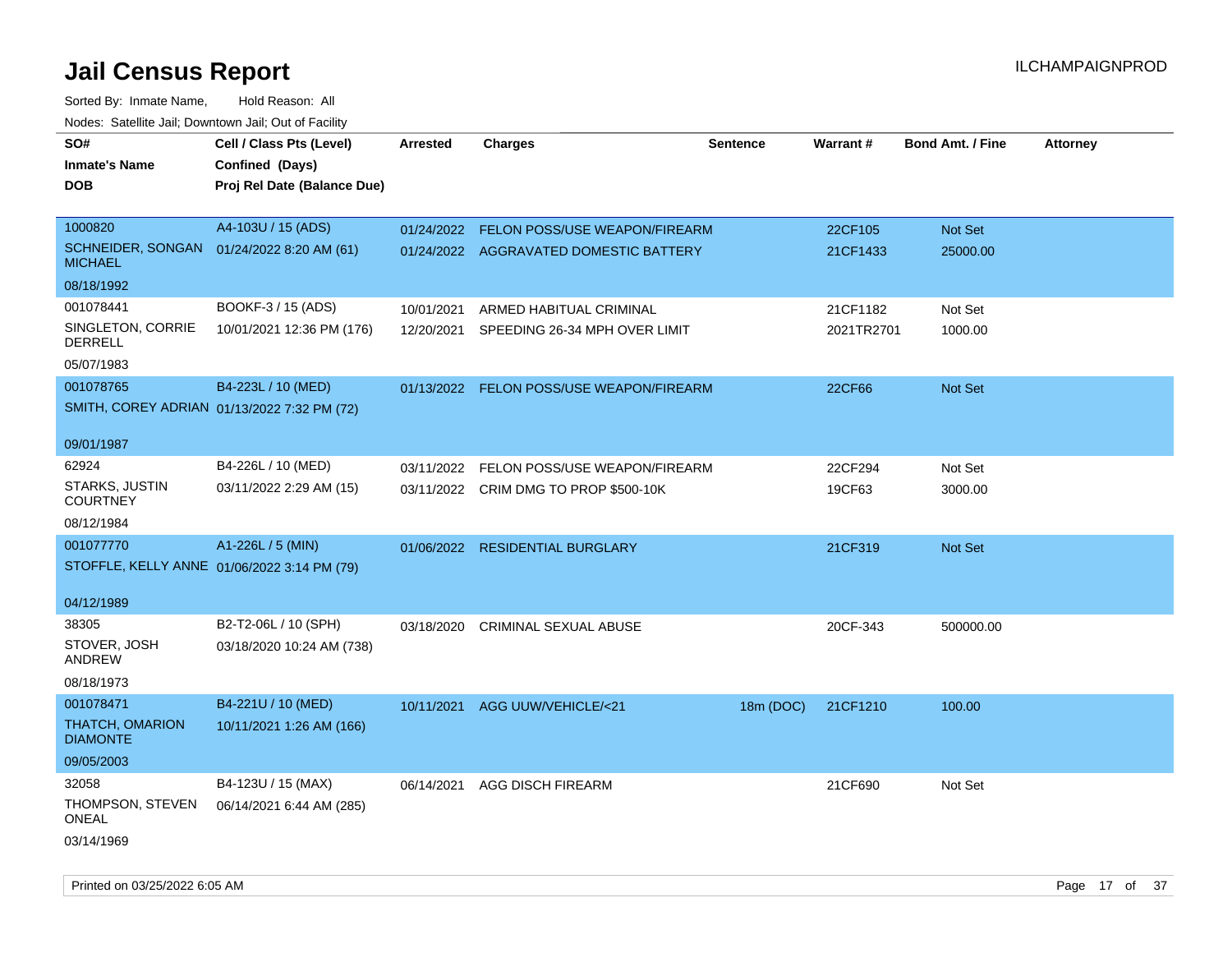# Jail Census Report

Sorted By: Inmate Name, Hold Reason: All

Nodes: Satellite Jail; Downtown Jail; Out of Facility

| SO# / Inmate's Name / DOB | Cell / Class Pts (Level) / Confined (Days) / Proj Rel Date (Balance Due) | Arrested | Charges | Sentence | Warrant # | Bond Amt. / Fine | Attorney |
|---|---|---|---|---|---|---|---|
| 1000820<br>SCHNEIDER, SONGAN MICHAEL<br>08/18/1992 | A4-103U / 15 (ADS)<br>01/24/2022 8:20 AM (61) | 01/24/2022 | FELON POSS/USE WEAPON/FIREARM | | 22CF105 | Not Set | |
| | | 01/24/2022 | AGGRAVATED DOMESTIC BATTERY | | 21CF1433 | 25000.00 | |
| 001078441<br>SINGLETON, CORRIE DERRELL<br>05/07/1983 | BOOKF-3 / 15 (ADS)<br>10/01/2021 12:36 PM (176) | 10/01/2021 | ARMED HABITUAL CRIMINAL | | 21CF1182 | Not Set | |
| | | 12/20/2021 | SPEEDING 26-34 MPH OVER LIMIT | | 2021TR2701 | 1000.00 | |
| 001078765<br>SMITH, COREY ADRIAN<br>09/01/1987 | B4-223L / 10 (MED)<br>01/13/2022 7:32 PM (72) | 01/13/2022 | FELON POSS/USE WEAPON/FIREARM | | 22CF66 | Not Set | |
| 62924<br>STARKS, JUSTIN COURTNEY<br>08/12/1984 | B4-226L / 10 (MED)<br>03/11/2022 2:29 AM (15) | 03/11/2022 | FELON POSS/USE WEAPON/FIREARM | | 22CF294 | Not Set | |
| | | 03/11/2022 | CRIM DMG TO PROP $500-10K | | 19CF63 | 3000.00 | |
| 001077770<br>STOFFLE, KELLY ANNE<br>04/12/1989 | A1-226L / 5 (MIN)<br>01/06/2022 3:14 PM (79) | 01/06/2022 | RESIDENTIAL BURGLARY | | 21CF319 | Not Set | |
| 38305<br>STOVER, JOSH ANDREW<br>08/18/1973 | B2-T2-06L / 10 (SPH)<br>03/18/2020 10:24 AM (738) | 03/18/2020 | CRIMINAL SEXUAL ABUSE | | 20CF-343 | 500000.00 | |
| 001078471<br>THATCH, OMARION DIAMONTE<br>09/05/2003 | B4-221U / 10 (MED)<br>10/11/2021 1:26 AM (166) | 10/11/2021 | AGG UUW/VEHICLE/<21 | 18m (DOC) | 21CF1210 | 100.00 | |
| 32058<br>THOMPSON, STEVEN ONEAL<br>03/14/1969 | B4-123U / 15 (MAX)<br>06/14/2021 6:44 AM (285) | 06/14/2021 | AGG DISCH FIREARM | | 21CF690 | Not Set | |

Printed on 03/25/2022 6:05 AM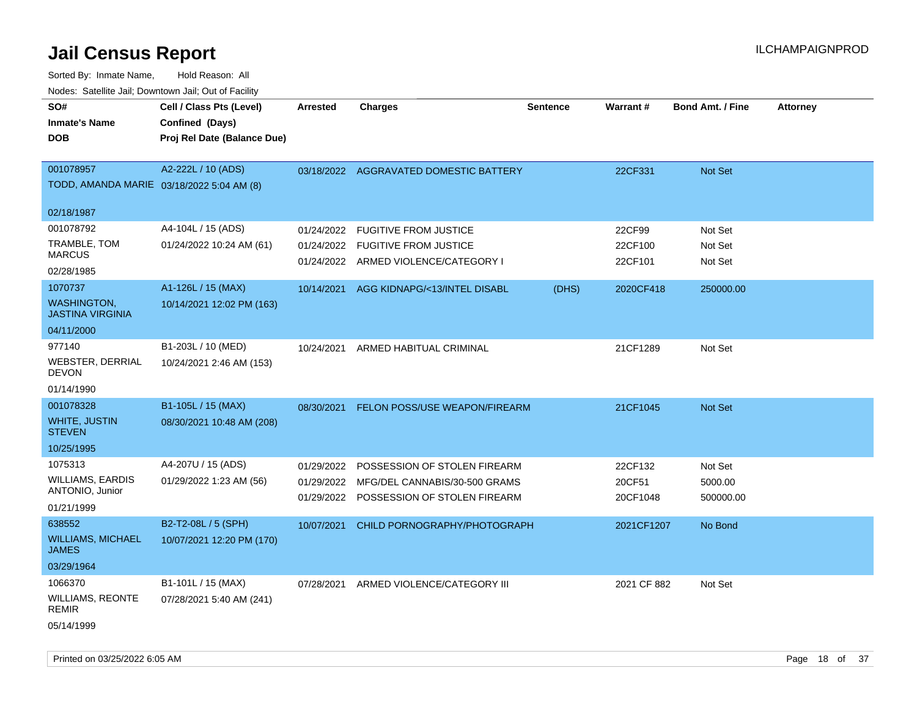# Jail Census Report

ILCHAMPAIGNPROD

Sorted By: Inmate Name, Hold Reason: All

Nodes: Satellite Jail; Downtown Jail; Out of Facility

| SO# / Inmate's Name / DOB | Cell / Class Pts (Level) / Confined (Days) / Proj Rel Date (Balance Due) | Arrested | Charges | Sentence | Warrant # | Bond Amt. / Fine | Attorney |
|---|---|---|---|---|---|---|---|
| 001078957<br>TODD, AMANDA MARIE<br>02/18/1987 | A2-222L / 10 (ADS)<br>03/18/2022 5:04 AM (8) | 03/18/2022 | AGGRAVATED DOMESTIC BATTERY | | 22CF331 | Not Set | |
| 001078792<br>TRAMBLE, TOM MARCUS<br>02/28/1985 | A4-104L / 15 (ADS)<br>01/24/2022 10:24 AM (61) | 01/24/2022 | FUGITIVE FROM JUSTICE | | 22CF99 | Not Set | |
| | | 01/24/2022 | FUGITIVE FROM JUSTICE | | 22CF100 | Not Set | |
| | | 01/24/2022 | ARMED VIOLENCE/CATEGORY I | | 22CF101 | Not Set | |
| 1070737<br>WASHINGTON, JASTINA VIRGINIA<br>04/11/2000 | A1-126L / 15 (MAX)<br>10/14/2021 12:02 PM (163) | 10/14/2021 | AGG KIDNAPG/<13/INTEL DISABL | (DHS) | 2020CF418 | 250000.00 | |
| 977140<br>WEBSTER, DERRIAL DEVON<br>01/14/1990 | B1-203L / 10 (MED)<br>10/24/2021 2:46 AM (153) | 10/24/2021 | ARMED HABITUAL CRIMINAL | | 21CF1289 | Not Set | |
| 001078328<br>WHITE, JUSTIN STEVEN<br>10/25/1995 | B1-105L / 15 (MAX)<br>08/30/2021 10:48 AM (208) | 08/30/2021 | FELON POSS/USE WEAPON/FIREARM | | 21CF1045 | Not Set | |
| 1075313<br>WILLIAMS, EARDIS ANTONIO, Junior<br>01/21/1999 | A4-207U / 15 (ADS)<br>01/29/2022 1:23 AM (56) | 01/29/2022 | POSSESSION OF STOLEN FIREARM | | 22CF132 | Not Set | |
| | | 01/29/2022 | MFG/DEL CANNABIS/30-500 GRAMS | | 20CF51 | 5000.00 | |
| | | 01/29/2022 | POSSESSION OF STOLEN FIREARM | | 20CF1048 | 500000.00 | |
| 638552<br>WILLIAMS, MICHAEL JAMES<br>03/29/1964 | B2-T2-08L / 5 (SPH)<br>10/07/2021 12:20 PM (170) | 10/07/2021 | CHILD PORNOGRAPHY/PHOTOGRAPH | | 2021CF1207 | No Bond | |
| 1066370<br>WILLIAMS, REONTE REMIR<br>05/14/1999 | B1-101L / 15 (MAX)<br>07/28/2021 5:40 AM (241) | 07/28/2021 | ARMED VIOLENCE/CATEGORY III | | 2021 CF 882 | Not Set | |

Printed on 03/25/2022 6:05 AM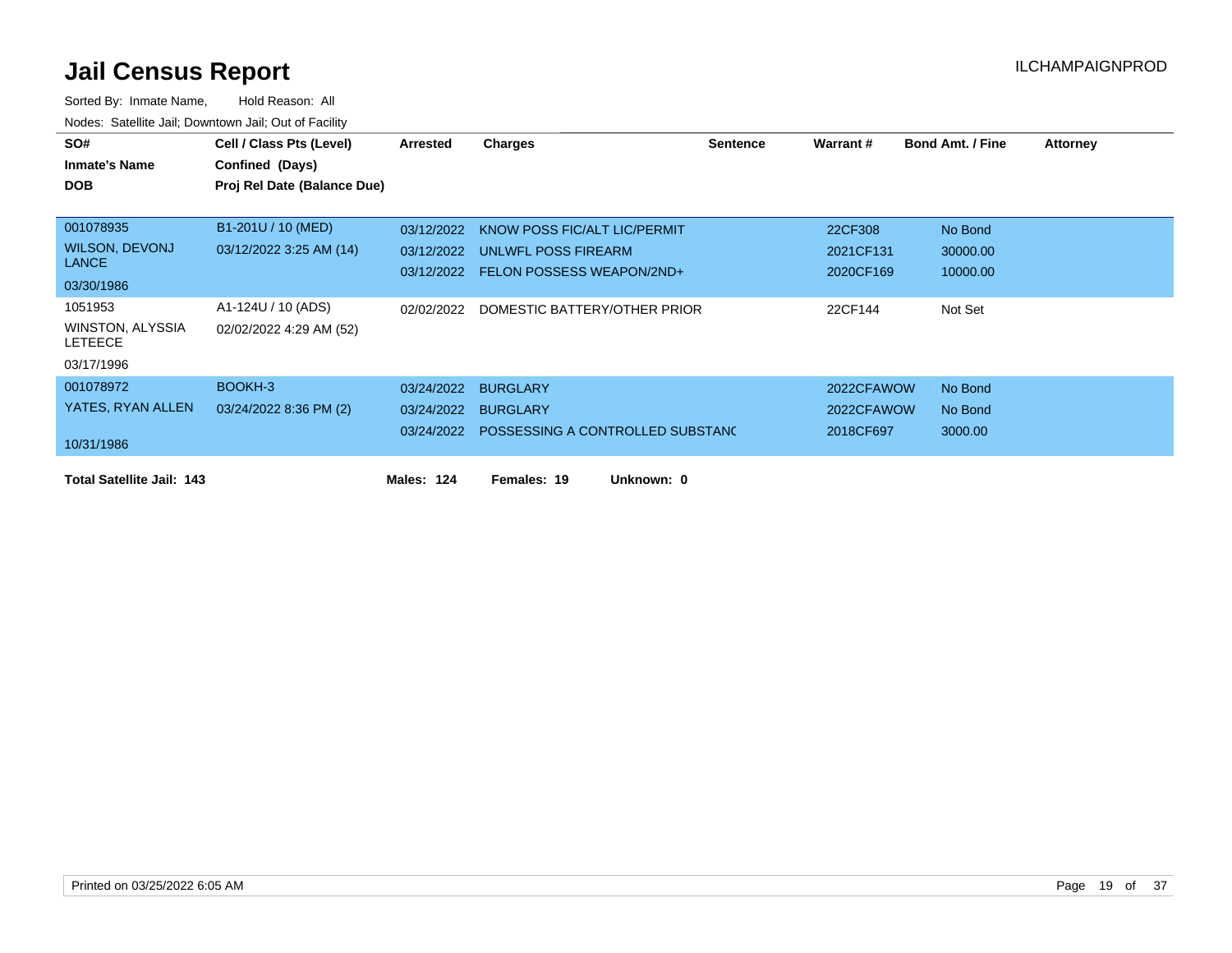# Jail Census Report

ILCHAMPAIGNPROD

Sorted By: Inmate Name, Hold Reason: All

Nodes: Satellite Jail; Downtown Jail; Out of Facility

| SO# / Inmate's Name / DOB | Cell / Class Pts (Level) / Confined (Days) / Proj Rel Date (Balance Due) | Arrested | Charges | Sentence | Warrant # | Bond Amt. / Fine | Attorney |
|---|---|---|---|---|---|---|---|
| 001078935 | B1-201U / 10 (MED) | 03/12/2022 | KNOW POSS FIC/ALT LIC/PERMIT | | 22CF308 | No Bond | |
| WILSON, DEVONJ LANCE | 03/12/2022 3:25 AM (14) | 03/12/2022 | UNLWFL POSS FIREARM | | 2021CF131 | 30000.00 | |
| 03/30/1986 | | 03/12/2022 | FELON POSSESS WEAPON/2ND+ | | 2020CF169 | 10000.00 | |
| 1051953 | A1-124U / 10 (ADS) | 02/02/2022 | DOMESTIC BATTERY/OTHER PRIOR | | 22CF144 | Not Set | |
| WINSTON, ALYSSIA LETEECE | 02/02/2022 4:29 AM (52) | | | | | | |
| 03/17/1996 | | | | | | | |
| 001078972 | BOOKH-3 | 03/24/2022 | BURGLARY | | 2022CFAWOW | No Bond | |
| YATES, RYAN ALLEN | 03/24/2022 8:36 PM (2) | 03/24/2022 | BURGLARY | | 2022CFAWOW | No Bond | |
| 10/31/1986 | | 03/24/2022 | POSSESSING A CONTROLLED SUBSTANC | | 2018CF697 | 3000.00 | |

**Total Satellite Jail: 143** **Males: 124** **Females: 19** **Unknown: 0**

Printed on 03/25/2022 6:05 AM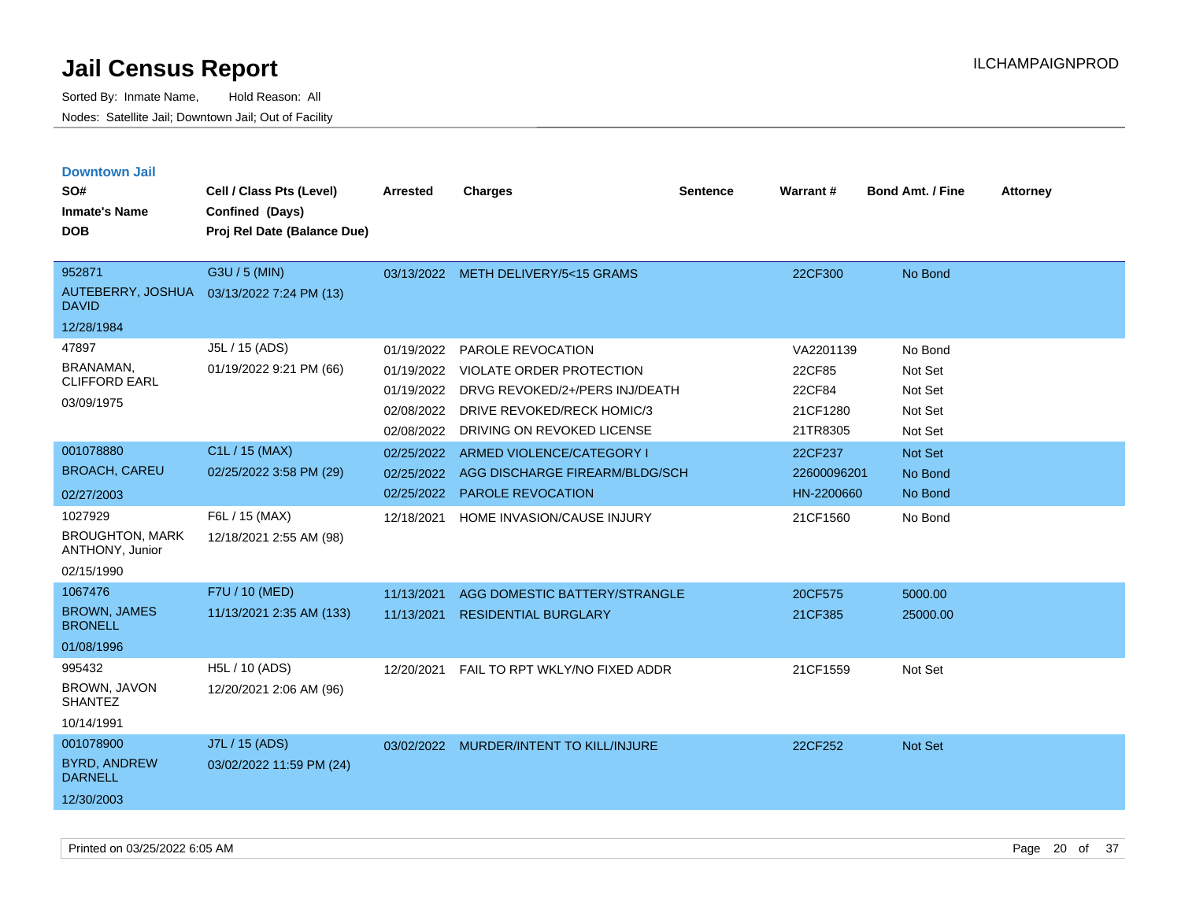# Jail Census Report

Sorted By: Inmate Name, Hold Reason: All

Nodes: Satellite Jail; Downtown Jail; Out of Facility

ILCHAMPAIGNPROD

## Downtown Jail

| SO# / Inmate's Name / DOB | Cell / Class Pts (Level) / Confined (Days) / Proj Rel Date (Balance Due) | Arrested | Charges | Sentence | Warrant # | Bond Amt. / Fine | Attorney |
|---|---|---|---|---|---|---|---|
| 952871<br>AUTEBERRY, JOSHUA DAVID<br>12/28/1984 | G3U / 5 (MIN)<br>03/13/2022 7:24 PM (13) | 03/13/2022 | METH DELIVERY/5<15 GRAMS | | 22CF300 | No Bond | |
| 47897<br>BRANAMAN, CLIFFORD EARL<br>03/09/1975 | J5L / 15 (ADS)<br>01/19/2022 9:21 PM (66) | 01/19/2022 | PAROLE REVOCATION | | VA2201139 | No Bond | |
| | | 01/19/2022 | VIOLATE ORDER PROTECTION | | 22CF85 | Not Set | |
| | | 01/19/2022 | DRVG REVOKED/2+/PERS INJ/DEATH | | 22CF84 | Not Set | |
| | | 02/08/2022 | DRIVE REVOKED/RECK HOMIC/3 | | 21CF1280 | Not Set | |
| | | 02/08/2022 | DRIVING ON REVOKED LICENSE | | 21TR8305 | Not Set | |
| 001078880<br>BROACH, CAREU<br>02/27/2003 | C1L / 15 (MAX)<br>02/25/2022 3:58 PM (29) | 02/25/2022 | ARMED VIOLENCE/CATEGORY I | | 22CF237 | Not Set | |
| | | 02/25/2022 | AGG DISCHARGE FIREARM/BLDG/SCH | | 22600096201 | No Bond | |
| | | 02/25/2022 | PAROLE REVOCATION | | HN-2200660 | No Bond | |
| 1027929<br>BROUGHTON, MARK ANTHONY, Junior<br>02/15/1990 | F6L / 15 (MAX)<br>12/18/2021 2:55 AM (98) | 12/18/2021 | HOME INVASION/CAUSE INJURY | | 21CF1560 | No Bond | |
| 1067476<br>BROWN, JAMES BRONELL<br>01/08/1996 | F7U / 10 (MED)<br>11/13/2021 2:35 AM (133) | 11/13/2021 | AGG DOMESTIC BATTERY/STRANGLE | | 20CF575 | 5000.00 | |
| | | 11/13/2021 | RESIDENTIAL BURGLARY | | 21CF385 | 25000.00 | |
| 995432<br>BROWN, JAVON SHANTEZ<br>10/14/1991 | H5L / 10 (ADS)<br>12/20/2021 2:06 AM (96) | 12/20/2021 | FAIL TO RPT WKLY/NO FIXED ADDR | | 21CF1559 | Not Set | |
| 001078900<br>BYRD, ANDREW DARNELL<br>12/30/2003 | J7L / 15 (ADS)<br>03/02/2022 11:59 PM (24) | 03/02/2022 | MURDER/INTENT TO KILL/INJURE | | 22CF252 | Not Set | |

Printed on 03/25/2022 6:05 AM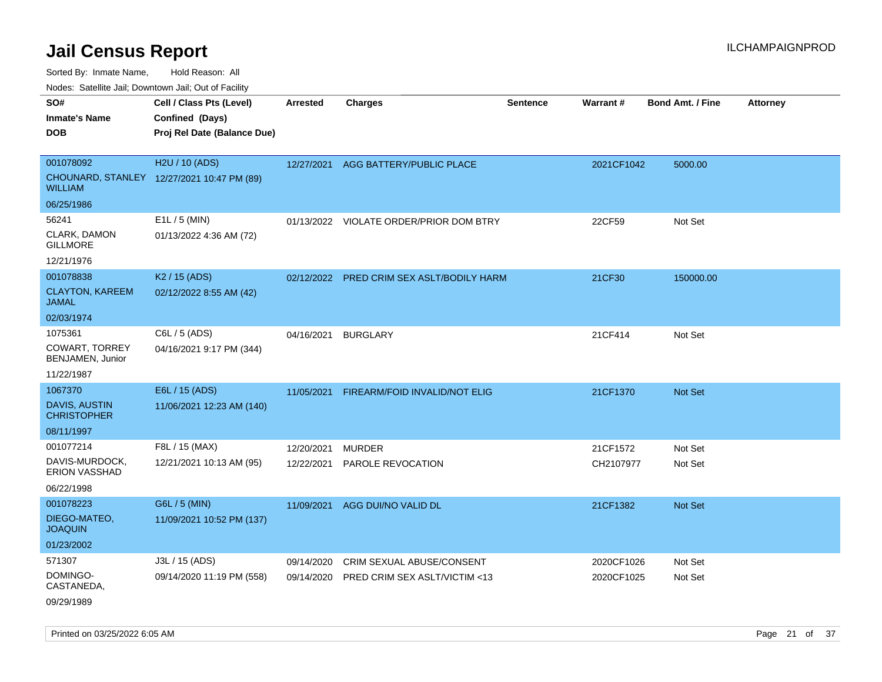# Jail Census Report

Sorted By: Inmate Name, Hold Reason: All

Nodes: Satellite Jail; Downtown Jail; Out of Facility

| SO# / Inmate's Name / DOB | Cell / Class Pts (Level) / Confined (Days) / Proj Rel Date (Balance Due) | Arrested | Charges | Sentence | Warrant # | Bond Amt. / Fine | Attorney |
|---|---|---|---|---|---|---|---|
| 001078092<br>CHOUNARD, STANLEY WILLIAM<br>06/25/1986 | H2U / 10 (ADS)<br>12/27/2021 10:47 PM (89) | 12/27/2021 | AGG BATTERY/PUBLIC PLACE | | 2021CF1042 | 5000.00 | |
| 56241<br>CLARK, DAMON GILLMORE<br>12/21/1976 | E1L / 5 (MIN)<br>01/13/2022 4:36 AM (72) | 01/13/2022 | VIOLATE ORDER/PRIOR DOM BTRY | | 22CF59 | Not Set | |
| 001078838<br>CLAYTON, KAREEM JAMAL<br>02/03/1974 | K2 / 15 (ADS)<br>02/12/2022 8:55 AM (42) | 02/12/2022 | PRED CRIM SEX ASLT/BODILY HARM | | 21CF30 | 150000.00 | |
| 1075361<br>COWART, TORREY BENJAMEN, Junior<br>11/22/1987 | C6L / 5 (ADS)<br>04/16/2021 9:17 PM (344) | 04/16/2021 | BURGLARY | | 21CF414 | Not Set | |
| 1067370<br>DAVIS, AUSTIN CHRISTOPHER<br>08/11/1997 | E6L / 15 (ADS)<br>11/06/2021 12:23 AM (140) | 11/05/2021 | FIREARM/FOID INVALID/NOT ELIG | | 21CF1370 | Not Set | |
| 001077214<br>DAVIS-MURDOCK, ERION VASSHAD<br>06/22/1998 | F8L / 15 (MAX)<br>12/21/2021 10:13 AM (95) | 12/20/2021<br>12/22/2021 | MURDER<br>PAROLE REVOCATION | | 21CF1572<br>CH2107977 | Not Set<br>Not Set | |
| 001078223<br>DIEGO-MATEO, JOAQUIN<br>01/23/2002 | G6L / 5 (MIN)<br>11/09/2021 10:52 PM (137) | 11/09/2021 | AGG DUI/NO VALID DL | | 21CF1382 | Not Set | |
| 571307<br>DOMINGO-CASTANEDA,<br>09/29/1989 | J3L / 15 (ADS)<br>09/14/2020 11:19 PM (558) | 09/14/2020<br>09/14/2020 | CRIM SEXUAL ABUSE/CONSENT<br>PRED CRIM SEX ASLT/VICTIM <13 | | 2020CF1026<br>2020CF1025 | Not Set<br>Not Set | |

Printed on 03/25/2022 6:05 AM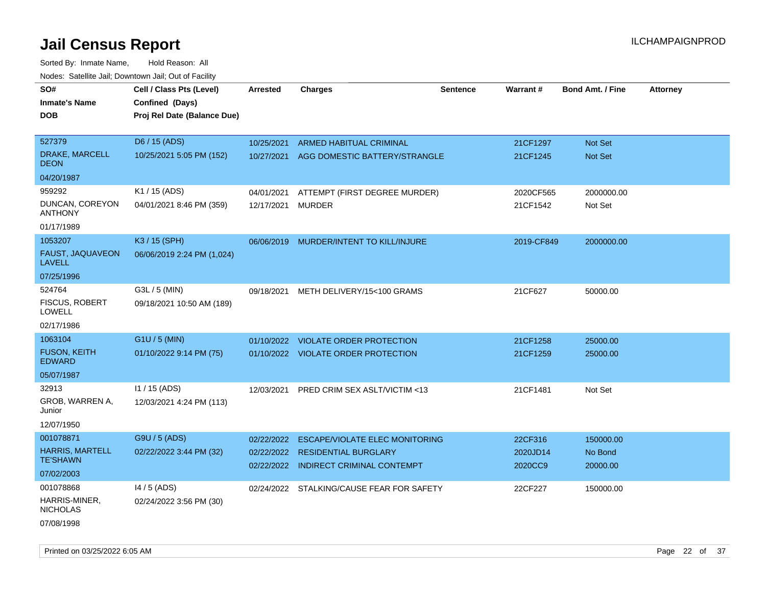# Jail Census Report

ILCHAMPAIGNPROD

Sorted By: Inmate Name, Hold Reason: All

Nodes: Satellite Jail; Downtown Jail; Out of Facility

| SO# / Inmate's Name / DOB | Cell / Class Pts (Level) / Confined (Days) / Proj Rel Date (Balance Due) | Arrested | Charges | Sentence | Warrant # | Bond Amt. / Fine | Attorney |
|---|---|---|---|---|---|---|---|
| 527379<br>DRAKE, MARCELL DEON<br>04/20/1987 | D6 / 15 (ADS)<br>10/25/2021 5:05 PM (152) | 10/25/2021<br>10/27/2021 | ARMED HABITUAL CRIMINAL<br>AGG DOMESTIC BATTERY/STRANGLE | | 21CF1297<br>21CF1245 | Not Set<br>Not Set | |
| 959292<br>DUNCAN, COREYON ANTHONY<br>01/17/1989 | K1 / 15 (ADS)<br>04/01/2021 8:46 PM (359) | 04/01/2021<br>12/17/2021 | ATTEMPT (FIRST DEGREE MURDER)<br>MURDER | | 2020CF565<br>21CF1542 | 2000000.00<br>Not Set | |
| 1053207<br>FAUST, JAQUAVEON LAVELL<br>07/25/1996 | K3 / 15 (SPH)<br>06/06/2019 2:24 PM (1,024) | 06/06/2019 | MURDER/INTENT TO KILL/INJURE | | 2019-CF849 | 2000000.00 | |
| 524764<br>FISCUS, ROBERT LOWELL<br>02/17/1986 | G3L / 5 (MIN)<br>09/18/2021 10:50 AM (189) | 09/18/2021 | METH DELIVERY/15<100 GRAMS | | 21CF627 | 50000.00 | |
| 1063104<br>FUSON, KEITH EDWARD<br>05/07/1987 | G1U / 5 (MIN)<br>01/10/2022 9:14 PM (75) | 01/10/2022<br>01/10/2022 | VIOLATE ORDER PROTECTION<br>VIOLATE ORDER PROTECTION | | 21CF1258<br>21CF1259 | 25000.00<br>25000.00 | |
| 32913<br>GROB, WARREN A, Junior<br>12/07/1950 | I1 / 15 (ADS)<br>12/03/2021 4:24 PM (113) | 12/03/2021 | PRED CRIM SEX ASLT/VICTIM <13 | | 21CF1481 | Not Set | |
| 001078871<br>HARRIS, MARTELL TE'SHAWN<br>07/02/2003 | G9U / 5 (ADS)<br>02/22/2022 3:44 PM (32) | 02/22/2022<br>02/22/2022<br>02/22/2022 | ESCAPE/VIOLATE ELEC MONITORING<br>RESIDENTIAL BURGLARY<br>INDIRECT CRIMINAL CONTEMPT | | 22CF316<br>2020JD14<br>2020CC9 | 150000.00<br>No Bond<br>20000.00 | |
| 001078868<br>HARRIS-MINER, NICHOLAS<br>07/08/1998 | I4 / 5 (ADS)<br>02/24/2022 3:56 PM (30) | 02/24/2022 | STALKING/CAUSE FEAR FOR SAFETY | | 22CF227 | 150000.00 | |

Printed on 03/25/2022 6:05 AM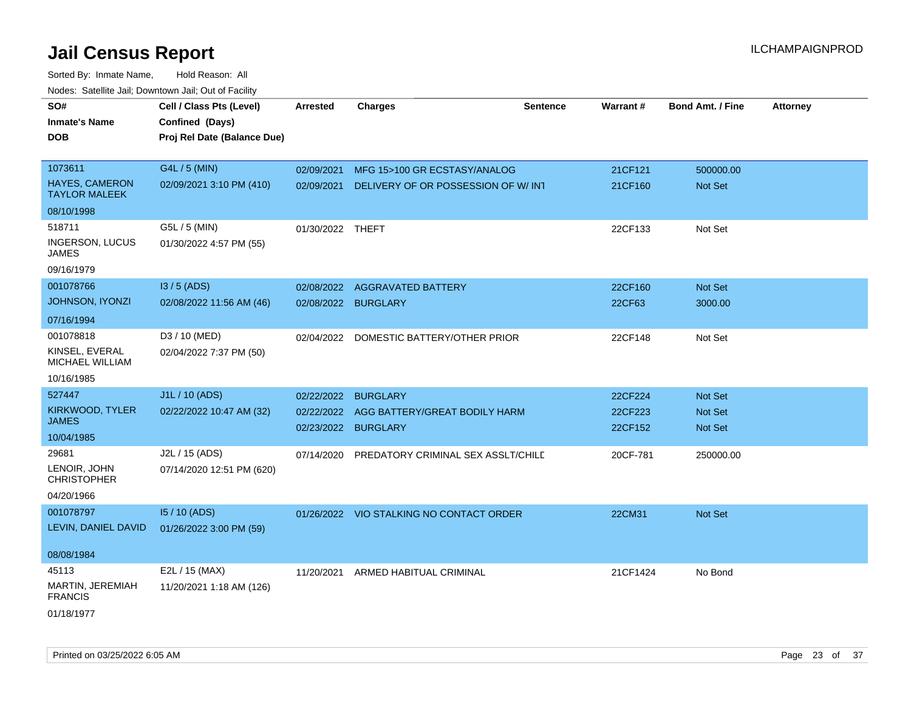# Jail Census Report

ILCHAMPAIGNPROD

Sorted By: Inmate Name, Hold Reason: All

Nodes: Satellite Jail; Downtown Jail; Out of Facility

| SO# / Inmate's Name / DOB | Cell / Class Pts (Level) / Confined (Days) / Proj Rel Date (Balance Due) | Arrested | Charges | Sentence | Warrant # | Bond Amt. / Fine | Attorney |
|---|---|---|---|---|---|---|---|
| 1073611<br>HAYES, CAMERON TAYLOR MALEEK<br>08/10/1998 | G4L / 5 (MIN)<br>02/09/2021 3:10 PM (410) | 02/09/2021 | MFG 15>100 GR ECSTASY/ANALOG | | 21CF121 | 500000.00 | |
| | | 02/09/2021 | DELIVERY OF OR POSSESSION OF W/ INT | | 21CF160 | Not Set | |
| 518711<br>INGERSON, LUCUS JAMES<br>09/16/1979 | G5L / 5 (MIN)<br>01/30/2022 4:57 PM (55) | 01/30/2022 | THEFT | | 22CF133 | Not Set | |
| 001078766<br>JOHNSON, IYONZI<br>07/16/1994 | I3 / 5 (ADS)<br>02/08/2022 11:56 AM (46) | 02/08/2022 | AGGRAVATED BATTERY | | 22CF160 | Not Set | |
| | | 02/08/2022 | BURGLARY | | 22CF63 | 3000.00 | |
| 001078818<br>KINSEL, EVERAL MICHAEL WILLIAM<br>10/16/1985 | D3 / 10 (MED)<br>02/04/2022 7:37 PM (50) | 02/04/2022 | DOMESTIC BATTERY/OTHER PRIOR | | 22CF148 | Not Set | |
| 527447<br>KIRKWOOD, TYLER JAMES<br>10/04/1985 | J1L / 10 (ADS)<br>02/22/2022 10:47 AM (32) | 02/22/2022 | BURGLARY | | 22CF224 | Not Set | |
| | | 02/22/2022 | AGG BATTERY/GREAT BODILY HARM | | 22CF223 | Not Set | |
| | | 02/23/2022 | BURGLARY | | 22CF152 | Not Set | |
| 29681<br>LENOIR, JOHN CHRISTOPHER<br>04/20/1966 | J2L / 15 (ADS)<br>07/14/2020 12:51 PM (620) | 07/14/2020 | PREDATORY CRIMINAL SEX ASSLT/CHILD | | 20CF-781 | 250000.00 | |
| 001078797<br>LEVIN, DANIEL DAVID<br>08/08/1984 | I5 / 10 (ADS)<br>01/26/2022 3:00 PM (59) | 01/26/2022 | VIO STALKING NO CONTACT ORDER | | 22CM31 | Not Set | |
| 45113<br>MARTIN, JEREMIAH FRANCIS<br>01/18/1977 | E2L / 15 (MAX)<br>11/20/2021 1:18 AM (126) | 11/20/2021 | ARMED HABITUAL CRIMINAL | | 21CF1424 | No Bond | |

Printed on 03/25/2022 6:05 AM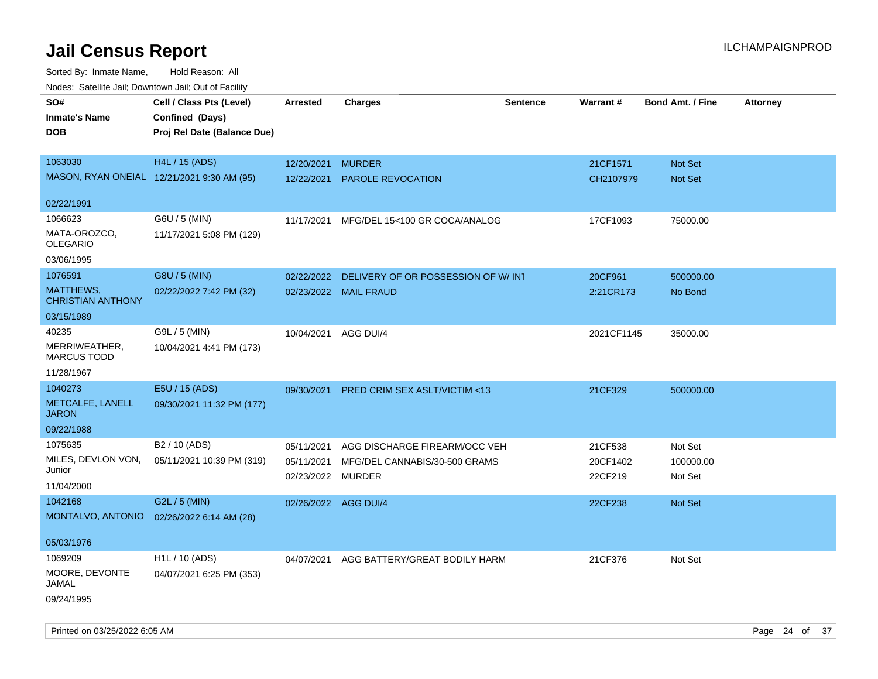# Jail Census Report

Sorted By: Inmate Name, Hold Reason: All

Nodes: Satellite Jail; Downtown Jail; Out of Facility

| SO# / Inmate's Name / DOB | Cell / Class Pts (Level) / Confined (Days) / Proj Rel Date (Balance Due) | Arrested | Charges | Sentence | Warrant # | Bond Amt. / Fine | Attorney |
|---|---|---|---|---|---|---|---|
| 1063030<br>MASON, RYAN ONEIAL<br>02/22/1991 | H4L / 15 (ADS)<br>12/21/2021 9:30 AM (95) | 12/20/2021<br>12/22/2021 | MURDER<br>PAROLE REVOCATION | | 21CF1571<br>CH2107979 | Not Set<br>Not Set | |
| 1066623<br>MATA-OROZCO, OLEGARIO<br>03/06/1995 | G6U / 5 (MIN)<br>11/17/2021 5:08 PM (129) | 11/17/2021 | MFG/DEL 15<100 GR COCA/ANALOG | | 17CF1093 | 75000.00 | |
| 1076591<br>MATTHEWS, CHRISTIAN ANTHONY<br>03/15/1989 | G8U / 5 (MIN)<br>02/22/2022 7:42 PM (32) | 02/22/2022<br>02/23/2022 | DELIVERY OF OR POSSESSION OF W/ INT<br>MAIL FRAUD | | 20CF961<br>2:21CR173 | 500000.00<br>No Bond | |
| 40235<br>MERRIWEATHER, MARCUS TODD<br>11/28/1967 | G9L / 5 (MIN)<br>10/04/2021 4:41 PM (173) | 10/04/2021 | AGG DUI/4 | | 2021CF1145 | 35000.00 | |
| 1040273<br>METCALFE, LANELL JARON<br>09/22/1988 | E5U / 15 (ADS)<br>09/30/2021 11:32 PM (177) | 09/30/2021 | PRED CRIM SEX ASLT/VICTIM <13 | | 21CF329 | 500000.00 | |
| 1075635<br>MILES, DEVLON VON, Junior<br>11/04/2000 | B2 / 10 (ADS)<br>05/11/2021 10:39 PM (319) | 05/11/2021<br>05/11/2021<br>02/23/2022 | AGG DISCHARGE FIREARM/OCC VEH<br>MFG/DEL CANNABIS/30-500 GRAMS<br>MURDER | | 21CF538<br>20CF1402<br>22CF219 | Not Set<br>100000.00<br>Not Set | |
| 1042168<br>MONTALVO, ANTONIO<br>05/03/1976 | G2L / 5 (MIN)<br>02/26/2022 6:14 AM (28) | 02/26/2022 | AGG DUI/4 | | 22CF238 | Not Set | |
| 1069209<br>MOORE, DEVONTE JAMAL<br>09/24/1995 | H1L / 10 (ADS)<br>04/07/2021 6:25 PM (353) | 04/07/2021 | AGG BATTERY/GREAT BODILY HARM | | 21CF376 | Not Set | |

Printed on 03/25/2022 6:05 AM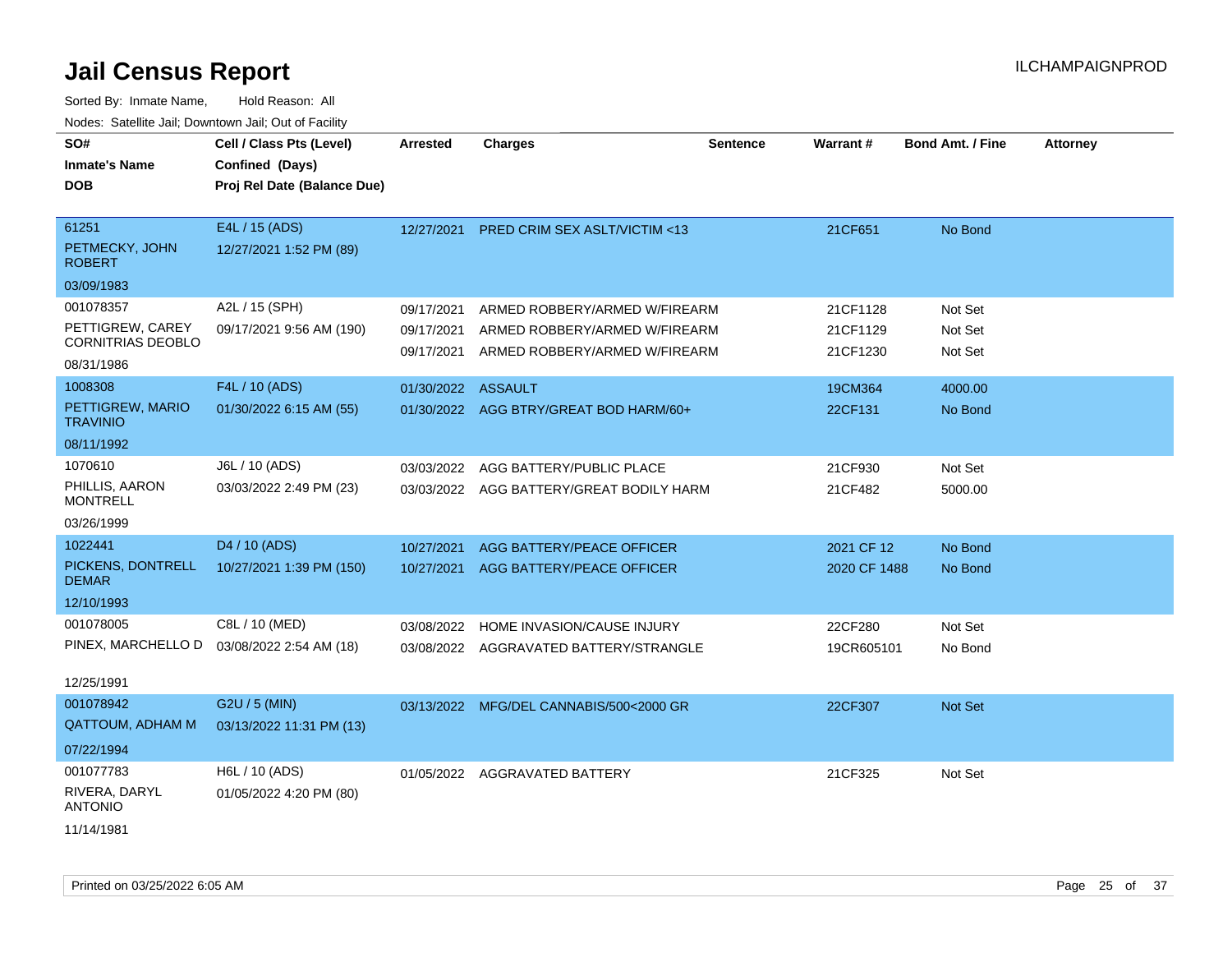# Jail Census Report

Sorted By: Inmate Name, Hold Reason: All

Nodes: Satellite Jail; Downtown Jail; Out of Facility

| SO# / Inmate's Name / DOB | Cell / Class Pts (Level) / Confined (Days) / Proj Rel Date (Balance Due) | Arrested | Charges | Sentence | Warrant # | Bond Amt. / Fine | Attorney |
|---|---|---|---|---|---|---|---|
| 61251<br>PETMECKY, JOHN ROBERT<br>03/09/1983 | E4L / 15 (ADS)<br>12/27/2021 1:52 PM (89) | 12/27/2021 | PRED CRIM SEX ASLT/VICTIM <13 | | 21CF651 | No Bond | |
| 001078357<br>PETTIGREW, CAREY CORNITRIAS DEOBLO<br>08/31/1986 | A2L / 15 (SPH)<br>09/17/2021 9:56 AM (190) | 09/17/2021<br>09/17/2021<br>09/17/2021 | ARMED ROBBERY/ARMED W/FIREARM<br>ARMED ROBBERY/ARMED W/FIREARM<br>ARMED ROBBERY/ARMED W/FIREARM | | 21CF1128<br>21CF1129<br>21CF1230 | Not Set<br>Not Set<br>Not Set | |
| 1008308<br>PETTIGREW, MARIO TRAVINIO<br>08/11/1992 | F4L / 10 (ADS)<br>01/30/2022 6:15 AM (55) | 01/30/2022<br>01/30/2022 | ASSAULT<br>AGG BTRY/GREAT BOD HARM/60+ | | 19CM364<br>22CF131 | 4000.00<br>No Bond | |
| 1070610<br>PHILLIS, AARON MONTRELL<br>03/26/1999 | J6L / 10 (ADS)<br>03/03/2022 2:49 PM (23) | 03/03/2022<br>03/03/2022 | AGG BATTERY/PUBLIC PLACE<br>AGG BATTERY/GREAT BODILY HARM | | 21CF930<br>21CF482 | Not Set<br>5000.00 | |
| 1022441<br>PICKENS, DONTRELL DEMAR<br>12/10/1993 | D4 / 10 (ADS)<br>10/27/2021 1:39 PM (150) | 10/27/2021<br>10/27/2021 | AGG BATTERY/PEACE OFFICER<br>AGG BATTERY/PEACE OFFICER | | 2021 CF 12<br>2020 CF 1488 | No Bond<br>No Bond | |
| 001078005<br>PINEX, MARCHELLO D<br>12/25/1991 | C8L / 10 (MED)<br>03/08/2022 2:54 AM (18) | 03/08/2022<br>03/08/2022 | HOME INVASION/CAUSE INJURY<br>AGGRAVATED BATTERY/STRANGLE | | 22CF280<br>19CR605101 | Not Set<br>No Bond | |
| 001078942<br>QATTOUM, ADHAM M<br>07/22/1994 | G2U / 5 (MIN)<br>03/13/2022 11:31 PM (13) | 03/13/2022 | MFG/DEL CANNABIS/500<2000 GR | | 22CF307 | Not Set | |
| 001077783<br>RIVERA, DARYL ANTONIO<br>11/14/1981 | H6L / 10 (ADS)<br>01/05/2022 4:20 PM (80) | 01/05/2022 | AGGRAVATED BATTERY | | 21CF325 | Not Set | |

Printed on 03/25/2022 6:05 AM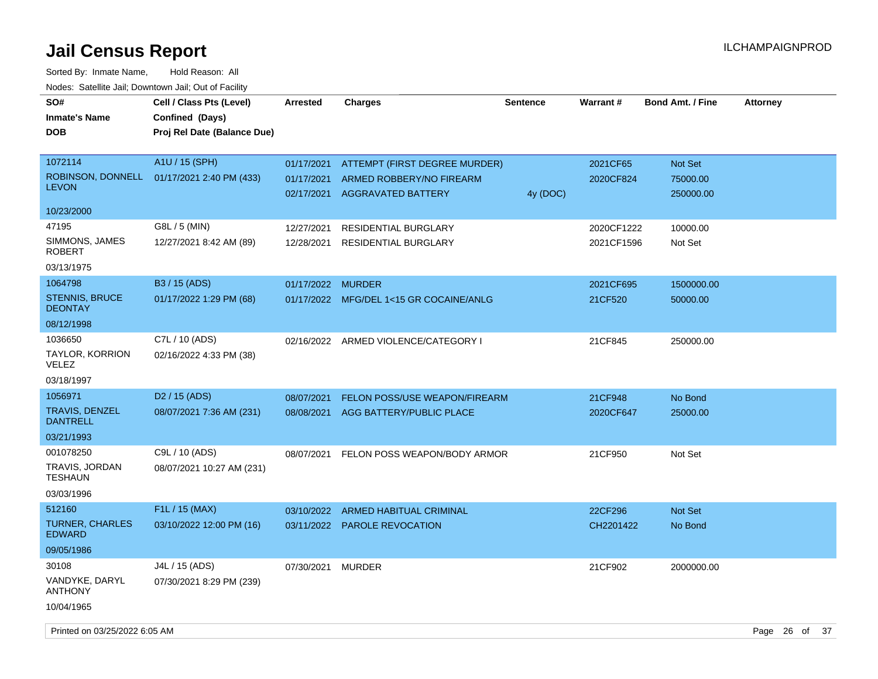# Jail Census Report

Sorted By: Inmate Name, Hold Reason: All

Nodes: Satellite Jail; Downtown Jail; Out of Facility

| SO# / Inmate's Name / DOB | Cell / Class Pts (Level) / Confined (Days) / Proj Rel Date (Balance Due) | Arrested | Charges | Sentence | Warrant # | Bond Amt. / Fine | Attorney |
|---|---|---|---|---|---|---|---|
| 1072114 ROBINSON, DONNELL LEVON 10/23/2000 | A1U / 15 (SPH) 01/17/2021 2:40 PM (433) | 01/17/2021 | ATTEMPT (FIRST DEGREE MURDER) | | 2021CF65 | Not Set | |
| | | 01/17/2021 | ARMED ROBBERY/NO FIREARM | | 2020CF824 | 75000.00 | |
| | | 02/17/2021 | AGGRAVATED BATTERY | 4y (DOC) | | 250000.00 | |
| 47195 SIMMONS, JAMES ROBERT 03/13/1975 | G8L / 5 (MIN) 12/27/2021 8:42 AM (89) | 12/27/2021 | RESIDENTIAL BURGLARY | | 2020CF1222 | 10000.00 | |
| | | 12/28/2021 | RESIDENTIAL BURGLARY | | 2021CF1596 | Not Set | |
| 1064798 STENNIS, BRUCE DEONTAY 08/12/1998 | B3 / 15 (ADS) 01/17/2022 1:29 PM (68) | 01/17/2022 | MURDER | | 2021CF695 | 1500000.00 | |
| | | 01/17/2022 | MFG/DEL 1<15 GR COCAINE/ANLG | | 21CF520 | 50000.00 | |
| 1036650 TAYLOR, KORRION VELEZ 03/18/1997 | C7L / 10 (ADS) 02/16/2022 4:33 PM (38) | 02/16/2022 | ARMED VIOLENCE/CATEGORY I | | 21CF845 | 250000.00 | |
| 1056971 TRAVIS, DENZEL DANTRELL 03/21/1993 | D2 / 15 (ADS) 08/07/2021 7:36 AM (231) | 08/07/2021 | FELON POSS/USE WEAPON/FIREARM | | 21CF948 | No Bond | |
| | | 08/08/2021 | AGG BATTERY/PUBLIC PLACE | | 2020CF647 | 25000.00 | |
| 001078250 TRAVIS, JORDAN TESHAUN 03/03/1996 | C9L / 10 (ADS) 08/07/2021 10:27 AM (231) | 08/07/2021 | FELON POSS WEAPON/BODY ARMOR | | 21CF950 | Not Set | |
| 512160 TURNER, CHARLES EDWARD 09/05/1986 | F1L / 15 (MAX) 03/10/2022 12:00 PM (16) | 03/10/2022 | ARMED HABITUAL CRIMINAL | | 22CF296 | Not Set | |
| | | 03/11/2022 | PAROLE REVOCATION | | CH2201422 | No Bond | |
| 30108 VANDYKE, DARYL ANTHONY 10/04/1965 | J4L / 15 (ADS) 07/30/2021 8:29 PM (239) | 07/30/2021 | MURDER | | 21CF902 | 2000000.00 | |

Printed on 03/25/2022 6:05 AM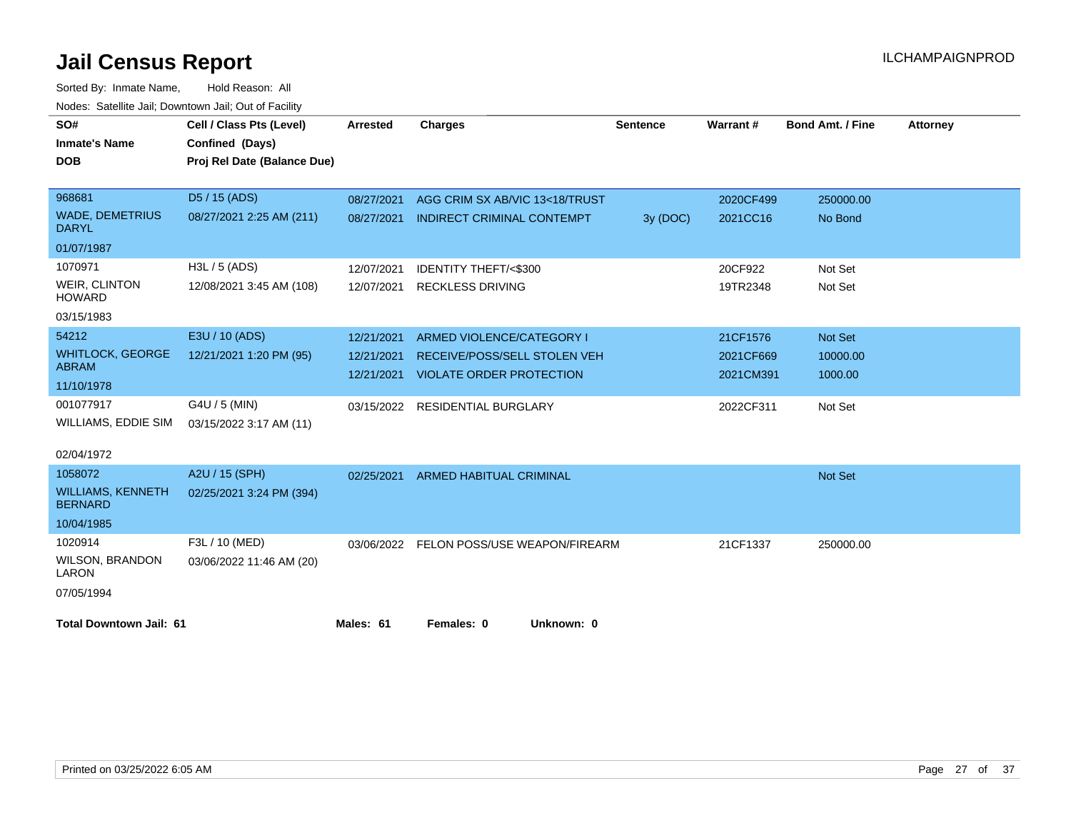# Jail Census Report

ILCHAMPAIGNPROD

Sorted By: Inmate Name, Hold Reason: All

Nodes: Satellite Jail; Downtown Jail; Out of Facility

| SO# / Inmate's Name / DOB | Cell / Class Pts (Level) / Confined (Days) / Proj Rel Date (Balance Due) | Arrested | Charges | Sentence | Warrant # | Bond Amt. / Fine | Attorney |
|---|---|---|---|---|---|---|---|
| 968681<br>WADE, DEMETRIUS DARYL<br>01/07/1987 | D5 / 15 (ADS)<br>08/27/2021 2:25 AM (211) | 08/27/2021 | AGG CRIM SX AB/VIC 13<18/TRUST | | 2020CF499 | 250000.00 | |
| | | 08/27/2021 | INDIRECT CRIMINAL CONTEMPT | 3y (DOC) | 2021CC16 | No Bond | |
| 1070971<br>WEIR, CLINTON HOWARD<br>03/15/1983 | H3L / 5 (ADS)<br>12/08/2021 3:45 AM (108) | 12/07/2021 | IDENTITY THEFT/<$300 | | 20CF922 | Not Set | |
| | | 12/07/2021 | RECKLESS DRIVING | | 19TR2348 | Not Set | |
| 54212<br>WHITLOCK, GEORGE ABRAM<br>11/10/1978 | E3U / 10 (ADS)<br>12/21/2021 1:20 PM (95) | 12/21/2021 | ARMED VIOLENCE/CATEGORY I | | 21CF1576 | Not Set | |
| | | 12/21/2021 | RECEIVE/POSS/SELL STOLEN VEH | | 2021CF669 | 10000.00 | |
| | | 12/21/2021 | VIOLATE ORDER PROTECTION | | 2021CM391 | 1000.00 | |
| 001077917<br>WILLIAMS, EDDIE SIM<br>02/04/1972 | G4U / 5 (MIN)<br>03/15/2022 3:17 AM (11) | 03/15/2022 | RESIDENTIAL BURGLARY | | 2022CF311 | Not Set | |
| 1058072<br>WILLIAMS, KENNETH BERNARD<br>10/04/1985 | A2U / 15 (SPH)<br>02/25/2021 3:24 PM (394) | 02/25/2021 | ARMED HABITUAL CRIMINAL | | | Not Set | |
| 1020914<br>WILSON, BRANDON LARON<br>07/05/1994 | F3L / 10 (MED)<br>03/06/2022 11:46 AM (20) | 03/06/2022 | FELON POSS/USE WEAPON/FIREARM | | 21CF1337 | 250000.00 | |

**Total Downtown Jail: 61** **Males: 61** **Females: 0** **Unknown: 0**

Printed on 03/25/2022 6:05 AM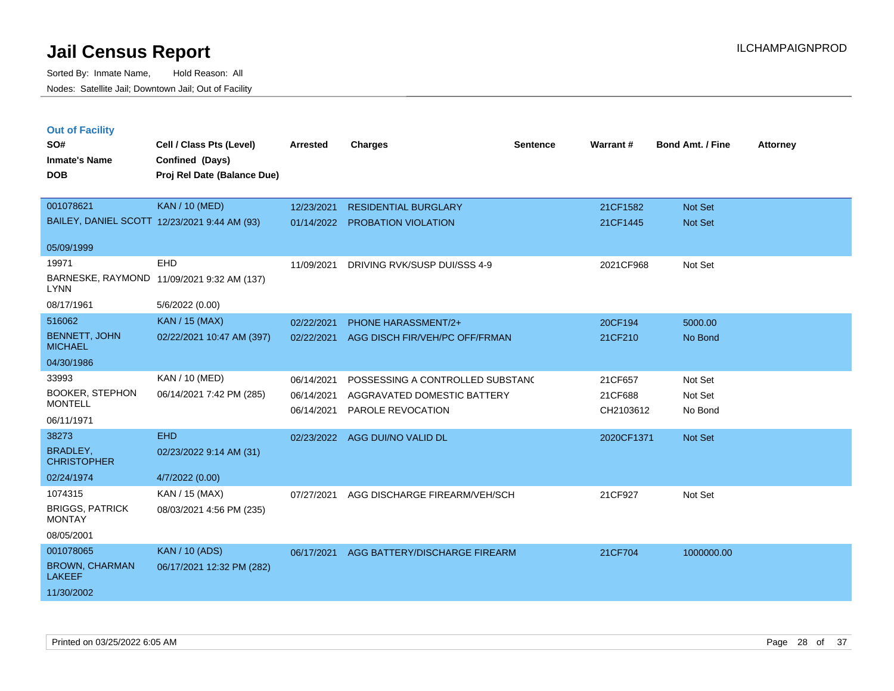# Jail Census Report

Sorted By: Inmate Name, Hold Reason: All
Nodes: Satellite Jail; Downtown Jail; Out of Facility

ILCHAMPAIGNPROD

## Out of Facility

| SO#<br>Inmate's Name<br>DOB | Cell / Class Pts (Level)<br>Confined (Days)<br>Proj Rel Date (Balance Due) | Arrested | Charges | Sentence | Warrant # | Bond Amt. / Fine | Attorney |
|---|---|---|---|---|---|---|---|
| 001078621<br>BAILEY, DANIEL SCOTT<br>05/09/1999 | KAN / 10 (MED)<br>12/23/2021 9:44 AM (93) | 12/23/2021<br>01/14/2022 | RESIDENTIAL BURGLARY<br>PROBATION VIOLATION | | 21CF1582<br>21CF1445 | Not Set<br>Not Set | |
| 19971<br>BARNESKE, RAYMOND LYNN<br>08/17/1961 | EHD<br>11/09/2021 9:32 AM (137)<br>5/6/2022 (0.00) | 11/09/2021 | DRIVING RVK/SUSP DUI/SSS 4-9 | | 2021CF968 | Not Set | |
| 516062<br>BENNETT, JOHN MICHAEL<br>04/30/1986 | KAN / 15 (MAX)<br>02/22/2021 10:47 AM (397) | 02/22/2021<br>02/22/2021 | PHONE HARASSMENT/2+<br>AGG DISCH FIR/VEH/PC OFF/FRMAN | | 20CF194<br>21CF210 | 5000.00<br>No Bond | |
| 33993<br>BOOKER, STEPHON MONTELL<br>06/11/1971 | KAN / 10 (MED)<br>06/14/2021 7:42 PM (285) | 06/14/2021<br>06/14/2021<br>06/14/2021 | POSSESSING A CONTROLLED SUBSTANC<br>AGGRAVATED DOMESTIC BATTERY<br>PAROLE REVOCATION | | 21CF657<br>21CF688<br>CH2103612 | Not Set<br>Not Set<br>No Bond | |
| 38273<br>BRADLEY, CHRISTOPHER<br>02/24/1974 | EHD<br>02/23/2022 9:14 AM (31)<br>4/7/2022 (0.00) | 02/23/2022 | AGG DUI/NO VALID DL | | 2020CF1371 | Not Set | |
| 1074315<br>BRIGGS, PATRICK MONTAY<br>08/05/2001 | KAN / 15 (MAX)<br>08/03/2021 4:56 PM (235) | 07/27/2021 | AGG DISCHARGE FIREARM/VEH/SCH | | 21CF927 | Not Set | |
| 001078065<br>BROWN, CHARMAN LAKEEF<br>11/30/2002 | KAN / 10 (ADS)<br>06/17/2021 12:32 PM (282) | 06/17/2021 | AGG BATTERY/DISCHARGE FIREARM | | 21CF704 | 1000000.00 | |

Printed on 03/25/2022 6:05 AM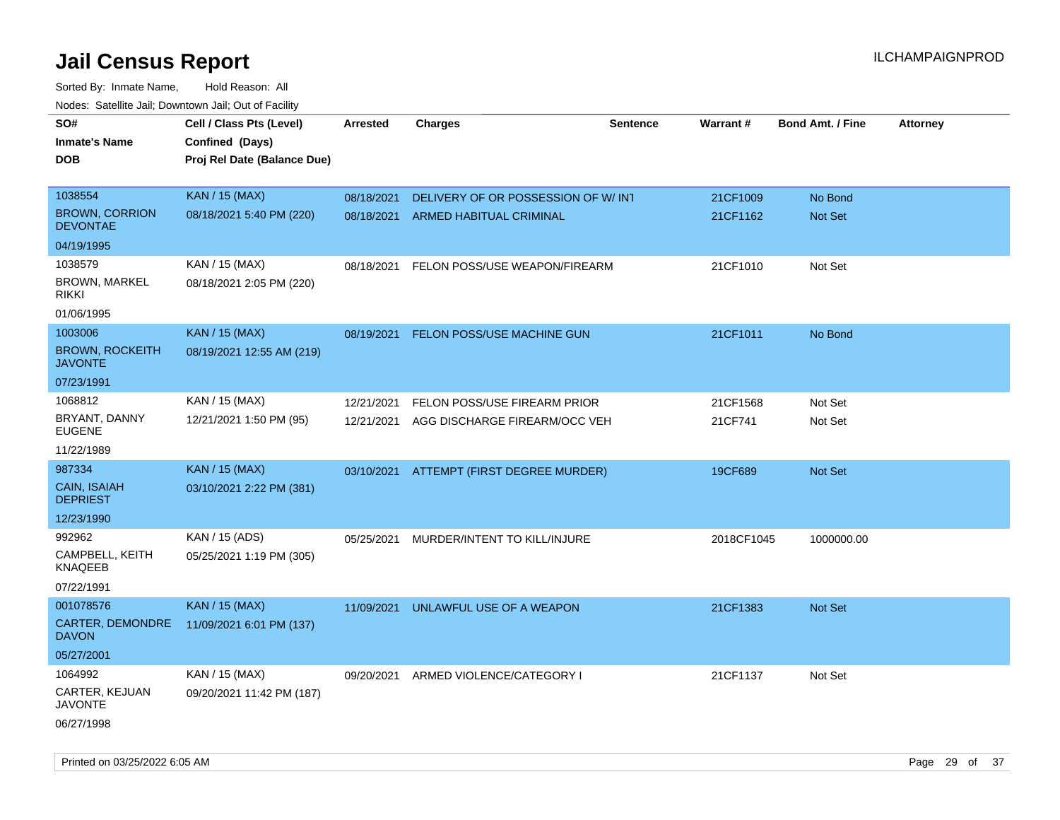# Jail Census Report

ILCHAMPAIGNPROD

Sorted By: Inmate Name, Hold Reason: All

Nodes: Satellite Jail; Downtown Jail; Out of Facility

| SO# / Inmate's Name / DOB | Cell / Class Pts (Level) / Confined (Days) / Proj Rel Date (Balance Due) | Arrested | Charges | Sentence | Warrant # | Bond Amt. / Fine | Attorney |
|---|---|---|---|---|---|---|---|
| 1038554<br>BROWN, CORRION DEVONTAE<br>04/19/1995 | KAN / 15 (MAX)<br>08/18/2021 5:40 PM (220) | 08/18/2021<br>08/18/2021 | DELIVERY OF OR POSSESSION OF W/ INT<br>ARMED HABITUAL CRIMINAL | | 21CF1009<br>21CF1162 | No Bond<br>Not Set | |
| 1038579<br>BROWN, MARKEL RIKKI<br>01/06/1995 | KAN / 15 (MAX)<br>08/18/2021 2:05 PM (220) | 08/18/2021 | FELON POSS/USE WEAPON/FIREARM | | 21CF1010 | Not Set | |
| 1003006<br>BROWN, ROCKEITH JAVONTE<br>07/23/1991 | KAN / 15 (MAX)<br>08/19/2021 12:55 AM (219) | 08/19/2021 | FELON POSS/USE MACHINE GUN | | 21CF1011 | No Bond | |
| 1068812<br>BRYANT, DANNY EUGENE<br>11/22/1989 | KAN / 15 (MAX)<br>12/21/2021 1:50 PM (95) | 12/21/2021<br>12/21/2021 | FELON POSS/USE FIREARM PRIOR<br>AGG DISCHARGE FIREARM/OCC VEH | | 21CF1568<br>21CF741 | Not Set<br>Not Set | |
| 987334<br>CAIN, ISAIAH DEPRIEST<br>12/23/1990 | KAN / 15 (MAX)<br>03/10/2021 2:22 PM (381) | 03/10/2021 | ATTEMPT (FIRST DEGREE MURDER) | | 19CF689 | Not Set | |
| 992962<br>CAMPBELL, KEITH KNAQEEB<br>07/22/1991 | KAN / 15 (ADS)<br>05/25/2021 1:19 PM (305) | 05/25/2021 | MURDER/INTENT TO KILL/INJURE | | 2018CF1045 | 1000000.00 | |
| 001078576<br>CARTER, DEMONDRE DAVON<br>05/27/2001 | KAN / 15 (MAX)<br>11/09/2021 6:01 PM (137) | 11/09/2021 | UNLAWFUL USE OF A WEAPON | | 21CF1383 | Not Set | |
| 1064992<br>CARTER, KEJUAN JAVONTE<br>06/27/1998 | KAN / 15 (MAX)<br>09/20/2021 11:42 PM (187) | 09/20/2021 | ARMED VIOLENCE/CATEGORY I | | 21CF1137 | Not Set | |

Printed on 03/25/2022 6:05 AM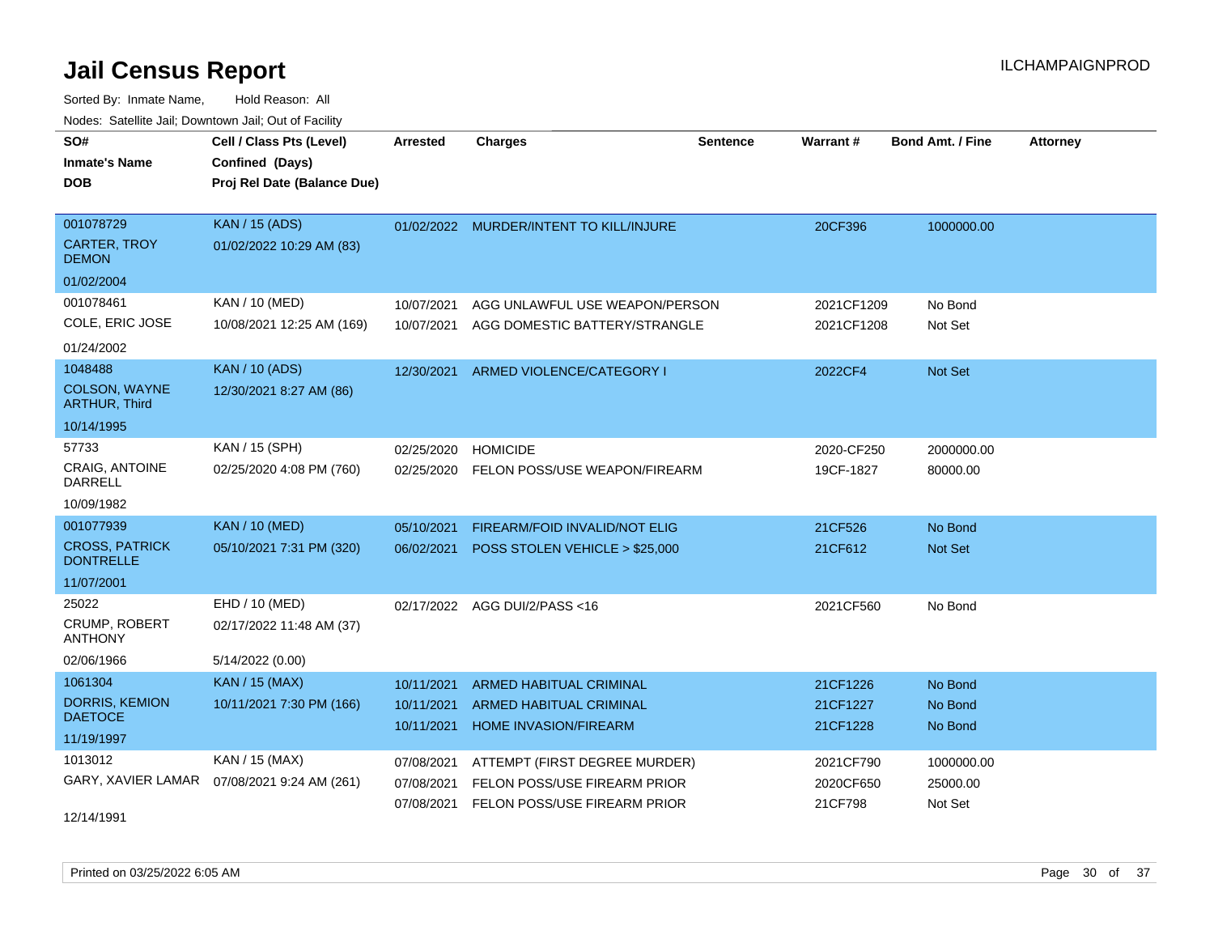# Jail Census Report

ILCHAMPAIGNPROD

Sorted By: Inmate Name, Hold Reason: All

Nodes: Satellite Jail; Downtown Jail; Out of Facility

| SO# / Inmate's Name / DOB | Cell / Class Pts (Level) / Confined (Days) / Proj Rel Date (Balance Due) | Arrested | Charges | Sentence | Warrant # | Bond Amt. / Fine | Attorney |
|---|---|---|---|---|---|---|---|
| 001078729 / CARTER, TROY DEMON / 01/02/2004 | KAN / 15 (ADS) / 01/02/2022 10:29 AM (83) | 01/02/2022 | MURDER/INTENT TO KILL/INJURE | | 20CF396 | 1000000.00 | |
| 001078461 / COLE, ERIC JOSE / 01/24/2002 | KAN / 10 (MED) / 10/08/2021 12:25 AM (169) | 10/07/2021 | AGG UNLAWFUL USE WEAPON/PERSON | | 2021CF1209 | No Bond | |
| | | 10/07/2021 | AGG DOMESTIC BATTERY/STRANGLE | | 2021CF1208 | Not Set | |
| 1048488 / COLSON, WAYNE ARTHUR, Third / 10/14/1995 | KAN / 10 (ADS) / 12/30/2021 8:27 AM (86) | 12/30/2021 | ARMED VIOLENCE/CATEGORY I | | 2022CF4 | Not Set | |
| 57733 / CRAIG, ANTOINE DARRELL / 10/09/1982 | KAN / 15 (SPH) / 02/25/2020 4:08 PM (760) | 02/25/2020 | HOMICIDE | | 2020-CF250 | 2000000.00 | |
| | | 02/25/2020 | FELON POSS/USE WEAPON/FIREARM | | 19CF-1827 | 80000.00 | |
| 001077939 / CROSS, PATRICK DONTRELLE / 11/07/2001 | KAN / 10 (MED) / 05/10/2021 7:31 PM (320) | 05/10/2021 | FIREARM/FOID INVALID/NOT ELIG | | 21CF526 | No Bond | |
| | | 06/02/2021 | POSS STOLEN VEHICLE > $25,000 | | 21CF612 | Not Set | |
| 25022 / CRUMP, ROBERT ANTHONY / 02/06/1966 | EHD / 10 (MED) / 02/17/2022 11:48 AM (37) / 5/14/2022 (0.00) | 02/17/2022 | AGG DUI/2/PASS <16 | | 2021CF560 | No Bond | |
| 1061304 / DORRIS, KEMION DAETOCE / 11/19/1997 | KAN / 15 (MAX) / 10/11/2021 7:30 PM (166) | 10/11/2021 | ARMED HABITUAL CRIMINAL | | 21CF1226 | No Bond | |
| | | 10/11/2021 | ARMED HABITUAL CRIMINAL | | 21CF1227 | No Bond | |
| | | 10/11/2021 | HOME INVASION/FIREARM | | 21CF1228 | No Bond | |
| 1013012 / GARY, XAVIER LAMAR / 12/14/1991 | KAN / 15 (MAX) / 07/08/2021 9:24 AM (261) | 07/08/2021 | ATTEMPT (FIRST DEGREE MURDER) | | 2021CF790 | 1000000.00 | |
| | | 07/08/2021 | FELON POSS/USE FIREARM PRIOR | | 2020CF650 | 25000.00 | |
| | | 07/08/2021 | FELON POSS/USE FIREARM PRIOR | | 21CF798 | Not Set | |

Printed on 03/25/2022 6:05 AM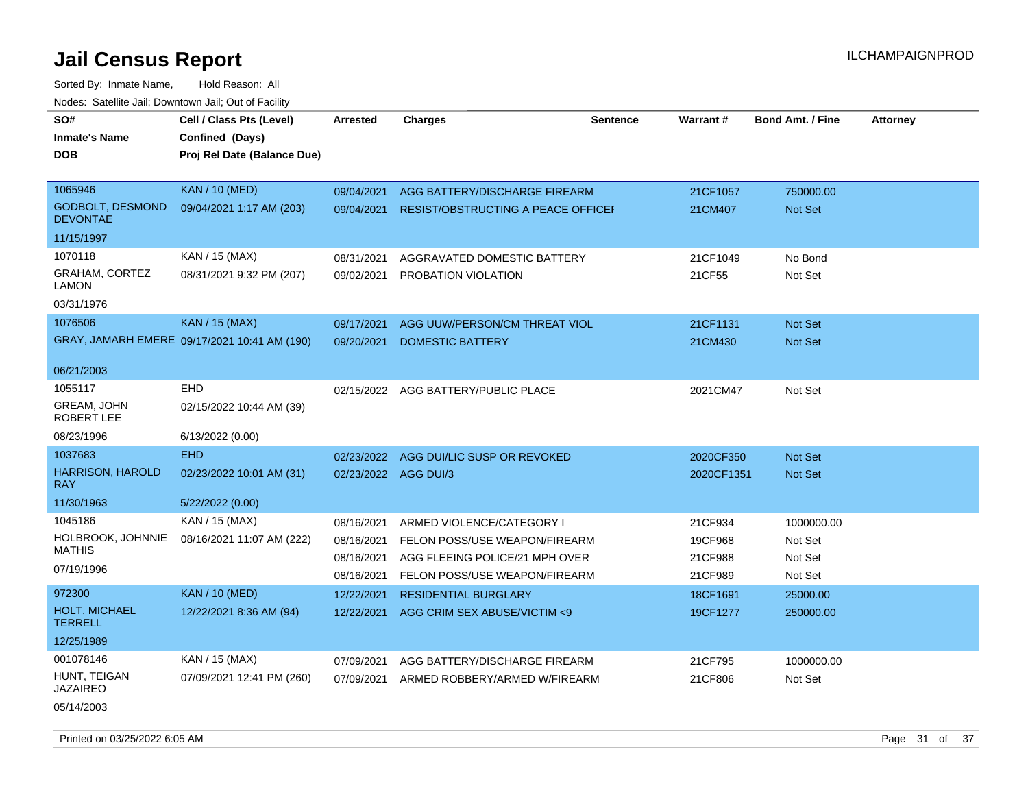# Jail Census Report

Sorted By: Inmate Name, Hold Reason: All

Nodes: Satellite Jail; Downtown Jail; Out of Facility

| SO# / Inmate's Name / DOB | Cell / Class Pts (Level) / Confined (Days) / Proj Rel Date (Balance Due) | Arrested | Charges | Sentence | Warrant # | Bond Amt. / Fine | Attorney |
|---|---|---|---|---|---|---|---|
| 1065946<br>GODBOLT, DESMOND DEVONTAE<br>11/15/1997 | KAN / 10 (MED)<br>09/04/2021 1:17 AM (203) | 09/04/2021 | AGG BATTERY/DISCHARGE FIREARM | | 21CF1057 | 750000.00 | |
| | | 09/04/2021 | RESIST/OBSTRUCTING A PEACE OFFICEI | | 21CM407 | Not Set | |
| 1070118<br>GRAHAM, CORTEZ LAMON<br>03/31/1976 | KAN / 15 (MAX)<br>08/31/2021 9:32 PM (207) | 08/31/2021 | AGGRAVATED DOMESTIC BATTERY | | 21CF1049 | No Bond | |
| | | 09/02/2021 | PROBATION VIOLATION | | 21CF55 | Not Set | |
| 1076506<br>GRAY, JAMARH EMERE<br>06/21/2003 | KAN / 15 (MAX)<br>09/17/2021 10:41 AM (190) | 09/17/2021 | AGG UUW/PERSON/CM THREAT VIOL | | 21CF1131 | Not Set | |
| | | 09/20/2021 | DOMESTIC BATTERY | | 21CM430 | Not Set | |
| 1055117<br>GREAM, JOHN ROBERT LEE<br>08/23/1996 | EHD<br>02/15/2022 10:44 AM (39)<br>6/13/2022 (0.00) | 02/15/2022 | AGG BATTERY/PUBLIC PLACE | | 2021CM47 | Not Set | |
| 1037683<br>HARRISON, HAROLD RAY<br>11/30/1963 | EHD<br>02/23/2022 10:01 AM (31)<br>5/22/2022 (0.00) | 02/23/2022 | AGG DUI/LIC SUSP OR REVOKED | | 2020CF350 | Not Set | |
| | | 02/23/2022 | AGG DUI/3 | | 2020CF1351 | Not Set | |
| 1045186<br>HOLBROOK, JOHNNIE MATHIS<br>07/19/1996 | KAN / 15 (MAX)<br>08/16/2021 11:07 AM (222) | 08/16/2021 | ARMED VIOLENCE/CATEGORY I | | 21CF934 | 1000000.00 | |
| | | 08/16/2021 | FELON POSS/USE WEAPON/FIREARM | | 19CF968 | Not Set | |
| | | 08/16/2021 | AGG FLEEING POLICE/21 MPH OVER | | 21CF988 | Not Set | |
| | | 08/16/2021 | FELON POSS/USE WEAPON/FIREARM | | 21CF989 | Not Set | |
| 972300<br>HOLT, MICHAEL TERRELL<br>12/25/1989 | KAN / 10 (MED)<br>12/22/2021 8:36 AM (94) | 12/22/2021 | RESIDENTIAL BURGLARY | | 18CF1691 | 25000.00 | |
| | | 12/22/2021 | AGG CRIM SEX ABUSE/VICTIM <9 | | 19CF1277 | 250000.00 | |
| 001078146<br>HUNT, TEIGAN JAZAIREO<br>05/14/2003 | KAN / 15 (MAX)<br>07/09/2021 12:41 PM (260) | 07/09/2021 | AGG BATTERY/DISCHARGE FIREARM | | 21CF795 | 1000000.00 | |
| | | 07/09/2021 | ARMED ROBBERY/ARMED W/FIREARM | | 21CF806 | Not Set | |

Printed on 03/25/2022 6:05 AM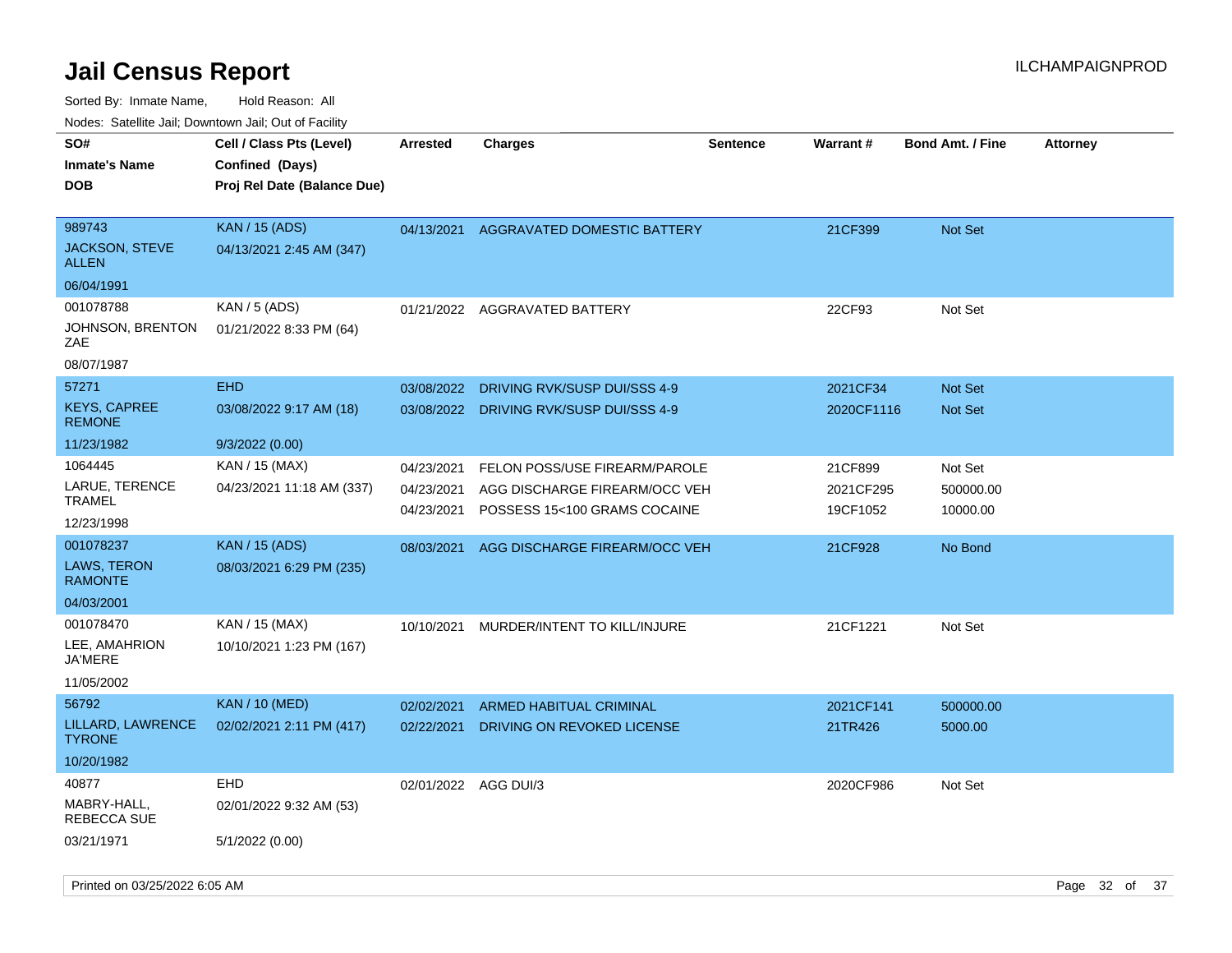# Jail Census Report

ILCHAMPAIGNPROD

Sorted By: Inmate Name, Hold Reason: All

Nodes: Satellite Jail; Downtown Jail; Out of Facility

| SO# / Inmate's Name / DOB | Cell / Class Pts (Level) / Confined (Days) / Proj Rel Date (Balance Due) | Arrested | Charges | Sentence | Warrant # | Bond Amt. / Fine | Attorney |
|---|---|---|---|---|---|---|---|
| 989743<br>JACKSON, STEVE ALLEN<br>06/04/1991 | KAN / 15 (ADS)<br>04/13/2021 2:45 AM (347) | 04/13/2021 | AGGRAVATED DOMESTIC BATTERY | | 21CF399 | Not Set | |
| 001078788<br>JOHNSON, BRENTON ZAE<br>08/07/1987 | KAN / 5 (ADS)<br>01/21/2022 8:33 PM (64) | 01/21/2022 | AGGRAVATED BATTERY | | 22CF93 | Not Set | |
| 57271<br>KEYS, CAPREE REMONE<br>11/23/1982 | EHD<br>03/08/2022 9:17 AM (18)<br>9/3/2022 (0.00) | 03/08/2022<br>03/08/2022 | DRIVING RVK/SUSP DUI/SSS 4-9<br>DRIVING RVK/SUSP DUI/SSS 4-9 | | 2021CF34<br>2020CF1116 | Not Set<br>Not Set | |
| 1064445<br>LARUE, TERENCE TRAMEL<br>12/23/1998 | KAN / 15 (MAX)<br>04/23/2021 11:18 AM (337) | 04/23/2021<br>04/23/2021<br>04/23/2021 | FELON POSS/USE FIREARM/PAROLE<br>AGG DISCHARGE FIREARM/OCC VEH<br>POSSESS 15<100 GRAMS COCAINE | | 21CF899<br>2021CF295<br>19CF1052 | Not Set<br>500000.00<br>10000.00 | |
| 001078237<br>LAWS, TERON RAMONTE<br>04/03/2001 | KAN / 15 (ADS)<br>08/03/2021 6:29 PM (235) | 08/03/2021 | AGG DISCHARGE FIREARM/OCC VEH | | 21CF928 | No Bond | |
| 001078470<br>LEE, AMAHRION JA'MERE<br>11/05/2002 | KAN / 15 (MAX)<br>10/10/2021 1:23 PM (167) | 10/10/2021 | MURDER/INTENT TO KILL/INJURE | | 21CF1221 | Not Set | |
| 56792<br>LILLARD, LAWRENCE TYRONE<br>10/20/1982 | KAN / 10 (MED)<br>02/02/2021 2:11 PM (417) | 02/02/2021<br>02/22/2021 | ARMED HABITUAL CRIMINAL<br>DRIVING ON REVOKED LICENSE | | 2021CF141<br>21TR426 | 500000.00<br>5000.00 | |
| 40877<br>MABRY-HALL, REBECCA SUE<br>03/21/1971 | EHD<br>02/01/2022 9:32 AM (53)<br>5/1/2022 (0.00) | 02/01/2022 | AGG DUI/3 | | 2020CF986 | Not Set | |

Printed on 03/25/2022 6:05 AM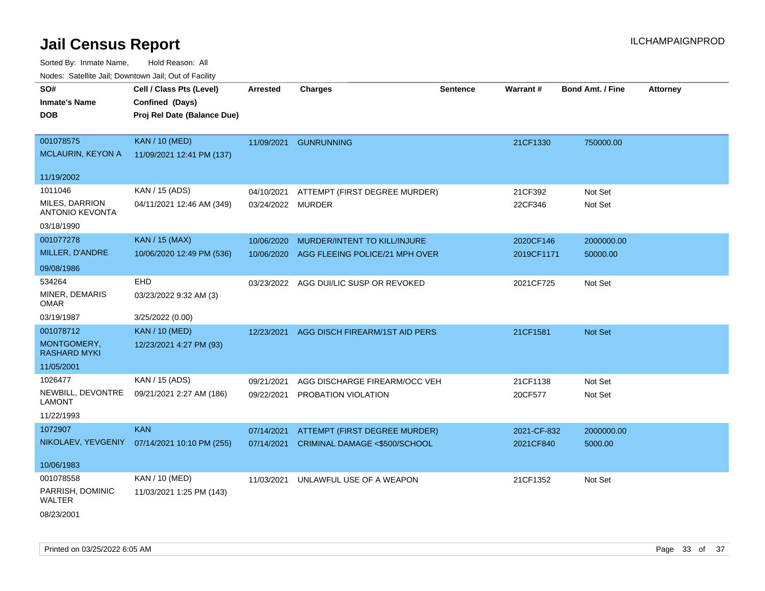# Jail Census Report

ILCHAMPAIGNPROD

Sorted By: Inmate Name, Hold Reason: All

Nodes: Satellite Jail; Downtown Jail; Out of Facility

| SO# / Inmate's Name / DOB | Cell / Class Pts (Level) / Confined (Days) / Proj Rel Date (Balance Due) | Arrested | Charges | Sentence | Warrant # | Bond Amt. / Fine | Attorney |
|---|---|---|---|---|---|---|---|
| 001078575 MCLAURIN, KEYON A 11/19/2002 | KAN / 10 (MED) 11/09/2021 12:41 PM (137) | 11/09/2021 | GUNRUNNING | | 21CF1330 | 750000.00 | |
| 1011046 MILES, DARRION ANTONIO KEVONTA 03/18/1990 | KAN / 15 (ADS) 04/11/2021 12:46 AM (349) | 04/10/2021 | ATTEMPT (FIRST DEGREE MURDER) | | 21CF392 | Not Set | |
| | | 03/24/2022 | MURDER | | 22CF346 | Not Set | |
| 001077278 MILLER, D'ANDRE 09/08/1986 | KAN / 15 (MAX) 10/06/2020 12:49 PM (536) | 10/06/2020 | MURDER/INTENT TO KILL/INJURE | | 2020CF146 | 2000000.00 | |
| | | 10/06/2020 | AGG FLEEING POLICE/21 MPH OVER | | 2019CF1171 | 50000.00 | |
| 534264 MINER, DEMARIS OMAR 03/19/1987 | EHD 03/23/2022 9:32 AM (3) 3/25/2022 (0.00) | 03/23/2022 | AGG DUI/LIC SUSP OR REVOKED | | 2021CF725 | Not Set | |
| 001078712 MONTGOMERY, RASHARD MYKI 11/05/2001 | KAN / 10 (MED) 12/23/2021 4:27 PM (93) | 12/23/2021 | AGG DISCH FIREARM/1ST AID PERS | | 21CF1581 | Not Set | |
| 1026477 NEWBILL, DEVONTRE LAMONT 11/22/1993 | KAN / 15 (ADS) 09/21/2021 2:27 AM (186) | 09/21/2021 | AGG DISCHARGE FIREARM/OCC VEH | | 21CF1138 | Not Set | |
| | | 09/22/2021 | PROBATION VIOLATION | | 20CF577 | Not Set | |
| 1072907 NIKOLAEV, YEVGENIY 10/06/1983 | KAN 07/14/2021 10:10 PM (255) | 07/14/2021 | ATTEMPT (FIRST DEGREE MURDER) | | 2021-CF-832 | 2000000.00 | |
| | | 07/14/2021 | CRIMINAL DAMAGE <$500/SCHOOL | | 2021CF840 | 5000.00 | |
| 001078558 PARRISH, DOMINIC WALTER 08/23/2001 | KAN / 10 (MED) 11/03/2021 1:25 PM (143) | 11/03/2021 | UNLAWFUL USE OF A WEAPON | | 21CF1352 | Not Set | |

Printed on 03/25/2022 6:05 AM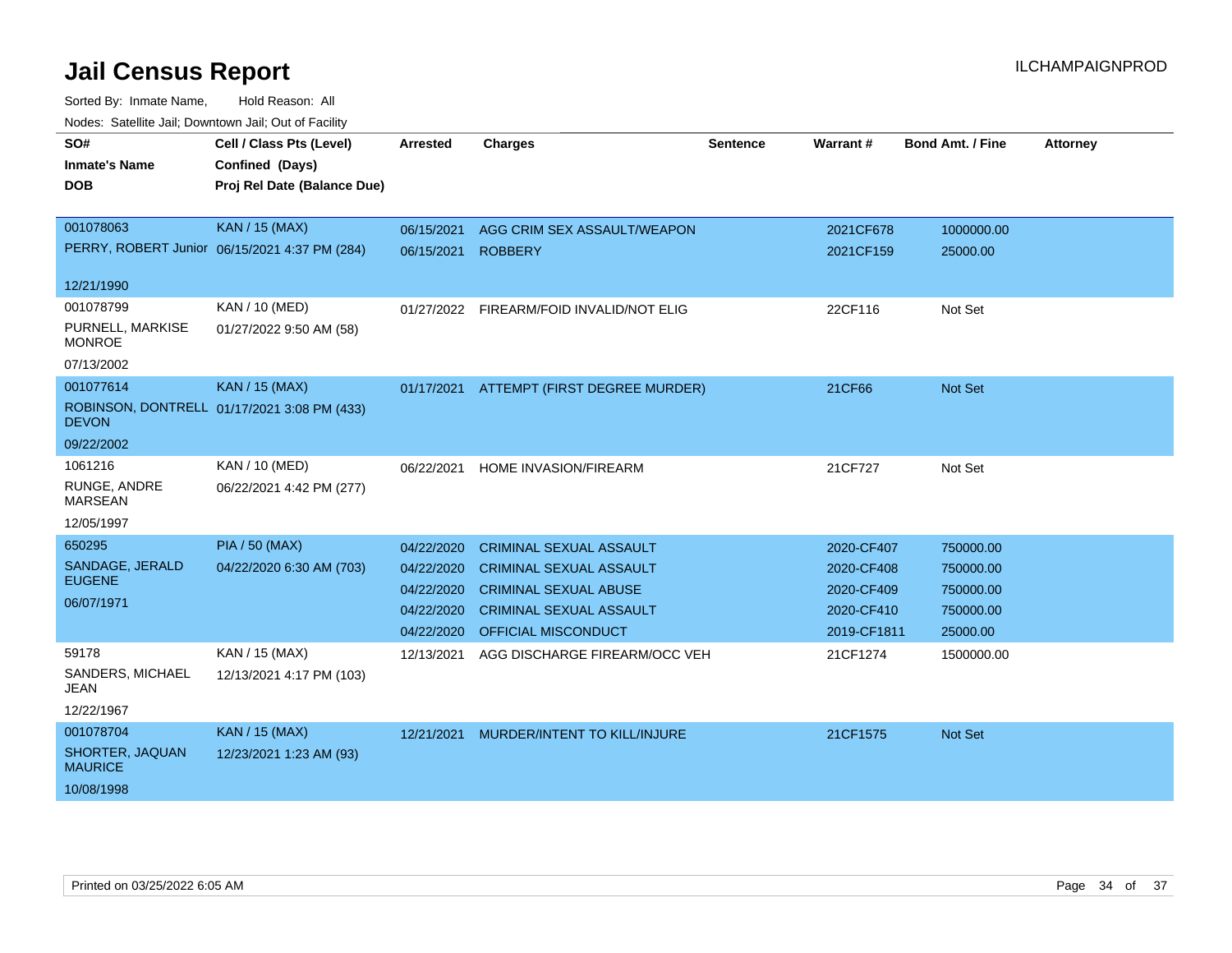# Jail Census Report

Sorted By: Inmate Name, Hold Reason: All

Nodes: Satellite Jail; Downtown Jail; Out of Facility

| SO# / Inmate's Name / DOB | Cell / Class Pts (Level) / Confined (Days) / Proj Rel Date (Balance Due) | Arrested | Charges | Sentence | Warrant # | Bond Amt. / Fine | Attorney |
|---|---|---|---|---|---|---|---|
| 001078063<br>PERRY, ROBERT Junior<br>12/21/1990 | KAN / 15 (MAX)<br>06/15/2021 4:37 PM (284) | 06/15/2021 | AGG CRIM SEX ASSAULT/WEAPON | | 2021CF678 | 1000000.00 | |
| | | 06/15/2021 | ROBBERY | | 2021CF159 | 25000.00 | |
| 001078799<br>PURNELL, MARKISE MONROE<br>07/13/2002 | KAN / 10 (MED)<br>01/27/2022 9:50 AM (58) | 01/27/2022 | FIREARM/FOID INVALID/NOT ELIG | | 22CF116 | Not Set | |
| 001077614<br>ROBINSON, DONTRELL DEVON<br>09/22/2002 | KAN / 15 (MAX)<br>01/17/2021 3:08 PM (433) | 01/17/2021 | ATTEMPT (FIRST DEGREE MURDER) | | 21CF66 | Not Set | |
| 1061216<br>RUNGE, ANDRE MARSEAN<br>12/05/1997 | KAN / 10 (MED)<br>06/22/2021 4:42 PM (277) | 06/22/2021 | HOME INVASION/FIREARM | | 21CF727 | Not Set | |
| 650295<br>SANDAGE, JERALD EUGENE<br>06/07/1971 | PIA / 50 (MAX)<br>04/22/2020 6:30 AM (703) | 04/22/2020 | CRIMINAL SEXUAL ASSAULT | | 2020-CF407 | 750000.00 | |
| | | 04/22/2020 | CRIMINAL SEXUAL ASSAULT | | 2020-CF408 | 750000.00 | |
| | | 04/22/2020 | CRIMINAL SEXUAL ABUSE | | 2020-CF409 | 750000.00 | |
| | | 04/22/2020 | CRIMINAL SEXUAL ASSAULT | | 2020-CF410 | 750000.00 | |
| | | 04/22/2020 | OFFICIAL MISCONDUCT | | 2019-CF1811 | 25000.00 | |
| 59178<br>SANDERS, MICHAEL JEAN<br>12/22/1967 | KAN / 15 (MAX)<br>12/13/2021 4:17 PM (103) | 12/13/2021 | AGG DISCHARGE FIREARM/OCC VEH | | 21CF1274 | 1500000.00 | |
| 001078704<br>SHORTER, JAQUAN MAURICE<br>10/08/1998 | KAN / 15 (MAX)<br>12/23/2021 1:23 AM (93) | 12/21/2021 | MURDER/INTENT TO KILL/INJURE | | 21CF1575 | Not Set | |

Printed on 03/25/2022 6:05 AM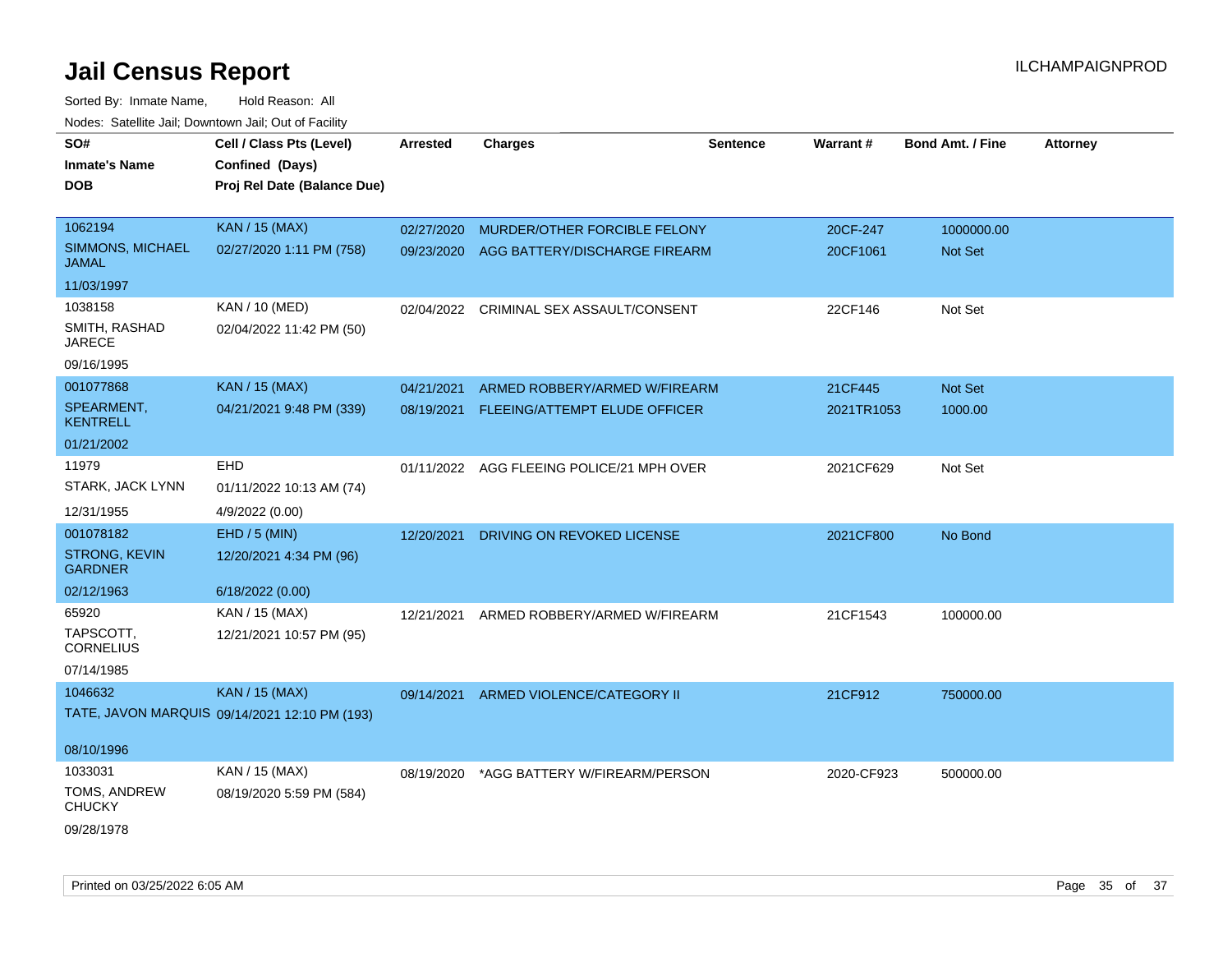# Jail Census Report

Sorted By: Inmate Name, Hold Reason: All

Nodes: Satellite Jail; Downtown Jail; Out of Facility

| SO# / Inmate's Name / DOB | Cell / Class Pts (Level) / Confined (Days) / Proj Rel Date (Balance Due) | Arrested | Charges | Sentence | Warrant # | Bond Amt. / Fine | Attorney |
|---|---|---|---|---|---|---|---|
| 1062194<br>SIMMONS, MICHAEL JAMAL<br>11/03/1997 | KAN / 15 (MAX)<br>02/27/2020 1:11 PM (758) | 02/27/2020<br>09/23/2020 | MURDER/OTHER FORCIBLE FELONY<br>AGG BATTERY/DISCHARGE FIREARM | | 20CF-247<br>20CF1061 | 1000000.00<br>Not Set | |
| 1038158<br>SMITH, RASHAD JARECE<br>09/16/1995 | KAN / 10 (MED)<br>02/04/2022 11:42 PM (50) | 02/04/2022 | CRIMINAL SEX ASSAULT/CONSENT | | 22CF146 | Not Set | |
| 001077868<br>SPEARMENT, KENTRELL<br>01/21/2002 | KAN / 15 (MAX)<br>04/21/2021 9:48 PM (339) | 04/21/2021<br>08/19/2021 | ARMED ROBBERY/ARMED W/FIREARM<br>FLEEING/ATTEMPT ELUDE OFFICER | | 21CF445<br>2021TR1053 | Not Set<br>1000.00 | |
| 11979<br>STARK, JACK LYNN<br>12/31/1955 | EHD<br>01/11/2022 10:13 AM (74)<br>4/9/2022 (0.00) | 01/11/2022 | AGG FLEEING POLICE/21 MPH OVER | | 2021CF629 | Not Set | |
| 001078182<br>STRONG, KEVIN GARDNER<br>02/12/1963 | EHD / 5 (MIN)<br>12/20/2021 4:34 PM (96)<br>6/18/2022 (0.00) | 12/20/2021 | DRIVING ON REVOKED LICENSE | | 2021CF800 | No Bond | |
| 65920<br>TAPSCOTT, CORNELIUS<br>07/14/1985 | KAN / 15 (MAX)<br>12/21/2021 10:57 PM (95) | 12/21/2021 | ARMED ROBBERY/ARMED W/FIREARM | | 21CF1543 | 100000.00 | |
| 1046632<br>TATE, JAVON MARQUIS<br>08/10/1996 | KAN / 15 (MAX)<br>09/14/2021 12:10 PM (193) | 09/14/2021 | ARMED VIOLENCE/CATEGORY II | | 21CF912 | 750000.00 | |
| 1033031<br>TOMS, ANDREW CHUCKY<br>09/28/1978 | KAN / 15 (MAX)<br>08/19/2020 5:59 PM (584) | 08/19/2020 | *AGG BATTERY W/FIREARM/PERSON | | 2020-CF923 | 500000.00 | |

Printed on 03/25/2022 6:05 AM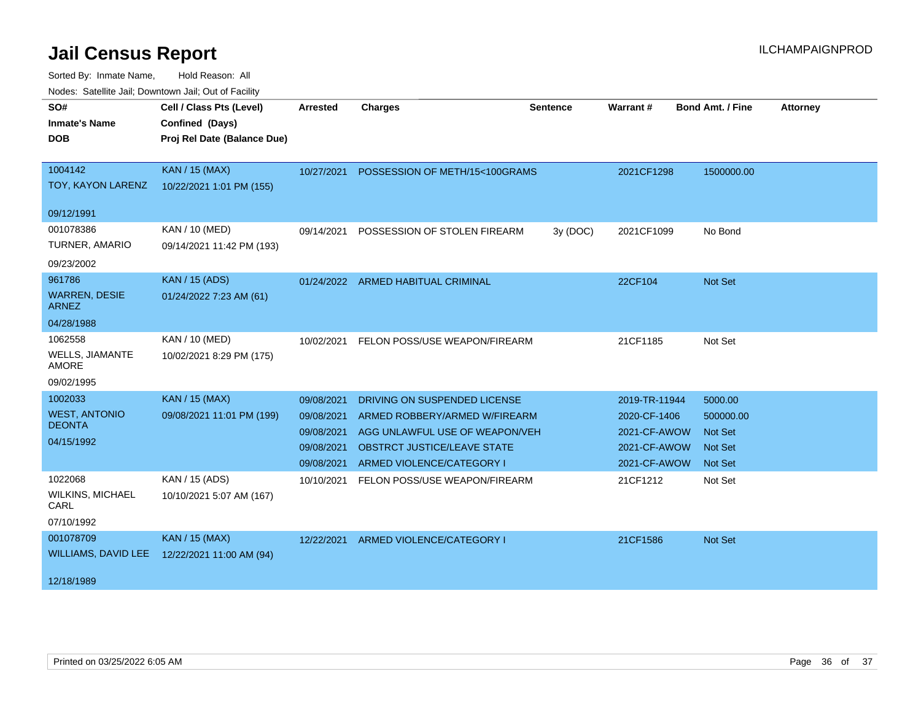# Jail Census Report

ILCHAMPAIGNPROD

Sorted By: Inmate Name, Hold Reason: All

Nodes: Satellite Jail; Downtown Jail; Out of Facility

| SO# / Inmate's Name / DOB | Cell / Class Pts (Level) / Confined (Days) / Proj Rel Date (Balance Due) | Arrested | Charges | Sentence | Warrant # | Bond Amt. / Fine | Attorney |
|---|---|---|---|---|---|---|---|
| 1004142<br>TOY, KAYON LARENZ<br>09/12/1991 | KAN / 15 (MAX)<br>10/22/2021 1:01 PM (155) | 10/27/2021 | POSSESSION OF METH/15<100GRAMS | | 2021CF1298 | 1500000.00 | |
| 001078386<br>TURNER, AMARIO<br>09/23/2002 | KAN / 10 (MED)<br>09/14/2021 11:42 PM (193) | 09/14/2021 | POSSESSION OF STOLEN FIREARM | 3y (DOC) | 2021CF1099 | No Bond | |
| 961786<br>WARREN, DESIE ARNEZ<br>04/28/1988 | KAN / 15 (ADS)<br>01/24/2022 7:23 AM (61) | 01/24/2022 | ARMED HABITUAL CRIMINAL | | 22CF104 | Not Set | |
| 1062558<br>WELLS, JIAMANTE AMORE<br>09/02/1995 | KAN / 10 (MED)<br>10/02/2021 8:29 PM (175) | 10/02/2021 | FELON POSS/USE WEAPON/FIREARM | | 21CF1185 | Not Set | |
| 1002033<br>WEST, ANTONIO DEONTA<br>04/15/1992 | KAN / 15 (MAX)<br>09/08/2021 11:01 PM (199) | 09/08/2021 | DRIVING ON SUSPENDED LICENSE | | 2019-TR-11944 | 5000.00 | |
| | | 09/08/2021 | ARMED ROBBERY/ARMED W/FIREARM | | 2020-CF-1406 | 500000.00 | |
| | | 09/08/2021 | AGG UNLAWFUL USE OF WEAPON/VEH | | 2021-CF-AWOW | Not Set | |
| | | 09/08/2021 | OBSTRCT JUSTICE/LEAVE STATE | | 2021-CF-AWOW | Not Set | |
| | | 09/08/2021 | ARMED VIOLENCE/CATEGORY I | | 2021-CF-AWOW | Not Set | |
| 1022068<br>WILKINS, MICHAEL CARL<br>07/10/1992 | KAN / 15 (ADS)<br>10/10/2021 5:07 AM (167) | 10/10/2021 | FELON POSS/USE WEAPON/FIREARM | | 21CF1212 | Not Set | |
| 001078709<br>WILLIAMS, DAVID LEE<br>12/18/1989 | KAN / 15 (MAX)<br>12/22/2021 11:00 AM (94) | 12/22/2021 | ARMED VIOLENCE/CATEGORY I | | 21CF1586 | Not Set | |

Printed on 03/25/2022 6:05 AM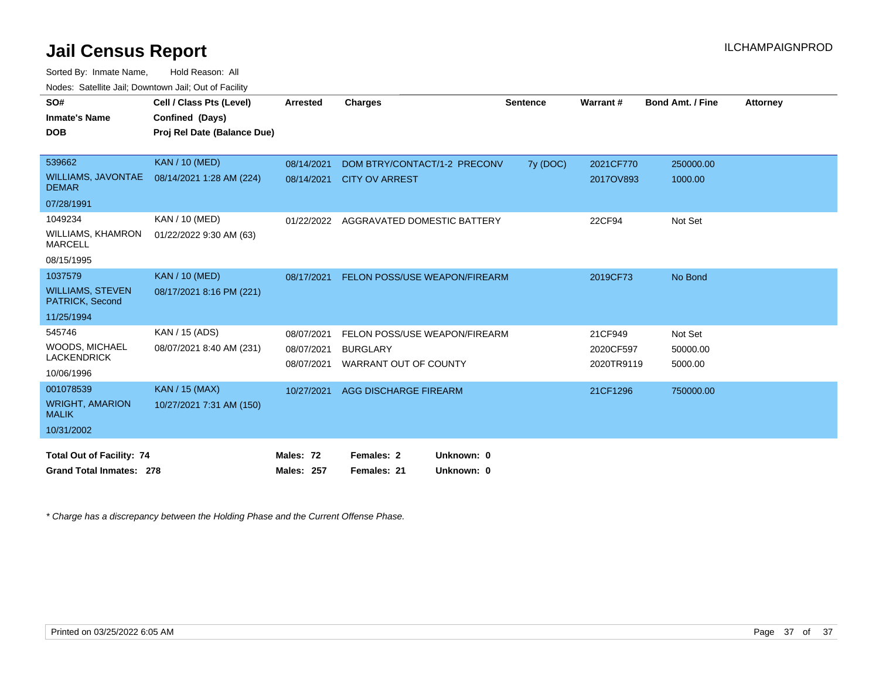# Jail Census Report

ILCHAMPAIGNPROD

Sorted By: Inmate Name, Hold Reason: All

Nodes: Satellite Jail; Downtown Jail; Out of Facility

| SO# / Inmate's Name / DOB | Cell / Class Pts (Level) / Confined (Days) / Proj Rel Date (Balance Due) | Arrested | Charges | Sentence | Warrant # | Bond Amt. / Fine | Attorney |
|---|---|---|---|---|---|---|---|
| 539662<br>WILLIAMS, JAVONTAE DEMAR<br>07/28/1991 | KAN / 10 (MED)<br>08/14/2021 1:28 AM (224) | 08/14/2021<br>08/14/2021 | DOM BTRY/CONTACT/1-2 PRECONV<br>CITY OV ARREST | 7y (DOC) | 2021CF770<br>2017OV893 | 250000.00<br>1000.00 | |
| 1049234<br>WILLIAMS, KHAMRON MARCELL<br>08/15/1995 | KAN / 10 (MED)<br>01/22/2022 9:30 AM (63) | 01/22/2022 | AGGRAVATED DOMESTIC BATTERY | | 22CF94 | Not Set | |
| 1037579<br>WILLIAMS, STEVEN PATRICK, Second<br>11/25/1994 | KAN / 10 (MED)<br>08/17/2021 8:16 PM (221) | 08/17/2021 | FELON POSS/USE WEAPON/FIREARM | | 2019CF73 | No Bond | |
| 545746<br>WOODS, MICHAEL LACKENDRICK<br>10/06/1996 | KAN / 15 (ADS)<br>08/07/2021 8:40 AM (231) | 08/07/2021<br>08/07/2021<br>08/07/2021 | FELON POSS/USE WEAPON/FIREARM<br>BURGLARY<br>WARRANT OUT OF COUNTY | | 21CF949<br>2020CF597<br>2020TR9119 | Not Set<br>50000.00<br>5000.00 | |
| 001078539<br>WRIGHT, AMARION MALIK<br>10/31/2002 | KAN / 15 (MAX)<br>10/27/2021 7:31 AM (150) | 10/27/2021 | AGG DISCHARGE FIREARM | | 21CF1296 | 750000.00 | |

**Total Out of Facility: 74** **Males: 72** **Females: 2** **Unknown: 0**

**Grand Total Inmates: 278** **Males: 257** **Females: 21** **Unknown: 0**

*\* Charge has a discrepancy between the Holding Phase and the Current Offense Phase.*

Printed on 03/25/2022 6:05 AM